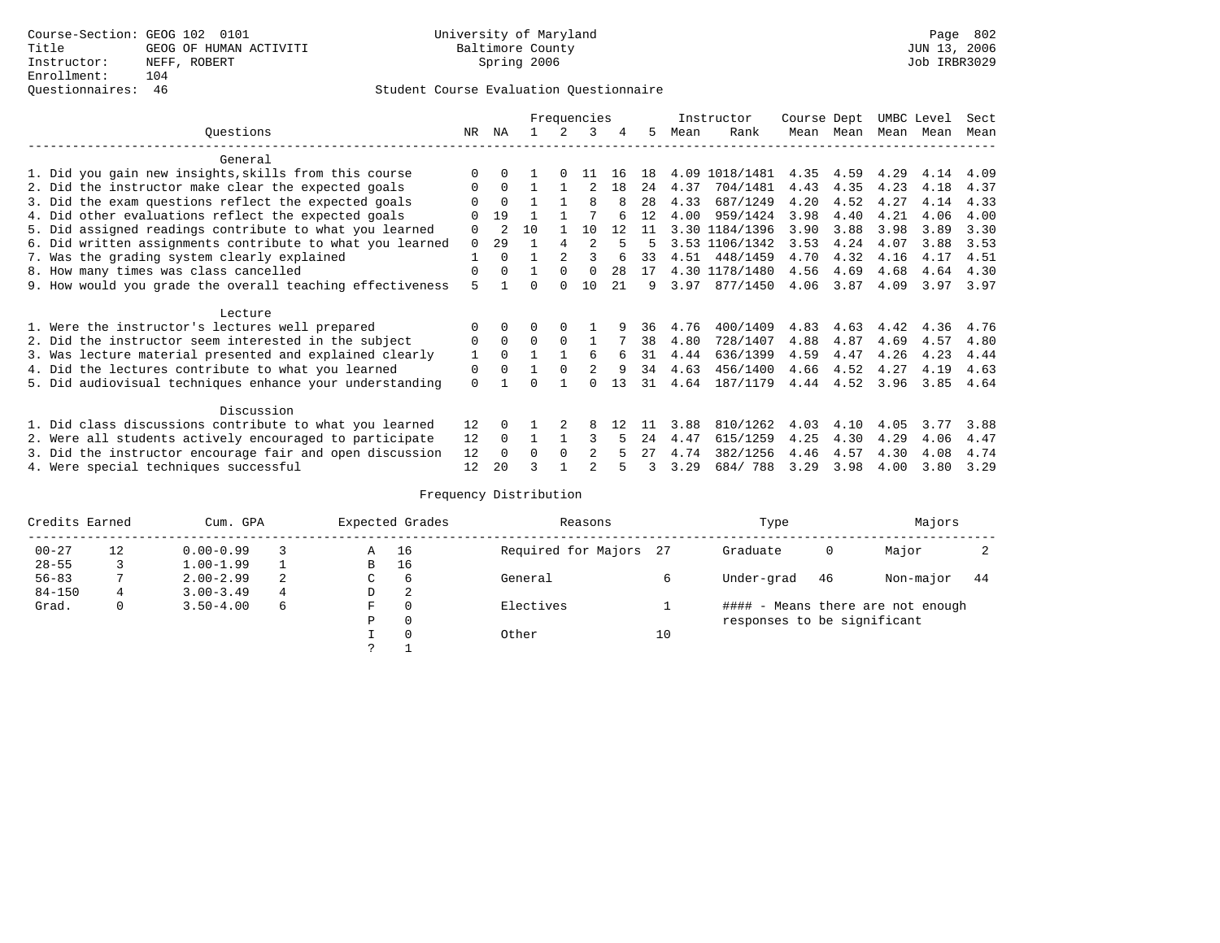Course-Section: GEOG 102 0101
Title: GEOG OF HUMAN ACTIVITI
Instructor: NEFF, ROBERT
Enrollment: 104
Questionnaires: 46

University of Maryland
Baltimore County
Spring 2006

JUN 13, 2006
Job IRBR3029

## Student Course Evaluation Questionnaire

| Questions | NR | NA | 1 | 2 | 3 | 4 | 5 | Instructor Mean | Instructor Rank | Course Mean | Dept Mean | UMBC Mean | Level Mean | Sect Mean |
|---|---|---|---|---|---|---|---|---|---|---|---|---|---|---|
| **General** | | | | | | | | | | | | | | |
| 1. Did you gain new insights,skills from this course | 0 | 0 | 1 | 0 | 11 | 16 | 18 | 4.09 | 1018/1481 | 4.35 | 4.59 | 4.29 | 4.14 | 4.09 |
| 2. Did the instructor make clear the expected goals | 0 | 0 | 1 | 1 | 2 | 18 | 24 | 4.37 | 704/1481 | 4.43 | 4.35 | 4.23 | 4.18 | 4.37 |
| 3. Did the exam questions reflect the expected goals | 0 | 0 | 1 | 1 | 8 | 8 | 28 | 4.33 | 687/1249 | 4.20 | 4.52 | 4.27 | 4.14 | 4.33 |
| 4. Did other evaluations reflect the expected goals | 0 | 19 | 1 | 1 | 7 | 6 | 12 | 4.00 | 959/1424 | 3.98 | 4.40 | 4.21 | 4.06 | 4.00 |
| 5. Did assigned readings contribute to what you learned | 0 | 2 | 10 | 1 | 10 | 12 | 11 | 3.30 | 1184/1396 | 3.90 | 3.88 | 3.98 | 3.89 | 3.30 |
| 6. Did written assignments contribute to what you learned | 0 | 29 | 1 | 4 | 2 | 5 | 5 | 3.53 | 1106/1342 | 3.53 | 4.24 | 4.07 | 3.88 | 3.53 |
| 7. Was the grading system clearly explained | 1 | 0 | 1 | 2 | 3 | 6 | 33 | 4.51 | 448/1459 | 4.70 | 4.32 | 4.16 | 4.17 | 4.51 |
| 8. How many times was class cancelled | 0 | 0 | 1 | 0 | 0 | 28 | 17 | 4.30 | 1178/1480 | 4.56 | 4.69 | 4.68 | 4.64 | 4.30 |
| 9. How would you grade the overall teaching effectiveness | 5 | 1 | 0 | 0 | 10 | 21 | 9 | 3.97 | 877/1450 | 4.06 | 3.87 | 4.09 | 3.97 | 3.97 |
| **Lecture** | | | | | | | | | | | | | | |
| 1. Were the instructor's lectures well prepared | 0 | 0 | 0 | 0 | 1 | 9 | 36 | 4.76 | 400/1409 | 4.83 | 4.63 | 4.42 | 4.36 | 4.76 |
| 2. Did the instructor seem interested in the subject | 0 | 0 | 0 | 0 | 1 | 7 | 38 | 4.80 | 728/1407 | 4.88 | 4.87 | 4.69 | 4.57 | 4.80 |
| 3. Was lecture material presented and explained clearly | 1 | 0 | 1 | 1 | 6 | 6 | 31 | 4.44 | 636/1399 | 4.59 | 4.47 | 4.26 | 4.23 | 4.44 |
| 4. Did the lectures contribute to what you learned | 0 | 0 | 1 | 0 | 2 | 9 | 34 | 4.63 | 456/1400 | 4.66 | 4.52 | 4.27 | 4.19 | 4.63 |
| 5. Did audiovisual techniques enhance your understanding | 0 | 1 | 0 | 1 | 0 | 13 | 31 | 4.64 | 187/1179 | 4.44 | 4.52 | 3.96 | 3.85 | 4.64 |
| **Discussion** | | | | | | | | | | | | | | |
| 1. Did class discussions contribute to what you learned | 12 | 0 | 1 | 2 | 8 | 12 | 11 | 3.88 | 810/1262 | 4.03 | 4.10 | 4.05 | 3.77 | 3.88 |
| 2. Were all students actively encouraged to participate | 12 | 0 | 1 | 1 | 3 | 5 | 24 | 4.47 | 615/1259 | 4.25 | 4.30 | 4.29 | 4.06 | 4.47 |
| 3. Did the instructor encourage fair and open discussion | 12 | 0 | 0 | 0 | 2 | 5 | 27 | 4.74 | 382/1256 | 4.46 | 4.57 | 4.30 | 4.08 | 4.74 |
| 4. Were special techniques successful | 12 | 20 | 3 | 1 | 2 | 5 | 3 | 3.29 | 684/ 788 | 3.29 | 3.98 | 4.00 | 3.80 | 3.29 |

## Frequency Distribution

| Credits Earned | | Cum. GPA | | Expected Grades | | Reasons | | Type | | Majors | |
|---|---|---|---|---|---|---|---|---|---|---|---|
| 00-27 | 12 | 0.00-0.99 | 3 | A | 16 | Required for Majors | 27 | Graduate | 0 | Major | 2 |
| 28-55 | 3 | 1.00-1.99 | 1 | B | 16 | | | | | | |
| 56-83 | 7 | 2.00-2.99 | 2 | C | 6 | General | 6 | Under-grad | 46 | Non-major | 44 |
| 84-150 | 4 | 3.00-3.49 | 4 | D | 2 | | | | | | |
| Grad. | 0 | 3.50-4.00 | 6 | F | 0 | Electives | 1 | | | | |
| | | | | P | 0 | | | | | | |
| | | | | I | 0 | Other | 10 | | | | |
| | | | | ? | 1 | | | | | | |

#### - Means there are not enough responses to be significant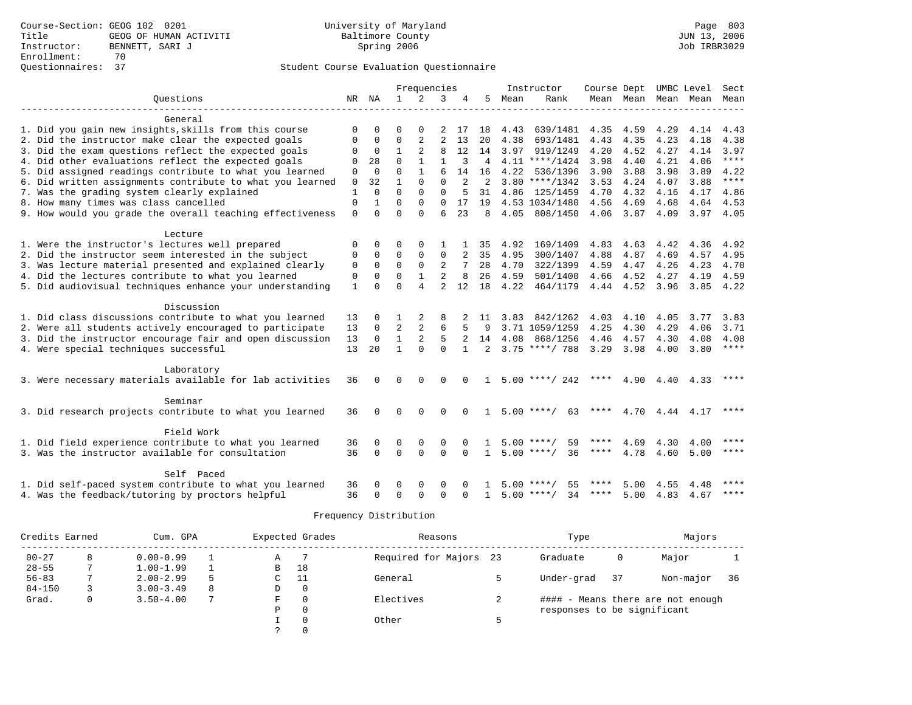Course-Section: GEOG 102 0201
Title: GEOG OF HUMAN ACTIVITI
Instructor: BENNETT, SARI J
Enrollment: 70
Questionnaires: 37

University of Maryland
Baltimore County
Spring 2006

JUN 13, 2006
Job IRBR3029

## Student Course Evaluation Questionnaire

| Questions | NR | NA | 1 | 2 | 3 | 4 | 5 | Instructor Mean | Instructor Rank | Course Mean | Dept Mean | UMBC Mean | Level Mean | Sect Mean |
|---|---|---|---|---|---|---|---|---|---|---|---|---|---|---|
| **General** | | | | | | | | | | | | | | |
| 1. Did you gain new insights,skills from this course | 0 | 0 | 0 | 0 | 2 | 17 | 18 | 4.43 | 639/1481 | 4.35 | 4.59 | 4.29 | 4.14 | 4.43 |
| 2. Did the instructor make clear the expected goals | 0 | 0 | 0 | 2 | 2 | 13 | 20 | 4.38 | 693/1481 | 4.43 | 4.35 | 4.23 | 4.18 | 4.38 |
| 3. Did the exam questions reflect the expected goals | 0 | 0 | 1 | 2 | 8 | 12 | 14 | 3.97 | 919/1249 | 4.20 | 4.52 | 4.27 | 4.14 | 3.97 |
| 4. Did other evaluations reflect the expected goals | 0 | 28 | 0 | 1 | 1 | 3 | 4 | 4.11 | ****/1424 | 3.98 | 4.40 | 4.21 | 4.06 | **** |
| 5. Did assigned readings contribute to what you learned | 0 | 0 | 0 | 1 | 6 | 14 | 16 | 4.22 | 536/1396 | 3.90 | 3.88 | 3.98 | 3.89 | 4.22 |
| 6. Did written assignments contribute to what you learned | 0 | 32 | 1 | 0 | 0 | 2 | 2 | 3.80 | ****/1342 | 3.53 | 4.24 | 4.07 | 3.88 | **** |
| 7. Was the grading system clearly explained | 1 | 0 | 0 | 0 | 0 | 5 | 31 | 4.86 | 125/1459 | 4.70 | 4.32 | 4.16 | 4.17 | 4.86 |
| 8. How many times was class cancelled | 0 | 1 | 0 | 0 | 0 | 17 | 19 | 4.53 | 1034/1480 | 4.56 | 4.69 | 4.68 | 4.64 | 4.53 |
| 9. How would you grade the overall teaching effectiveness | 0 | 0 | 0 | 0 | 6 | 23 | 8 | 4.05 | 808/1450 | 4.06 | 3.87 | 4.09 | 3.97 | 4.05 |
| **Lecture** | | | | | | | | | | | | | | |
| 1. Were the instructor's lectures well prepared | 0 | 0 | 0 | 0 | 1 | 1 | 35 | 4.92 | 169/1409 | 4.83 | 4.63 | 4.42 | 4.36 | 4.92 |
| 2. Did the instructor seem interested in the subject | 0 | 0 | 0 | 0 | 0 | 2 | 35 | 4.95 | 300/1407 | 4.88 | 4.87 | 4.69 | 4.57 | 4.95 |
| 3. Was lecture material presented and explained clearly | 0 | 0 | 0 | 0 | 2 | 7 | 28 | 4.70 | 322/1399 | 4.59 | 4.47 | 4.26 | 4.23 | 4.70 |
| 4. Did the lectures contribute to what you learned | 0 | 0 | 0 | 1 | 2 | 8 | 26 | 4.59 | 501/1400 | 4.66 | 4.52 | 4.27 | 4.19 | 4.59 |
| 5. Did audiovisual techniques enhance your understanding | 1 | 0 | 0 | 4 | 2 | 12 | 18 | 4.22 | 464/1179 | 4.44 | 4.52 | 3.96 | 3.85 | 4.22 |
| **Discussion** | | | | | | | | | | | | | | |
| 1. Did class discussions contribute to what you learned | 13 | 0 | 1 | 2 | 8 | 2 | 11 | 3.83 | 842/1262 | 4.03 | 4.10 | 4.05 | 3.77 | 3.83 |
| 2. Were all students actively encouraged to participate | 13 | 0 | 2 | 2 | 6 | 5 | 9 | 3.71 | 1059/1259 | 4.25 | 4.30 | 4.29 | 4.06 | 3.71 |
| 3. Did the instructor encourage fair and open discussion | 13 | 0 | 1 | 2 | 5 | 2 | 14 | 4.08 | 868/1256 | 4.46 | 4.57 | 4.30 | 4.08 | 4.08 |
| 4. Were special techniques successful | 13 | 20 | 1 | 0 | 0 | 1 | 2 | 3.75 | ****/ 788 | 3.29 | 3.98 | 4.00 | 3.80 | **** |
| **Laboratory** | | | | | | | | | | | | | | |
| 3. Were necessary materials available for lab activities | 36 | 0 | 0 | 0 | 0 | 0 | 1 | 5.00 | ****/ 242 | **** | 4.90 | 4.40 | 4.33 | **** |
| **Seminar** | | | | | | | | | | | | | | |
| 3. Did research projects contribute to what you learned | 36 | 0 | 0 | 0 | 0 | 0 | 1 | 5.00 | ****/ 63 | **** | 4.70 | 4.44 | 4.17 | **** |
| **Field Work** | | | | | | | | | | | | | | |
| 1. Did field experience contribute to what you learned | 36 | 0 | 0 | 0 | 0 | 0 | 1 | 5.00 | ****/ 59 | **** | 4.69 | 4.30 | 4.00 | **** |
| 3. Was the instructor available for consultation | 36 | 0 | 0 | 0 | 0 | 0 | 1 | 5.00 | ****/ 36 | **** | 4.78 | 4.60 | 5.00 | **** |
| **Self Paced** | | | | | | | | | | | | | | |
| 1. Did self-paced system contribute to what you learned | 36 | 0 | 0 | 0 | 0 | 0 | 1 | 5.00 | ****/ 55 | **** | 5.00 | 4.55 | 4.48 | **** |
| 4. Was the feedback/tutoring by proctors helpful | 36 | 0 | 0 | 0 | 0 | 0 | 1 | 5.00 | ****/ 34 | **** | 5.00 | 4.83 | 4.67 | **** |

### Frequency Distribution

| Credits Earned | | Cum. GPA | | Expected Grades | | Reasons | | Type | | Majors | |
|---|---|---|---|---|---|---|---|---|---|---|---|
| 00-27 | 8 | 0.00-0.99 | 1 | A | 7 | Required for Majors | 23 | Graduate | 0 | Major | 1 |
| 28-55 | 7 | 1.00-1.99 | 1 | B | 18 | | | | | | |
| 56-83 | 7 | 2.00-2.99 | 5 | C | 11 | General | 5 | Under-grad | 37 | Non-major | 36 |
| 84-150 | 3 | 3.00-3.49 | 8 | D | 0 | | | | | | |
| Grad. | 0 | 3.50-4.00 | 7 | F | 0 | Electives | 2 | | | | |
| | | | | P | 0 | | | | | | |
| | | | | I | 0 | Other | 5 | | | | |
| | | | | ? | 0 | | | | | | |

#### - Means there are not enough responses to be significant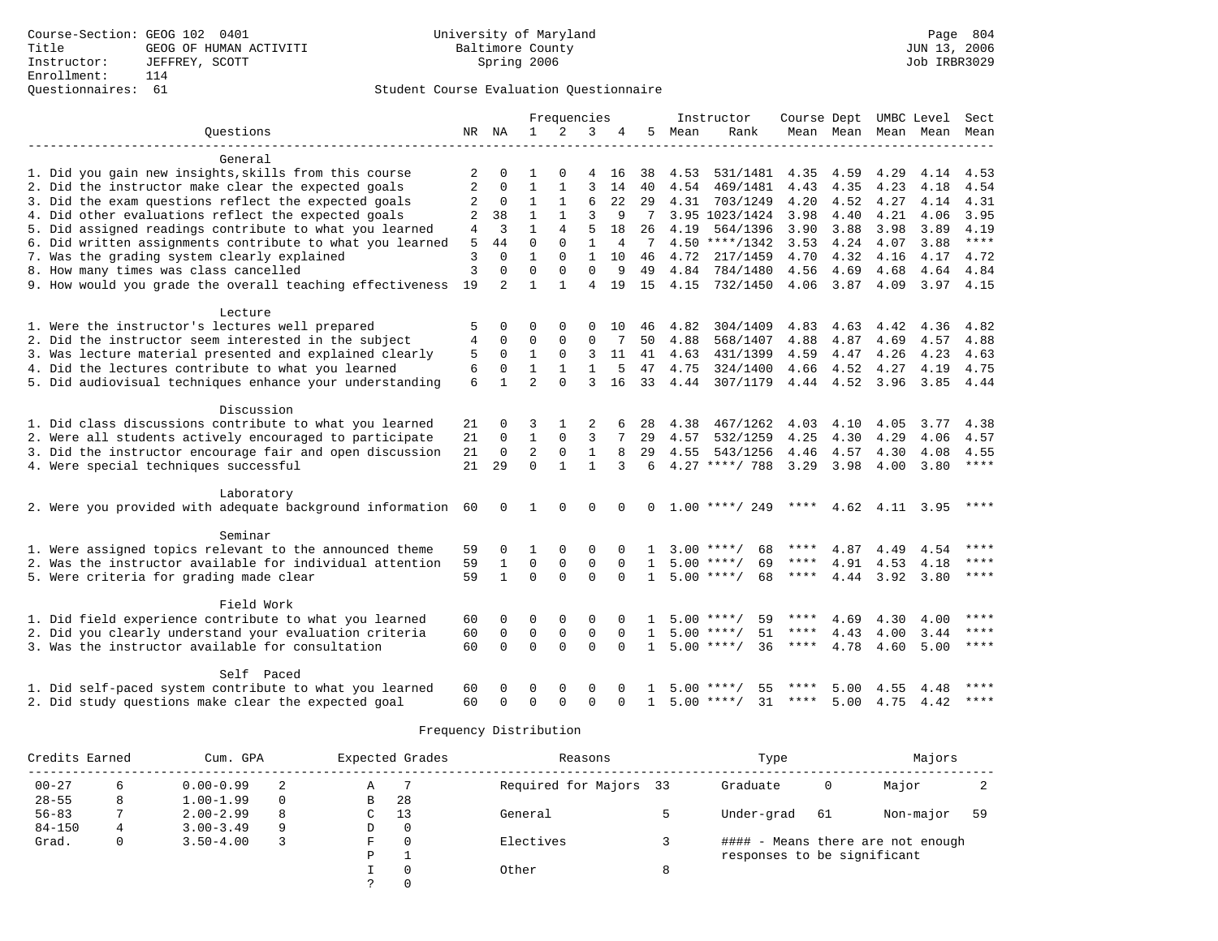Course-Section: GEOG 102 0401
Title: GEOG OF HUMAN ACTIVITI
Instructor: JEFFREY, SCOTT
Enrollment: 114
Questionnaires: 61

University of Maryland
Baltimore County
Spring 2006

JUN 13, 2006
Job IRBR3029

## Student Course Evaluation Questionnaire

| Questions | NR | NA | 1 | 2 | 3 | 4 | 5 | Instructor Mean | Rank | Course Mean | Dept Mean | UMBC Mean | Level Mean | Sect Mean |
|---|---|---|---|---|---|---|---|---|---|---|---|---|---|---|
| **General** | | | | | | | | | | | | | | |
| 1. Did you gain new insights,skills from this course | 2 | 0 | 1 | 0 | 4 | 16 | 38 | 4.53 | 531/1481 | 4.35 | 4.59 | 4.29 | 4.14 | 4.53 |
| 2. Did the instructor make clear the expected goals | 2 | 0 | 1 | 1 | 3 | 14 | 40 | 4.54 | 469/1481 | 4.43 | 4.35 | 4.23 | 4.18 | 4.54 |
| 3. Did the exam questions reflect the expected goals | 2 | 0 | 1 | 1 | 6 | 22 | 29 | 4.31 | 703/1249 | 4.20 | 4.52 | 4.27 | 4.14 | 4.31 |
| 4. Did other evaluations reflect the expected goals | 2 | 38 | 1 | 1 | 3 | 9 | 7 | 3.95 | 1023/1424 | 3.98 | 4.40 | 4.21 | 4.06 | 3.95 |
| 5. Did assigned readings contribute to what you learned | 4 | 3 | 1 | 4 | 5 | 18 | 26 | 4.19 | 564/1396 | 3.90 | 3.88 | 3.98 | 3.89 | 4.19 |
| 6. Did written assignments contribute to what you learned | 5 | 44 | 0 | 0 | 1 | 4 | 7 | 4.50 | ****/1342 | 3.53 | 4.24 | 4.07 | 3.88 | **** |
| 7. Was the grading system clearly explained | 3 | 0 | 1 | 0 | 1 | 10 | 46 | 4.72 | 217/1459 | 4.70 | 4.32 | 4.16 | 4.17 | 4.72 |
| 8. How many times was class cancelled | 3 | 0 | 0 | 0 | 0 | 9 | 49 | 4.84 | 784/1480 | 4.56 | 4.69 | 4.68 | 4.64 | 4.84 |
| 9. How would you grade the overall teaching effectiveness | 19 | 2 | 1 | 1 | 4 | 19 | 15 | 4.15 | 732/1450 | 4.06 | 3.87 | 4.09 | 3.97 | 4.15 |
| **Lecture** | | | | | | | | | | | | | | |
| 1. Were the instructor's lectures well prepared | 5 | 0 | 0 | 0 | 0 | 10 | 46 | 4.82 | 304/1409 | 4.83 | 4.63 | 4.42 | 4.36 | 4.82 |
| 2. Did the instructor seem interested in the subject | 4 | 0 | 0 | 0 | 0 | 7 | 50 | 4.88 | 568/1407 | 4.88 | 4.87 | 4.69 | 4.57 | 4.88 |
| 3. Was lecture material presented and explained clearly | 5 | 0 | 1 | 0 | 3 | 11 | 41 | 4.63 | 431/1399 | 4.59 | 4.47 | 4.26 | 4.23 | 4.63 |
| 4. Did the lectures contribute to what you learned | 6 | 0 | 1 | 1 | 1 | 5 | 47 | 4.75 | 324/1400 | 4.66 | 4.52 | 4.27 | 4.19 | 4.75 |
| 5. Did audiovisual techniques enhance your understanding | 6 | 1 | 2 | 0 | 3 | 16 | 33 | 4.44 | 307/1179 | 4.44 | 4.52 | 3.96 | 3.85 | 4.44 |
| **Discussion** | | | | | | | | | | | | | | |
| 1. Did class discussions contribute to what you learned | 21 | 0 | 3 | 1 | 2 | 6 | 28 | 4.38 | 467/1262 | 4.03 | 4.10 | 4.05 | 3.77 | 4.38 |
| 2. Were all students actively encouraged to participate | 21 | 0 | 1 | 0 | 3 | 7 | 29 | 4.57 | 532/1259 | 4.25 | 4.30 | 4.29 | 4.06 | 4.57 |
| 3. Did the instructor encourage fair and open discussion | 21 | 0 | 2 | 0 | 1 | 8 | 29 | 4.55 | 543/1256 | 4.46 | 4.57 | 4.30 | 4.08 | 4.55 |
| 4. Were special techniques successful | 21 | 29 | 0 | 1 | 1 | 3 | 6 | 4.27 | ****/ 788 | 3.29 | 3.98 | 4.00 | 3.80 | **** |
| **Laboratory** | | | | | | | | | | | | | | |
| 2. Were you provided with adequate background information | 60 | 0 | 1 | 0 | 0 | 0 | 0 | 1.00 | ****/ 249 | **** | 4.62 | 4.11 | 3.95 | **** |
| **Seminar** | | | | | | | | | | | | | | |
| 1. Were assigned topics relevant to the announced theme | 59 | 0 | 1 | 0 | 0 | 0 | 1 | 3.00 | ****/ 68 | **** | 4.87 | 4.49 | 4.54 | **** |
| 2. Was the instructor available for individual attention | 59 | 1 | 0 | 0 | 0 | 0 | 1 | 5.00 | ****/ 69 | **** | 4.91 | 4.53 | 4.18 | **** |
| 5. Were criteria for grading made clear | 59 | 1 | 0 | 0 | 0 | 0 | 1 | 5.00 | ****/ 68 | **** | 4.44 | 3.92 | 3.80 | **** |
| **Field Work** | | | | | | | | | | | | | | |
| 1. Did field experience contribute to what you learned | 60 | 0 | 0 | 0 | 0 | 0 | 1 | 5.00 | ****/ 59 | **** | 4.69 | 4.30 | 4.00 | **** |
| 2. Did you clearly understand your evaluation criteria | 60 | 0 | 0 | 0 | 0 | 0 | 1 | 5.00 | ****/ 51 | **** | 4.43 | 4.00 | 3.44 | **** |
| 3. Was the instructor available for consultation | 60 | 0 | 0 | 0 | 0 | 0 | 1 | 5.00 | ****/ 36 | **** | 4.78 | 4.60 | 5.00 | **** |
| **Self Paced** | | | | | | | | | | | | | | |
| 1. Did self-paced system contribute to what you learned | 60 | 0 | 0 | 0 | 0 | 0 | 1 | 5.00 | ****/ 55 | **** | 5.00 | 4.55 | 4.48 | **** |
| 2. Did study questions make clear the expected goal | 60 | 0 | 0 | 0 | 0 | 0 | 1 | 5.00 | ****/ 31 | **** | 5.00 | 4.75 | 4.42 | **** |

### Frequency Distribution

| Credits Earned | | Cum. GPA | | Expected Grades | | Reasons | | Type | | Majors | |
|---|---|---|---|---|---|---|---|---|---|---|---|
| 00-27 | 6 | 0.00-0.99 | 2 | A | 7 | Required for Majors | 33 | Graduate | 0 | Major | 2 |
| 28-55 | 8 | 1.00-1.99 | 0 | B | 28 | | | | | | |
| 56-83 | 7 | 2.00-2.99 | 8 | C | 13 | General | 5 | Under-grad | 61 | Non-major | 59 |
| 84-150 | 4 | 3.00-3.49 | 9 | D | 0 | | | | | | |
| Grad. | 0 | 3.50-4.00 | 3 | F | 0 | Electives | 3 | #### - Means there are not enough responses to be significant | | | |
| | | | | P | 1 | | | | | | |
| | | | | I | 0 | Other | 8 | | | | |
| | | | | ? | 0 | | | | | | |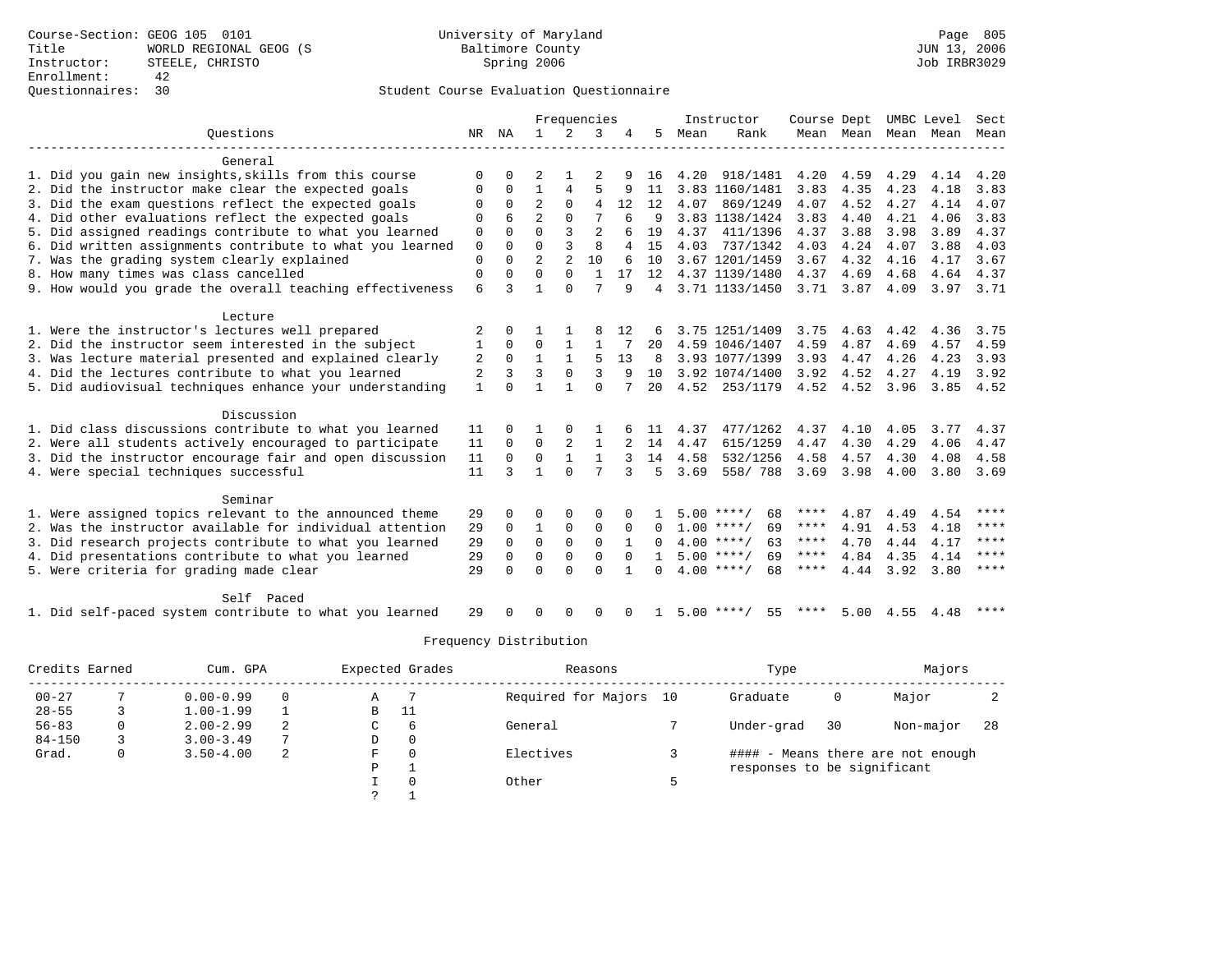Course-Section: GEOG 105 0101
Title: WORLD REGIONAL GEOG (S
Instructor: STEELE, CHRISTO
Enrollment: 42
Questionnaires: 30

University of Maryland
Baltimore County
Spring 2006

Page 805
JUN 13, 2006
Job IRBR3029

Student Course Evaluation Questionnaire

| Questions | NR | NA | 1 | 2 | 3 | 4 | 5 | Instructor Mean | Rank | Course Mean | Dept Mean | UMBC Mean | Level Mean | Sect Mean |
|---|---|---|---|---|---|---|---|---|---|---|---|---|---|---|
| **General** | | | | | | | | | | | | | | |
| 1. Did you gain new insights,skills from this course | 0 | 0 | 2 | 1 | 2 | 9 | 16 | 4.20 | 918/1481 | 4.20 | 4.59 | 4.29 | 4.14 | 4.20 |
| 2. Did the instructor make clear the expected goals | 0 | 0 | 1 | 4 | 5 | 9 | 11 | 3.83 | 1160/1481 | 3.83 | 4.35 | 4.23 | 4.18 | 3.83 |
| 3. Did the exam questions reflect the expected goals | 0 | 0 | 2 | 0 | 4 | 12 | 12 | 4.07 | 869/1249 | 4.07 | 4.52 | 4.27 | 4.14 | 4.07 |
| 4. Did other evaluations reflect the expected goals | 0 | 6 | 2 | 0 | 7 | 6 | 9 | 3.83 | 1138/1424 | 3.83 | 4.40 | 4.21 | 4.06 | 3.83 |
| 5. Did assigned readings contribute to what you learned | 0 | 0 | 0 | 3 | 2 | 6 | 19 | 4.37 | 411/1396 | 4.37 | 3.88 | 3.98 | 3.89 | 4.37 |
| 6. Did written assignments contribute to what you learned | 0 | 0 | 0 | 3 | 8 | 4 | 15 | 4.03 | 737/1342 | 4.03 | 4.24 | 4.07 | 3.88 | 4.03 |
| 7. Was the grading system clearly explained | 0 | 0 | 2 | 2 | 10 | 6 | 10 | 3.67 | 1201/1459 | 3.67 | 4.32 | 4.16 | 4.17 | 3.67 |
| 8. How many times was class cancelled | 0 | 0 | 0 | 0 | 1 | 17 | 12 | 4.37 | 1139/1480 | 4.37 | 4.69 | 4.68 | 4.64 | 4.37 |
| 9. How would you grade the overall teaching effectiveness | 6 | 3 | 1 | 0 | 7 | 9 | 4 | 3.71 | 1133/1450 | 3.71 | 3.87 | 4.09 | 3.97 | 3.71 |
| **Lecture** | | | | | | | | | | | | | | |
| 1. Were the instructor's lectures well prepared | 2 | 0 | 1 | 1 | 8 | 12 | 6 | 3.75 | 1251/1409 | 3.75 | 4.63 | 4.42 | 4.36 | 3.75 |
| 2. Did the instructor seem interested in the subject | 1 | 0 | 0 | 1 | 1 | 7 | 20 | 4.59 | 1046/1407 | 4.59 | 4.87 | 4.69 | 4.57 | 4.59 |
| 3. Was lecture material presented and explained clearly | 2 | 0 | 1 | 1 | 5 | 13 | 8 | 3.93 | 1077/1399 | 3.93 | 4.47 | 4.26 | 4.23 | 3.93 |
| 4. Did the lectures contribute to what you learned | 2 | 3 | 3 | 0 | 3 | 9 | 10 | 3.92 | 1074/1400 | 3.92 | 4.52 | 4.27 | 4.19 | 3.92 |
| 5. Did audiovisual techniques enhance your understanding | 1 | 0 | 1 | 1 | 0 | 7 | 20 | 4.52 | 253/1179 | 4.52 | 4.52 | 3.96 | 3.85 | 4.52 |
| **Discussion** | | | | | | | | | | | | | | |
| 1. Did class discussions contribute to what you learned | 11 | 0 | 1 | 0 | 1 | 6 | 11 | 4.37 | 477/1262 | 4.37 | 4.10 | 4.05 | 3.77 | 4.37 |
| 2. Were all students actively encouraged to participate | 11 | 0 | 0 | 2 | 1 | 2 | 14 | 4.47 | 615/1259 | 4.47 | 4.30 | 4.29 | 4.06 | 4.47 |
| 3. Did the instructor encourage fair and open discussion | 11 | 0 | 0 | 1 | 1 | 3 | 14 | 4.58 | 532/1256 | 4.58 | 4.57 | 4.30 | 4.08 | 4.58 |
| 4. Were special techniques successful | 11 | 3 | 1 | 0 | 7 | 3 | 5 | 3.69 | 558/ 788 | 3.69 | 3.98 | 4.00 | 3.80 | 3.69 |
| **Seminar** | | | | | | | | | | | | | | |
| 1. Were assigned topics relevant to the announced theme | 29 | 0 | 0 | 0 | 0 | 0 | 1 | 5.00 | ****/ 68 | **** | 4.87 | 4.49 | 4.54 | **** |
| 2. Was the instructor available for individual attention | 29 | 0 | 1 | 0 | 0 | 0 | 0 | 1.00 | ****/ 69 | **** | 4.91 | 4.53 | 4.18 | **** |
| 3. Did research projects contribute to what you learned | 29 | 0 | 0 | 0 | 0 | 1 | 0 | 4.00 | ****/ 63 | **** | 4.70 | 4.44 | 4.17 | **** |
| 4. Did presentations contribute to what you learned | 29 | 0 | 0 | 0 | 0 | 0 | 1 | 5.00 | ****/ 69 | **** | 4.84 | 4.35 | 4.14 | **** |
| 5. Were criteria for grading made clear | 29 | 0 | 0 | 0 | 0 | 1 | 0 | 4.00 | ****/ 68 | **** | 4.44 | 3.92 | 3.80 | **** |
| **Self Paced** | | | | | | | | | | | | | | |
| 1. Did self-paced system contribute to what you learned | 29 | 0 | 0 | 0 | 0 | 0 | 1 | 5.00 | ****/ 55 | **** | 5.00 | 4.55 | 4.48 | **** |

Frequency Distribution

| Credits Earned | | Cum. GPA | | Expected Grades | | Reasons | | Type | | Majors | |
|---|---|---|---|---|---|---|---|---|---|---|---|
| 00-27 | 7 | 0.00-0.99 | 0 | A | 7 | Required for Majors | 10 | Graduate | 0 | Major | 2 |
| 28-55 | 3 | 1.00-1.99 | 1 | B | 11 | | | | | | |
| 56-83 | 0 | 2.00-2.99 | 2 | C | 6 | General | 7 | Under-grad | 30 | Non-major | 28 |
| 84-150 | 3 | 3.00-3.49 | 7 | D | 0 | | | | | | |
| Grad. | 0 | 3.50-4.00 | 2 | F | 0 | Electives | 3 | #### - Means there are not enough responses to be significant | | | |
| | | | | P | 1 | | | | | | |
| | | | | I | 0 | Other | 5 | | | | |
| | | | | ? | 1 | | | | | | |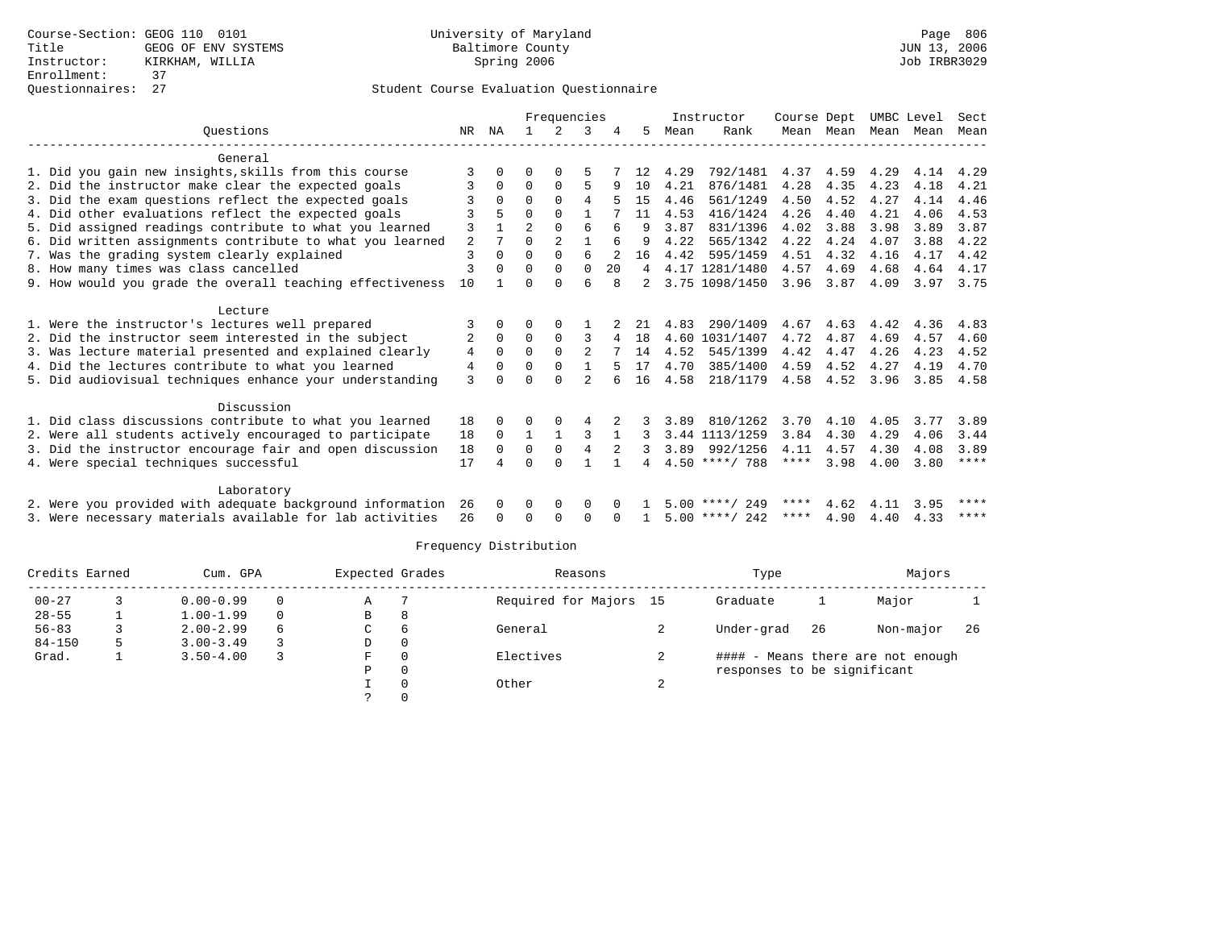Course-Section: GEOG 110 0101
Title: GEOG OF ENV SYSTEMS
Instructor: KIRKHAM, WILLIA
Enrollment: 37
Questionnaires: 27

University of Maryland
Baltimore County
Spring 2006

JUN 13, 2006
Job IRBR3029

## Student Course Evaluation Questionnaire

| Questions | NR | NA | 1 | 2 | 3 | 4 | 5 | Instructor Mean | Instructor Rank | Course Mean | Dept Mean | UMBC Mean | Level Mean | Sect Mean |
|---|---|---|---|---|---|---|---|---|---|---|---|---|---|---|
| **General** | | | | | | | | | | | | | | |
| 1. Did you gain new insights,skills from this course | 3 | 0 | 0 | 0 | 5 | 7 | 12 | 4.29 | 792/1481 | 4.37 | 4.59 | 4.29 | 4.14 | 4.29 |
| 2. Did the instructor make clear the expected goals | 3 | 0 | 0 | 0 | 5 | 9 | 10 | 4.21 | 876/1481 | 4.28 | 4.35 | 4.23 | 4.18 | 4.21 |
| 3. Did the exam questions reflect the expected goals | 3 | 0 | 0 | 0 | 4 | 5 | 15 | 4.46 | 561/1249 | 4.50 | 4.52 | 4.27 | 4.14 | 4.46 |
| 4. Did other evaluations reflect the expected goals | 3 | 5 | 0 | 0 | 1 | 7 | 11 | 4.53 | 416/1424 | 4.26 | 4.40 | 4.21 | 4.06 | 4.53 |
| 5. Did assigned readings contribute to what you learned | 3 | 1 | 2 | 0 | 6 | 6 | 9 | 3.87 | 831/1396 | 4.02 | 3.88 | 3.98 | 3.89 | 3.87 |
| 6. Did written assignments contribute to what you learned | 2 | 7 | 0 | 2 | 1 | 6 | 9 | 4.22 | 565/1342 | 4.22 | 4.24 | 4.07 | 3.88 | 4.22 |
| 7. Was the grading system clearly explained | 3 | 0 | 0 | 0 | 6 | 2 | 16 | 4.42 | 595/1459 | 4.51 | 4.32 | 4.16 | 4.17 | 4.42 |
| 8. How many times was class cancelled | 3 | 0 | 0 | 0 | 0 | 20 | 4 | 4.17 | 1281/1480 | 4.57 | 4.69 | 4.68 | 4.64 | 4.17 |
| 9. How would you grade the overall teaching effectiveness | 10 | 1 | 0 | 0 | 6 | 8 | 2 | 3.75 | 1098/1450 | 3.96 | 3.87 | 4.09 | 3.97 | 3.75 |
| **Lecture** | | | | | | | | | | | | | | |
| 1. Were the instructor's lectures well prepared | 3 | 0 | 0 | 0 | 1 | 2 | 21 | 4.83 | 290/1409 | 4.67 | 4.63 | 4.42 | 4.36 | 4.83 |
| 2. Did the instructor seem interested in the subject | 2 | 0 | 0 | 0 | 3 | 4 | 18 | 4.60 | 1031/1407 | 4.72 | 4.87 | 4.69 | 4.57 | 4.60 |
| 3. Was lecture material presented and explained clearly | 4 | 0 | 0 | 0 | 2 | 7 | 14 | 4.52 | 545/1399 | 4.42 | 4.47 | 4.26 | 4.23 | 4.52 |
| 4. Did the lectures contribute to what you learned | 4 | 0 | 0 | 0 | 1 | 5 | 17 | 4.70 | 385/1400 | 4.59 | 4.52 | 4.27 | 4.19 | 4.70 |
| 5. Did audiovisual techniques enhance your understanding | 3 | 0 | 0 | 0 | 2 | 6 | 16 | 4.58 | 218/1179 | 4.58 | 4.52 | 3.96 | 3.85 | 4.58 |
| **Discussion** | | | | | | | | | | | | | | |
| 1. Did class discussions contribute to what you learned | 18 | 0 | 0 | 0 | 4 | 2 | 3 | 3.89 | 810/1262 | 3.70 | 4.10 | 4.05 | 3.77 | 3.89 |
| 2. Were all students actively encouraged to participate | 18 | 0 | 1 | 1 | 3 | 1 | 3 | 3.44 | 1113/1259 | 3.84 | 4.30 | 4.29 | 4.06 | 3.44 |
| 3. Did the instructor encourage fair and open discussion | 18 | 0 | 0 | 0 | 4 | 2 | 3 | 3.89 | 992/1256 | 4.11 | 4.57 | 4.30 | 4.08 | 3.89 |
| 4. Were special techniques successful | 17 | 4 | 0 | 0 | 1 | 1 | 4 | 4.50 | ****/ 788 | **** | 3.98 | 4.00 | 3.80 | **** |
| **Laboratory** | | | | | | | | | | | | | | |
| 2. Were you provided with adequate background information | 26 | 0 | 0 | 0 | 0 | 0 | 1 | 5.00 | ****/ 249 | **** | 4.62 | 4.11 | 3.95 | **** |
| 3. Were necessary materials available for lab activities | 26 | 0 | 0 | 0 | 0 | 0 | 1 | 5.00 | ****/ 242 | **** | 4.90 | 4.40 | 4.33 | **** |

## Frequency Distribution

| Credits Earned | | Cum. GPA | | Expected Grades | | Reasons | | Type | | Majors | |
|---|---|---|---|---|---|---|---|---|---|---|---|
| 00-27 | 3 | 0.00-0.99 | 0 | A | 7 | Required for Majors | 15 | Graduate | 1 | Major | 1 |
| 28-55 | 1 | 1.00-1.99 | 0 | B | 8 | | | | | | |
| 56-83 | 3 | 2.00-2.99 | 6 | C | 6 | General | 2 | Under-grad | 26 | Non-major | 26 |
| 84-150 | 5 | 3.00-3.49 | 3 | D | 0 | | | | | | |
| Grad. | 1 | 3.50-4.00 | 3 | F | 0 | Electives | 2 | | | | |
| | | | | P | 0 | | | | | | |
| | | | | I | 0 | Other | 2 | | | | |
| | | | | ? | 0 | | | | | | |

#### - Means there are not enough responses to be significant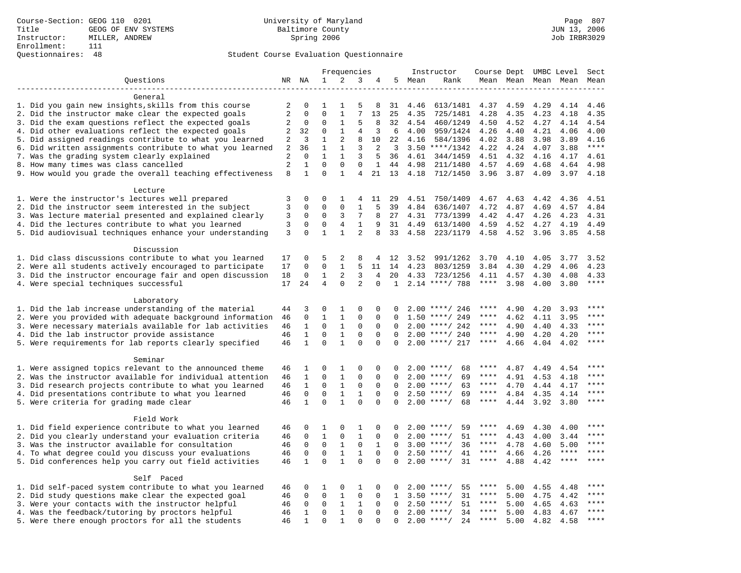Course-Section: GEOG 110 0201
Title: GEOG OF ENV SYSTEMS
Instructor: MILLER, ANDREW
Enrollment: 111
Questionnaires: 48

University of Maryland
Baltimore County
Spring 2006

JUN 13, 2006
Job IRBR3029

## Student Course Evaluation Questionnaire

| Questions | NR | NA | 1 | 2 | 3 | 4 | 5 | Instructor Mean | Instructor Rank | Course Mean | Dept Mean | UMBC Mean | Level Mean | Sect Mean |
|---|---|---|---|---|---|---|---|---|---|---|---|---|---|---|
| **General** | | | | | | | | | | | | | | |
| 1. Did you gain new insights,skills from this course | 2 | 0 | 1 | 1 | 5 | 8 | 31 | 4.46 | 613/1481 | 4.37 | 4.59 | 4.29 | 4.14 | 4.46 |
| 2. Did the instructor make clear the expected goals | 2 | 0 | 0 | 1 | 7 | 13 | 25 | 4.35 | 725/1481 | 4.28 | 4.35 | 4.23 | 4.18 | 4.35 |
| 3. Did the exam questions reflect the expected goals | 2 | 0 | 0 | 1 | 5 | 8 | 32 | 4.54 | 460/1249 | 4.50 | 4.52 | 4.27 | 4.14 | 4.54 |
| 4. Did other evaluations reflect the expected goals | 2 | 32 | 0 | 1 | 4 | 3 | 6 | 4.00 | 959/1424 | 4.26 | 4.40 | 4.21 | 4.06 | 4.00 |
| 5. Did assigned readings contribute to what you learned | 2 | 3 | 1 | 2 | 8 | 10 | 22 | 4.16 | 584/1396 | 4.02 | 3.88 | 3.98 | 3.89 | 4.16 |
| 6. Did written assignments contribute to what you learned | 2 | 36 | 1 | 1 | 3 | 2 | 3 | 3.50 | ****/1342 | 4.22 | 4.24 | 4.07 | 3.88 | **** |
| 7. Was the grading system clearly explained | 2 | 0 | 1 | 1 | 3 | 5 | 36 | 4.61 | 344/1459 | 4.51 | 4.32 | 4.16 | 4.17 | 4.61 |
| 8. How many times was class cancelled | 2 | 1 | 0 | 0 | 0 | 1 | 44 | 4.98 | 211/1480 | 4.57 | 4.69 | 4.68 | 4.64 | 4.98 |
| 9. How would you grade the overall teaching effectiveness | 8 | 1 | 0 | 1 | 4 | 21 | 13 | 4.18 | 712/1450 | 3.96 | 3.87 | 4.09 | 3.97 | 4.18 |
| **Lecture** | | | | | | | | | | | | | | |
| 1. Were the instructor's lectures well prepared | 3 | 0 | 0 | 1 | 4 | 11 | 29 | 4.51 | 750/1409 | 4.67 | 4.63 | 4.42 | 4.36 | 4.51 |
| 2. Did the instructor seem interested in the subject | 3 | 0 | 0 | 0 | 1 | 5 | 39 | 4.84 | 636/1407 | 4.72 | 4.87 | 4.69 | 4.57 | 4.84 |
| 3. Was lecture material presented and explained clearly | 3 | 0 | 0 | 3 | 7 | 8 | 27 | 4.31 | 773/1399 | 4.42 | 4.47 | 4.26 | 4.23 | 4.31 |
| 4. Did the lectures contribute to what you learned | 3 | 0 | 0 | 4 | 1 | 9 | 31 | 4.49 | 613/1400 | 4.59 | 4.52 | 4.27 | 4.19 | 4.49 |
| 5. Did audiovisual techniques enhance your understanding | 3 | 0 | 1 | 1 | 2 | 8 | 33 | 4.58 | 223/1179 | 4.58 | 4.52 | 3.96 | 3.85 | 4.58 |
| **Discussion** | | | | | | | | | | | | | | |
| 1. Did class discussions contribute to what you learned | 17 | 0 | 5 | 2 | 8 | 4 | 12 | 3.52 | 991/1262 | 3.70 | 4.10 | 4.05 | 3.77 | 3.52 |
| 2. Were all students actively encouraged to participate | 17 | 0 | 0 | 1 | 5 | 11 | 14 | 4.23 | 803/1259 | 3.84 | 4.30 | 4.29 | 4.06 | 4.23 |
| 3. Did the instructor encourage fair and open discussion | 18 | 0 | 1 | 2 | 3 | 4 | 20 | 4.33 | 723/1256 | 4.11 | 4.57 | 4.30 | 4.08 | 4.33 |
| 4. Were special techniques successful | 17 | 24 | 4 | 0 | 2 | 0 | 1 | 2.14 | ****/ 788 | **** | 3.98 | 4.00 | 3.80 | **** |
| **Laboratory** | | | | | | | | | | | | | | |
| 1. Did the lab increase understanding of the material | 44 | 3 | 0 | 1 | 0 | 0 | 0 | 2.00 | ****/ 246 | **** | 4.90 | 4.20 | 3.93 | **** |
| 2. Were you provided with adequate background information | 46 | 0 | 1 | 1 | 0 | 0 | 0 | 1.50 | ****/ 249 | **** | 4.62 | 4.11 | 3.95 | **** |
| 3. Were necessary materials available for lab activities | 46 | 1 | 0 | 1 | 0 | 0 | 0 | 2.00 | ****/ 242 | **** | 4.90 | 4.40 | 4.33 | **** |
| 4. Did the lab instructor provide assistance | 46 | 1 | 0 | 1 | 0 | 0 | 0 | 2.00 | ****/ 240 | **** | 4.90 | 4.20 | 4.20 | **** |
| 5. Were requirements for lab reports clearly specified | 46 | 1 | 0 | 1 | 0 | 0 | 0 | 2.00 | ****/ 217 | **** | 4.66 | 4.04 | 4.02 | **** |
| **Seminar** | | | | | | | | | | | | | | |
| 1. Were assigned topics relevant to the announced theme | 46 | 1 | 0 | 1 | 0 | 0 | 0 | 2.00 | ****/ 68 | **** | 4.87 | 4.49 | 4.54 | **** |
| 2. Was the instructor available for individual attention | 46 | 1 | 0 | 1 | 0 | 0 | 0 | 2.00 | ****/ 69 | **** | 4.91 | 4.53 | 4.18 | **** |
| 3. Did research projects contribute to what you learned | 46 | 1 | 0 | 1 | 0 | 0 | 0 | 2.00 | ****/ 63 | **** | 4.70 | 4.44 | 4.17 | **** |
| 4. Did presentations contribute to what you learned | 46 | 0 | 0 | 1 | 1 | 0 | 0 | 2.50 | ****/ 69 | **** | 4.84 | 4.35 | 4.14 | **** |
| 5. Were criteria for grading made clear | 46 | 1 | 0 | 1 | 0 | 0 | 0 | 2.00 | ****/ 68 | **** | 4.44 | 3.92 | 3.80 | **** |
| **Field Work** | | | | | | | | | | | | | | |
| 1. Did field experience contribute to what you learned | 46 | 0 | 1 | 0 | 1 | 0 | 0 | 2.00 | ****/ 59 | **** | 4.69 | 4.30 | 4.00 | **** |
| 2. Did you clearly understand your evaluation criteria | 46 | 0 | 1 | 0 | 1 | 0 | 0 | 2.00 | ****/ 51 | **** | 4.43 | 4.00 | 3.44 | **** |
| 3. Was the instructor available for consultation | 46 | 0 | 0 | 1 | 0 | 1 | 0 | 3.00 | ****/ 36 | **** | 4.78 | 4.60 | 5.00 | **** |
| 4. To what degree could you discuss your evaluations | 46 | 0 | 0 | 1 | 1 | 0 | 0 | 2.50 | ****/ 41 | **** | 4.66 | 4.26 | **** | **** |
| 5. Did conferences help you carry out field activities | 46 | 1 | 0 | 1 | 0 | 0 | 0 | 2.00 | ****/ 31 | **** | 4.88 | 4.42 | **** | **** |
| **Self Paced** | | | | | | | | | | | | | | |
| 1. Did self-paced system contribute to what you learned | 46 | 0 | 1 | 0 | 1 | 0 | 0 | 2.00 | ****/ 55 | **** | 5.00 | 4.55 | 4.48 | **** |
| 2. Did study questions make clear the expected goal | 46 | 0 | 0 | 1 | 0 | 0 | 1 | 3.50 | ****/ 31 | **** | 5.00 | 4.75 | 4.42 | **** |
| 3. Were your contacts with the instructor helpful | 46 | 0 | 0 | 1 | 1 | 0 | 0 | 2.50 | ****/ 51 | **** | 5.00 | 4.65 | 4.63 | **** |
| 4. Was the feedback/tutoring by proctors helpful | 46 | 1 | 0 | 1 | 0 | 0 | 0 | 2.00 | ****/ 34 | **** | 5.00 | 4.83 | 4.67 | **** |
| 5. Were there enough proctors for all the students | 46 | 1 | 0 | 1 | 0 | 0 | 0 | 2.00 | ****/ 24 | **** | 5.00 | 4.82 | 4.58 | **** |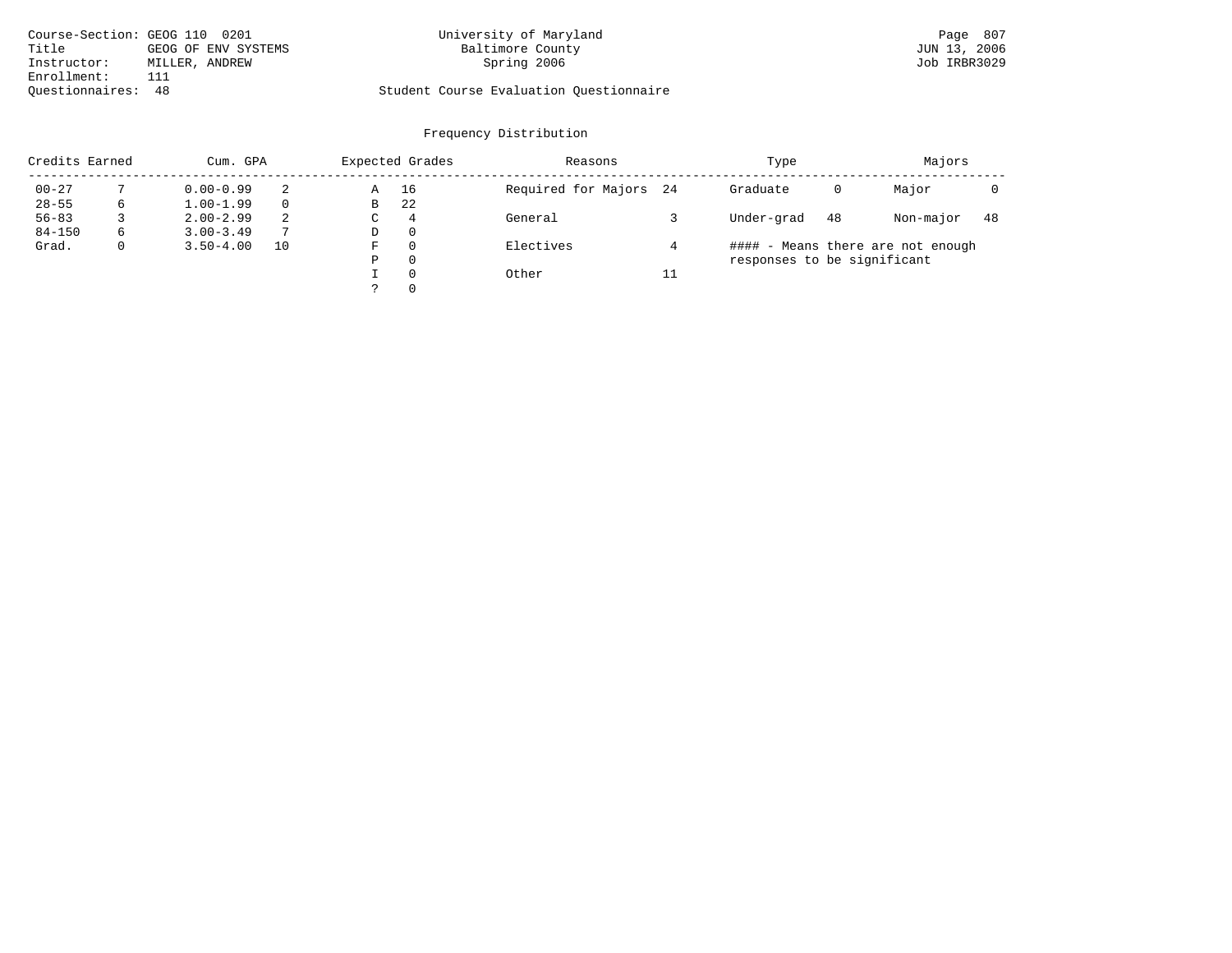Course-Section: GEOG 110 0201
Title: GEOG OF ENV SYSTEMS
Instructor: MILLER, ANDREW
Enrollment: 111
Questionnaires: 48

University of Maryland
Baltimore County
Spring 2006

Student Course Evaluation Questionnaire

Page 807
JUN 13, 2006
Job IRBR3029

## Frequency Distribution

| Credits Earned | | Cum. GPA | | Expected Grades | | Reasons | | Type | | Majors | |
|---|---|---|---|---|---|---|---|---|---|---|---|
| 00-27 | 7 | 0.00-0.99 | 2 | A | 16 | Required for Majors | 24 | Graduate | 0 | Major | 0 |
| 28-55 | 6 | 1.00-1.99 | 0 | B | 22 | | | | | | |
| 56-83 | 3 | 2.00-2.99 | 2 | C | 4 | General | 3 | Under-grad | 48 | Non-major | 48 |
| 84-150 | 6 | 3.00-3.49 | 7 | D | 0 | | | | | | |
| Grad. | 0 | 3.50-4.00 | 10 | F | 0 | Electives | 4 | | | | |
| | | | | P | 0 | | | | | | |
| | | | | I | 0 | Other | 11 | | | | |
| | | | | ? | 0 | | | | | | |

#### - Means there are not enough responses to be significant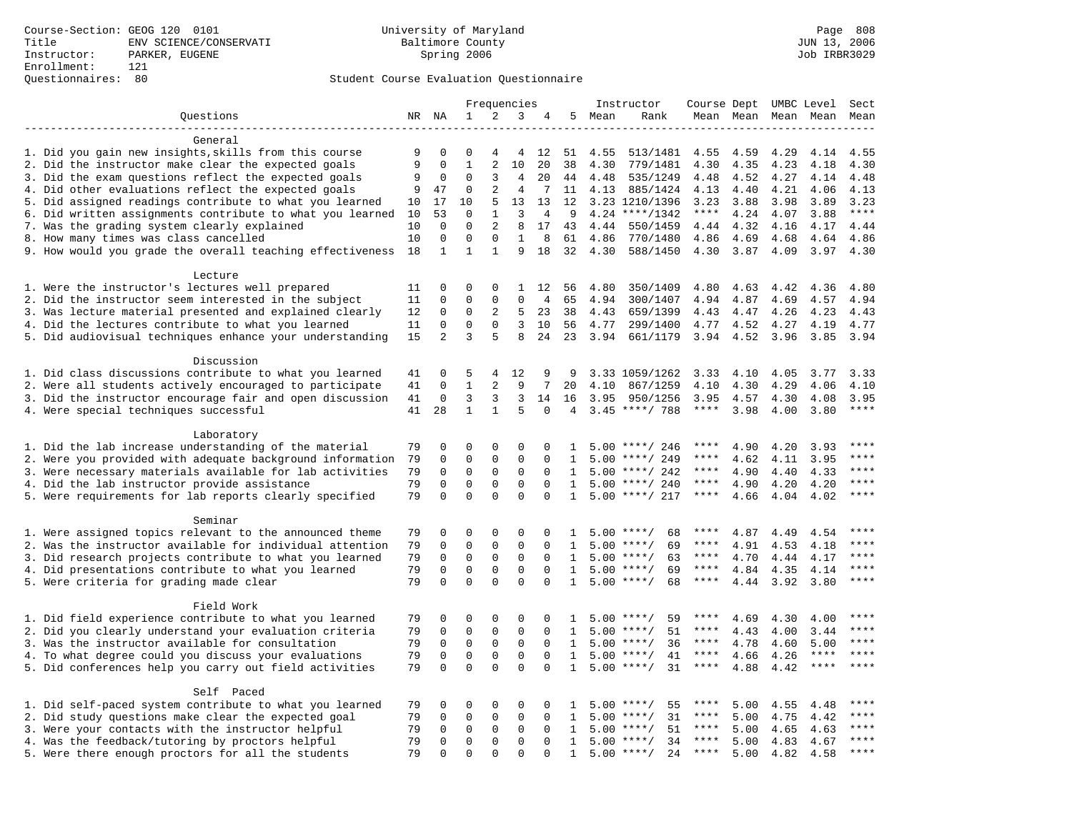Course-Section: GEOG 120 0101
Title: ENV SCIENCE/CONSERVATI
Instructor: PARKER, EUGENE
Enrollment: 121
Questionnaires: 80

University of Maryland
Baltimore County
Spring 2006

JUN 13, 2006
Job IRBR3029

## Student Course Evaluation Questionnaire

| Questions | NR | NA | 1 | 2 | 3 | 4 | 5 | Instructor Mean | Instructor Rank | Course Mean | Dept Mean | UMBC Mean | Level Mean | Sect Mean |
|---|---|---|---|---|---|---|---|---|---|---|---|---|---|---|
| **General** | | | | | | | | | | | | | | |
| 1. Did you gain new insights,skills from this course | 9 | 0 | 0 | 4 | 4 | 12 | 51 | 4.55 | 513/1481 | 4.55 | 4.59 | 4.29 | 4.14 | 4.55 |
| 2. Did the instructor make clear the expected goals | 9 | 0 | 1 | 2 | 10 | 20 | 38 | 4.30 | 779/1481 | 4.30 | 4.35 | 4.23 | 4.18 | 4.30 |
| 3. Did the exam questions reflect the expected goals | 9 | 0 | 0 | 3 | 4 | 20 | 44 | 4.48 | 535/1249 | 4.48 | 4.52 | 4.27 | 4.14 | 4.48 |
| 4. Did other evaluations reflect the expected goals | 9 | 47 | 0 | 2 | 4 | 7 | 11 | 4.13 | 885/1424 | 4.13 | 4.40 | 4.21 | 4.06 | 4.13 |
| 5. Did assigned readings contribute to what you learned | 10 | 17 | 10 | 5 | 13 | 13 | 12 | 3.23 | 1210/1396 | 3.23 | 3.88 | 3.98 | 3.89 | 3.23 |
| 6. Did written assignments contribute to what you learned | 10 | 53 | 0 | 1 | 3 | 4 | 9 | 4.24 | ****/1342 | **** | 4.24 | 4.07 | 3.88 | **** |
| 7. Was the grading system clearly explained | 10 | 0 | 0 | 2 | 8 | 17 | 43 | 4.44 | 550/1459 | 4.44 | 4.32 | 4.16 | 4.17 | 4.44 |
| 8. How many times was class cancelled | 10 | 0 | 0 | 0 | 1 | 8 | 61 | 4.86 | 770/1480 | 4.86 | 4.69 | 4.68 | 4.64 | 4.86 |
| 9. How would you grade the overall teaching effectiveness | 18 | 1 | 1 | 1 | 9 | 18 | 32 | 4.30 | 588/1450 | 4.30 | 3.87 | 4.09 | 3.97 | 4.30 |
| **Lecture** | | | | | | | | | | | | | | |
| 1. Were the instructor's lectures well prepared | 11 | 0 | 0 | 0 | 1 | 12 | 56 | 4.80 | 350/1409 | 4.80 | 4.63 | 4.42 | 4.36 | 4.80 |
| 2. Did the instructor seem interested in the subject | 11 | 0 | 0 | 0 | 0 | 4 | 65 | 4.94 | 300/1407 | 4.94 | 4.87 | 4.69 | 4.57 | 4.94 |
| 3. Was lecture material presented and explained clearly | 12 | 0 | 0 | 2 | 5 | 23 | 38 | 4.43 | 659/1399 | 4.43 | 4.47 | 4.26 | 4.23 | 4.43 |
| 4. Did the lectures contribute to what you learned | 11 | 0 | 0 | 0 | 3 | 10 | 56 | 4.77 | 299/1400 | 4.77 | 4.52 | 4.27 | 4.19 | 4.77 |
| 5. Did audiovisual techniques enhance your understanding | 15 | 2 | 3 | 5 | 8 | 24 | 23 | 3.94 | 661/1179 | 3.94 | 4.52 | 3.96 | 3.85 | 3.94 |
| **Discussion** | | | | | | | | | | | | | | |
| 1. Did class discussions contribute to what you learned | 41 | 0 | 5 | 4 | 12 | 9 | 9 | 3.33 | 1059/1262 | 3.33 | 4.10 | 4.05 | 3.77 | 3.33 |
| 2. Were all students actively encouraged to participate | 41 | 0 | 1 | 2 | 9 | 7 | 20 | 4.10 | 867/1259 | 4.10 | 4.30 | 4.29 | 4.06 | 4.10 |
| 3. Did the instructor encourage fair and open discussion | 41 | 0 | 3 | 3 | 3 | 14 | 16 | 3.95 | 950/1256 | 3.95 | 4.57 | 4.30 | 4.08 | 3.95 |
| 4. Were special techniques successful | 41 | 28 | 1 | 1 | 5 | 0 | 4 | 3.45 | ****/ 788 | **** | 3.98 | 4.00 | 3.80 | **** |
| **Laboratory** | | | | | | | | | | | | | | |
| 1. Did the lab increase understanding of the material | 79 | 0 | 0 | 0 | 0 | 0 | 1 | 5.00 | ****/ 246 | **** | 4.90 | 4.20 | 3.93 | **** |
| 2. Were you provided with adequate background information | 79 | 0 | 0 | 0 | 0 | 0 | 1 | 5.00 | ****/ 249 | **** | 4.62 | 4.11 | 3.95 | **** |
| 3. Were necessary materials available for lab activities | 79 | 0 | 0 | 0 | 0 | 0 | 1 | 5.00 | ****/ 242 | **** | 4.90 | 4.40 | 4.33 | **** |
| 4. Did the lab instructor provide assistance | 79 | 0 | 0 | 0 | 0 | 0 | 1 | 5.00 | ****/ 240 | **** | 4.90 | 4.20 | 4.20 | **** |
| 5. Were requirements for lab reports clearly specified | 79 | 0 | 0 | 0 | 0 | 0 | 1 | 5.00 | ****/ 217 | **** | 4.66 | 4.04 | 4.02 | **** |
| **Seminar** | | | | | | | | | | | | | | |
| 1. Were assigned topics relevant to the announced theme | 79 | 0 | 0 | 0 | 0 | 0 | 1 | 5.00 | ****/ 68 | **** | 4.87 | 4.49 | 4.54 | **** |
| 2. Was the instructor available for individual attention | 79 | 0 | 0 | 0 | 0 | 0 | 1 | 5.00 | ****/ 69 | **** | 4.91 | 4.53 | 4.18 | **** |
| 3. Did research projects contribute to what you learned | 79 | 0 | 0 | 0 | 0 | 0 | 1 | 5.00 | ****/ 63 | **** | 4.70 | 4.44 | 4.17 | **** |
| 4. Did presentations contribute to what you learned | 79 | 0 | 0 | 0 | 0 | 0 | 1 | 5.00 | ****/ 69 | **** | 4.84 | 4.35 | 4.14 | **** |
| 5. Were criteria for grading made clear | 79 | 0 | 0 | 0 | 0 | 0 | 1 | 5.00 | ****/ 68 | **** | 4.44 | 3.92 | 3.80 | **** |
| **Field Work** | | | | | | | | | | | | | | |
| 1. Did field experience contribute to what you learned | 79 | 0 | 0 | 0 | 0 | 0 | 1 | 5.00 | ****/ 59 | **** | 4.69 | 4.30 | 4.00 | **** |
| 2. Did you clearly understand your evaluation criteria | 79 | 0 | 0 | 0 | 0 | 0 | 1 | 5.00 | ****/ 51 | **** | 4.43 | 4.00 | 3.44 | **** |
| 3. Was the instructor available for consultation | 79 | 0 | 0 | 0 | 0 | 0 | 1 | 5.00 | ****/ 36 | **** | 4.78 | 4.60 | 5.00 | **** |
| 4. To what degree could you discuss your evaluations | 79 | 0 | 0 | 0 | 0 | 0 | 1 | 5.00 | ****/ 41 | **** | 4.66 | 4.26 | **** | **** |
| 5. Did conferences help you carry out field activities | 79 | 0 | 0 | 0 | 0 | 0 | 1 | 5.00 | ****/ 31 | **** | 4.88 | 4.42 | **** | **** |
| **Self Paced** | | | | | | | | | | | | | | |
| 1. Did self-paced system contribute to what you learned | 79 | 0 | 0 | 0 | 0 | 0 | 1 | 5.00 | ****/ 55 | **** | 5.00 | 4.55 | 4.48 | **** |
| 2. Did study questions make clear the expected goal | 79 | 0 | 0 | 0 | 0 | 0 | 1 | 5.00 | ****/ 31 | **** | 5.00 | 4.75 | 4.42 | **** |
| 3. Were your contacts with the instructor helpful | 79 | 0 | 0 | 0 | 0 | 0 | 1 | 5.00 | ****/ 51 | **** | 5.00 | 4.65 | 4.63 | **** |
| 4. Was the feedback/tutoring by proctors helpful | 79 | 0 | 0 | 0 | 0 | 0 | 1 | 5.00 | ****/ 34 | **** | 5.00 | 4.83 | 4.67 | **** |
| 5. Were there enough proctors for all the students | 79 | 0 | 0 | 0 | 0 | 0 | 1 | 5.00 | ****/ 24 | **** | 5.00 | 4.82 | 4.58 | **** |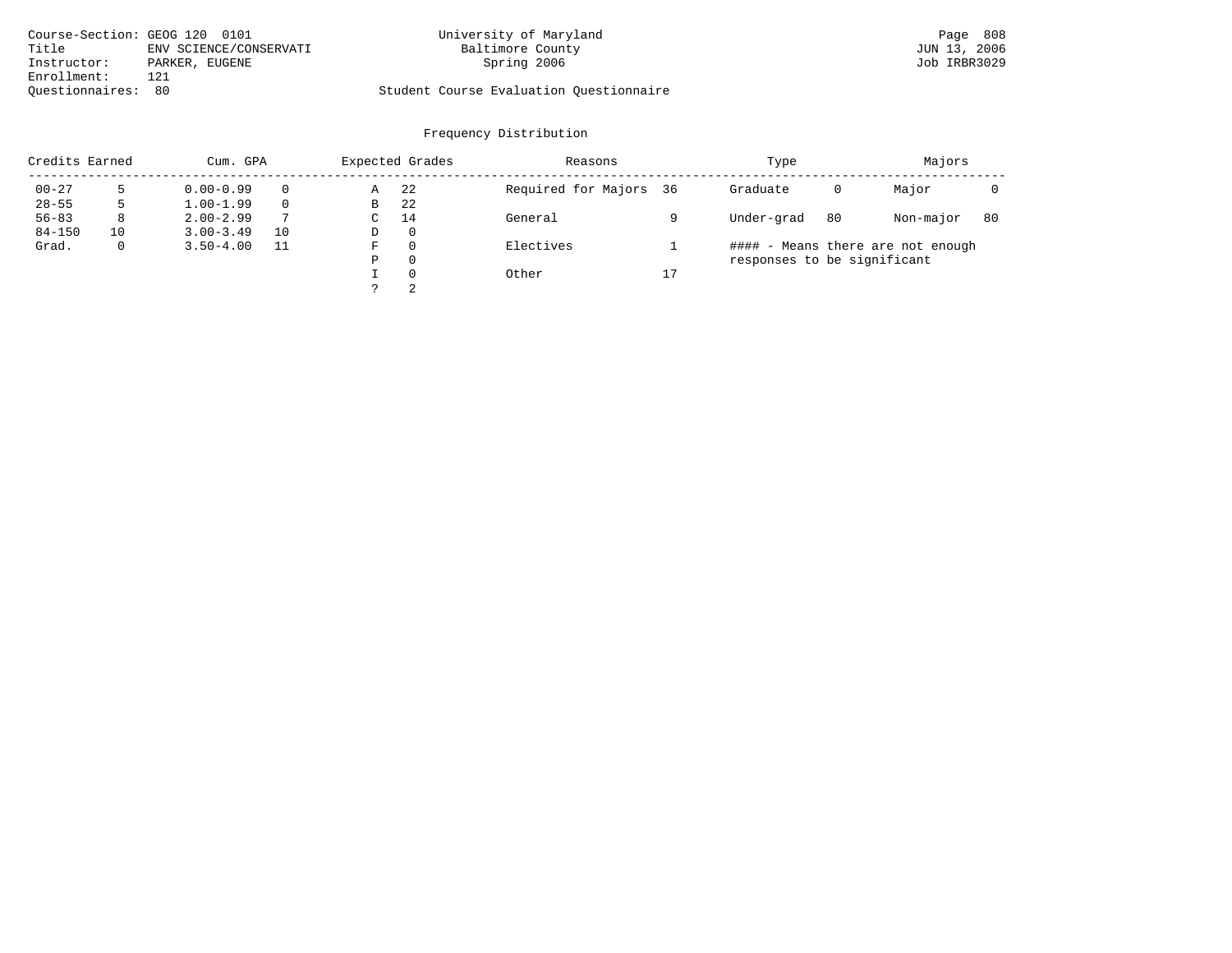Course-Section: GEOG 120 0101
Title: ENV SCIENCE/CONSERVATI
Instructor: PARKER, EUGENE
Enrollment: 121
Questionnaires: 80

University of Maryland
Baltimore County
Spring 2006

Student Course Evaluation Questionnaire

Page 808
JUN 13, 2006
Job IRBR3029

## Frequency Distribution

| Credits Earned | | Cum. GPA | | Expected Grades | | Reasons | | Type | | Majors | |
|---|---|---|---|---|---|---|---|---|---|---|---|
| 00-27 | 5 | 0.00-0.99 | 0 | A | 22 | Required for Majors | 36 | Graduate | 0 | Major | 0 |
| 28-55 | 5 | 1.00-1.99 | 0 | B | 22 | | | | | | |
| 56-83 | 8 | 2.00-2.99 | 7 | C | 14 | General | 9 | Under-grad | 80 | Non-major | 80 |
| 84-150 | 10 | 3.00-3.49 | 10 | D | 0 | | | | | | |
| Grad. | 0 | 3.50-4.00 | 11 | F | 0 | Electives | 1 | | | | |
| | | | | P | 0 | | | | | | |
| | | | | I | 0 | Other | 17 | | | | |
| | | | | ? | 2 | | | | | | |

#### - Means there are not enough responses to be significant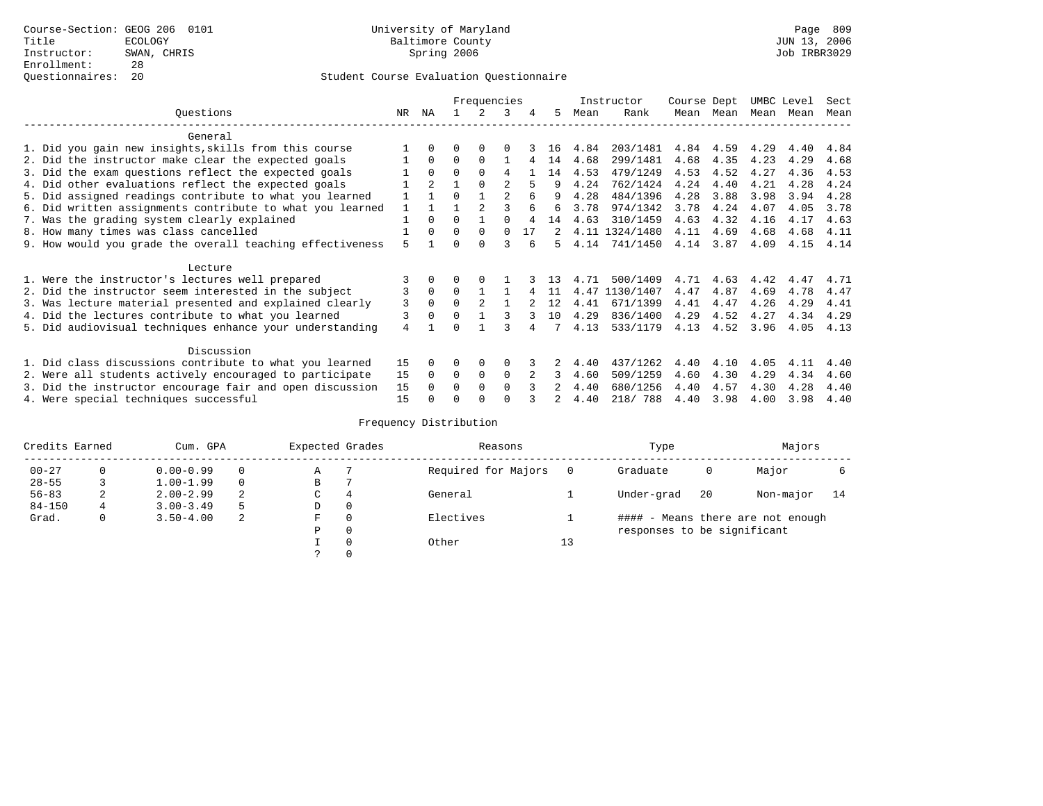Course-Section: GEOG 206 0101
Title: ECOLOGY
Instructor: SWAN, CHRIS
Enrollment: 28
Questionnaires: 20

University of Maryland
Baltimore County
Spring 2006

JUN 13, 2006
Job IRBR3029

## Student Course Evaluation Questionnaire

| Questions | NR | NA | 1 | 2 | 3 | 4 | 5 | Instructor Mean | Instructor Rank | Course Mean | Dept Mean | UMBC Mean | Level Mean | Sect Mean |
|---|---|---|---|---|---|---|---|---|---|---|---|---|---|---|
| **General** | | | | | | | | | | | | | | |
| 1. Did you gain new insights,skills from this course | 1 | 0 | 0 | 0 | 0 | 3 | 16 | 4.84 | 203/1481 | 4.84 | 4.59 | 4.29 | 4.40 | 4.84 |
| 2. Did the instructor make clear the expected goals | 1 | 0 | 0 | 0 | 1 | 4 | 14 | 4.68 | 299/1481 | 4.68 | 4.35 | 4.23 | 4.29 | 4.68 |
| 3. Did the exam questions reflect the expected goals | 1 | 0 | 0 | 0 | 4 | 1 | 14 | 4.53 | 479/1249 | 4.53 | 4.52 | 4.27 | 4.36 | 4.53 |
| 4. Did other evaluations reflect the expected goals | 1 | 2 | 1 | 0 | 2 | 5 | 9 | 4.24 | 762/1424 | 4.24 | 4.40 | 4.21 | 4.28 | 4.24 |
| 5. Did assigned readings contribute to what you learned | 1 | 1 | 0 | 1 | 2 | 6 | 9 | 4.28 | 484/1396 | 4.28 | 3.88 | 3.98 | 3.94 | 4.28 |
| 6. Did written assignments contribute to what you learned | 1 | 1 | 1 | 2 | 3 | 6 | 6 | 3.78 | 974/1342 | 3.78 | 4.24 | 4.07 | 4.05 | 3.78 |
| 7. Was the grading system clearly explained | 1 | 0 | 0 | 1 | 0 | 4 | 14 | 4.63 | 310/1459 | 4.63 | 4.32 | 4.16 | 4.17 | 4.63 |
| 8. How many times was class cancelled | 1 | 0 | 0 | 0 | 0 | 17 | 2 | 4.11 | 1324/1480 | 4.11 | 4.69 | 4.68 | 4.68 | 4.11 |
| 9. How would you grade the overall teaching effectiveness | 5 | 1 | 0 | 0 | 3 | 6 | 5 | 4.14 | 741/1450 | 4.14 | 3.87 | 4.09 | 4.15 | 4.14 |
| **Lecture** | | | | | | | | | | | | | | |
| 1. Were the instructor's lectures well prepared | 3 | 0 | 0 | 0 | 1 | 3 | 13 | 4.71 | 500/1409 | 4.71 | 4.63 | 4.42 | 4.47 | 4.71 |
| 2. Did the instructor seem interested in the subject | 3 | 0 | 0 | 1 | 1 | 4 | 11 | 4.47 | 1130/1407 | 4.47 | 4.87 | 4.69 | 4.78 | 4.47 |
| 3. Was lecture material presented and explained clearly | 3 | 0 | 0 | 2 | 1 | 2 | 12 | 4.41 | 671/1399 | 4.41 | 4.47 | 4.26 | 4.29 | 4.41 |
| 4. Did the lectures contribute to what you learned | 3 | 0 | 0 | 1 | 3 | 3 | 10 | 4.29 | 836/1400 | 4.29 | 4.52 | 4.27 | 4.34 | 4.29 |
| 5. Did audiovisual techniques enhance your understanding | 4 | 1 | 0 | 1 | 3 | 4 | 7 | 4.13 | 533/1179 | 4.13 | 4.52 | 3.96 | 4.05 | 4.13 |
| **Discussion** | | | | | | | | | | | | | | |
| 1. Did class discussions contribute to what you learned | 15 | 0 | 0 | 0 | 0 | 3 | 2 | 4.40 | 437/1262 | 4.40 | 4.10 | 4.05 | 4.11 | 4.40 |
| 2. Were all students actively encouraged to participate | 15 | 0 | 0 | 0 | 0 | 2 | 3 | 4.60 | 509/1259 | 4.60 | 4.30 | 4.29 | 4.34 | 4.60 |
| 3. Did the instructor encourage fair and open discussion | 15 | 0 | 0 | 0 | 0 | 3 | 2 | 4.40 | 680/1256 | 4.40 | 4.57 | 4.30 | 4.28 | 4.40 |
| 4. Were special techniques successful | 15 | 0 | 0 | 0 | 0 | 3 | 2 | 4.40 | 218/ 788 | 4.40 | 3.98 | 4.00 | 3.98 | 4.40 |

## Frequency Distribution

| Credits Earned | | Cum. GPA | | Expected Grades | | Reasons | | Type | | Majors | |
|---|---|---|---|---|---|---|---|---|---|---|---|
| 00-27 | 0 | 0.00-0.99 | 0 | A | 7 | Required for Majors | 0 | Graduate | 0 | Major | 6 |
| 28-55 | 3 | 1.00-1.99 | 0 | B | 7 | | | | | | |
| 56-83 | 2 | 2.00-2.99 | 2 | C | 4 | General | 1 | Under-grad | 20 | Non-major | 14 |
| 84-150 | 4 | 3.00-3.49 | 5 | D | 0 | | | | | | |
| Grad. | 0 | 3.50-4.00 | 2 | F | 0 | Electives | 1 | #### - Means there are not enough responses to be significant | | | |
| | | | | P | 0 | | | | | | |
| | | | | I | 0 | Other | 13 | | | | |
| | | | | ? | 0 | | | | | | |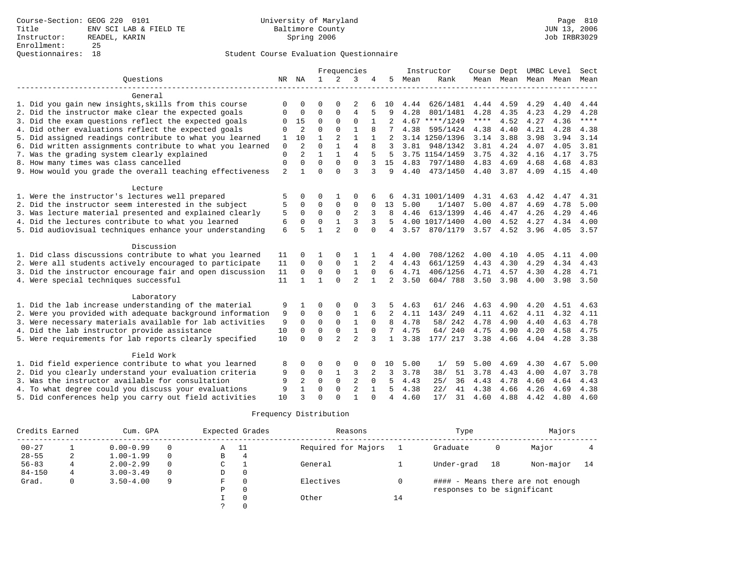Course-Section: GEOG 220 0101
Title: ENV SCI LAB & FIELD TE
Instructor: READEL, KARIN
Enrollment: 25
Questionnaires: 18

University of Maryland
Baltimore County
Spring 2006

Student Course Evaluation Questionnaire

| Questions | NR | NA | 1 | 2 | 3 | 4 | 5 | Instructor Mean | Instructor Rank | Course Mean | Dept Mean | UMBC Mean | Level Mean | Sect Mean |
|---|---|---|---|---|---|---|---|---|---|---|---|---|---|---|
| **General** | | | | | | | | | | | | | | |
| 1. Did you gain new insights,skills from this course | 0 | 0 | 0 | 0 | 2 | 6 | 10 | 4.44 | 626/1481 | 4.44 | 4.59 | 4.29 | 4.40 | 4.44 |
| 2. Did the instructor make clear the expected goals | 0 | 0 | 0 | 0 | 4 | 5 | 9 | 4.28 | 801/1481 | 4.28 | 4.35 | 4.23 | 4.29 | 4.28 |
| 3. Did the exam questions reflect the expected goals | 0 | 15 | 0 | 0 | 0 | 1 | 2 | 4.67 | ****/1249 | **** | 4.52 | 4.27 | 4.36 | **** |
| 4. Did other evaluations reflect the expected goals | 0 | 2 | 0 | 0 | 1 | 8 | 7 | 4.38 | 595/1424 | 4.38 | 4.40 | 4.21 | 4.28 | 4.38 |
| 5. Did assigned readings contribute to what you learned | 1 | 10 | 1 | 2 | 1 | 1 | 2 | 3.14 | 1250/1396 | 3.14 | 3.88 | 3.98 | 3.94 | 3.14 |
| 6. Did written assignments contribute to what you learned | 0 | 2 | 0 | 1 | 4 | 8 | 3 | 3.81 | 948/1342 | 3.81 | 4.24 | 4.07 | 4.05 | 3.81 |
| 7. Was the grading system clearly explained | 0 | 2 | 1 | 1 | 4 | 5 | 5 | 3.75 | 1154/1459 | 3.75 | 4.32 | 4.16 | 4.17 | 3.75 |
| 8. How many times was class cancelled | 0 | 0 | 0 | 0 | 0 | 3 | 15 | 4.83 | 797/1480 | 4.83 | 4.69 | 4.68 | 4.68 | 4.83 |
| 9. How would you grade the overall teaching effectiveness | 2 | 1 | 0 | 0 | 3 | 3 | 9 | 4.40 | 473/1450 | 4.40 | 3.87 | 4.09 | 4.15 | 4.40 |
| **Lecture** | | | | | | | | | | | | | | |
| 1. Were the instructor's lectures well prepared | 5 | 0 | 0 | 1 | 0 | 6 | 6 | 4.31 | 1001/1409 | 4.31 | 4.63 | 4.42 | 4.47 | 4.31 |
| 2. Did the instructor seem interested in the subject | 5 | 0 | 0 | 0 | 0 | 0 | 13 | 5.00 | 1/1407 | 5.00 | 4.87 | 4.69 | 4.78 | 5.00 |
| 3. Was lecture material presented and explained clearly | 5 | 0 | 0 | 0 | 2 | 3 | 8 | 4.46 | 613/1399 | 4.46 | 4.47 | 4.26 | 4.29 | 4.46 |
| 4. Did the lectures contribute to what you learned | 6 | 0 | 0 | 1 | 3 | 3 | 5 | 4.00 | 1017/1400 | 4.00 | 4.52 | 4.27 | 4.34 | 4.00 |
| 5. Did audiovisual techniques enhance your understanding | 6 | 5 | 1 | 2 | 0 | 0 | 4 | 3.57 | 870/1179 | 3.57 | 4.52 | 3.96 | 4.05 | 3.57 |
| **Discussion** | | | | | | | | | | | | | | |
| 1. Did class discussions contribute to what you learned | 11 | 0 | 1 | 0 | 1 | 1 | 4 | 4.00 | 708/1262 | 4.00 | 4.10 | 4.05 | 4.11 | 4.00 |
| 2. Were all students actively encouraged to participate | 11 | 0 | 0 | 0 | 1 | 2 | 4 | 4.43 | 661/1259 | 4.43 | 4.30 | 4.29 | 4.34 | 4.43 |
| 3. Did the instructor encourage fair and open discussion | 11 | 0 | 0 | 0 | 1 | 0 | 6 | 4.71 | 406/1256 | 4.71 | 4.57 | 4.30 | 4.28 | 4.71 |
| 4. Were special techniques successful | 11 | 1 | 1 | 0 | 2 | 1 | 2 | 3.50 | 604/ 788 | 3.50 | 3.98 | 4.00 | 3.98 | 3.50 |
| **Laboratory** | | | | | | | | | | | | | | |
| 1. Did the lab increase understanding of the material | 9 | 1 | 0 | 0 | 0 | 3 | 5 | 4.63 | 61/ 246 | 4.63 | 4.90 | 4.20 | 4.51 | 4.63 |
| 2. Were you provided with adequate background information | 9 | 0 | 0 | 0 | 1 | 6 | 2 | 4.11 | 143/ 249 | 4.11 | 4.62 | 4.11 | 4.32 | 4.11 |
| 3. Were necessary materials available for lab activities | 9 | 0 | 0 | 0 | 1 | 0 | 8 | 4.78 | 58/ 242 | 4.78 | 4.90 | 4.40 | 4.63 | 4.78 |
| 4. Did the lab instructor provide assistance | 10 | 0 | 0 | 0 | 1 | 0 | 7 | 4.75 | 64/ 240 | 4.75 | 4.90 | 4.20 | 4.58 | 4.75 |
| 5. Were requirements for lab reports clearly specified | 10 | 0 | 0 | 2 | 2 | 3 | 1 | 3.38 | 177/ 217 | 3.38 | 4.66 | 4.04 | 4.28 | 3.38 |
| **Field Work** | | | | | | | | | | | | | | |
| 1. Did field experience contribute to what you learned | 8 | 0 | 0 | 0 | 0 | 0 | 10 | 5.00 | 1/ 59 | 5.00 | 4.69 | 4.30 | 4.67 | 5.00 |
| 2. Did you clearly understand your evaluation criteria | 9 | 0 | 0 | 1 | 3 | 2 | 3 | 3.78 | 38/ 51 | 3.78 | 4.43 | 4.00 | 4.07 | 3.78 |
| 3. Was the instructor available for consultation | 9 | 2 | 0 | 0 | 2 | 0 | 5 | 4.43 | 25/ 36 | 4.43 | 4.78 | 4.60 | 4.64 | 4.43 |
| 4. To what degree could you discuss your evaluations | 9 | 1 | 0 | 0 | 2 | 1 | 5 | 4.38 | 22/ 41 | 4.38 | 4.66 | 4.26 | 4.69 | 4.38 |
| 5. Did conferences help you carry out field activities | 10 | 3 | 0 | 0 | 1 | 0 | 4 | 4.60 | 17/ 31 | 4.60 | 4.88 | 4.42 | 4.80 | 4.60 |

## Frequency Distribution

| Credits Earned | | Cum. GPA | | Expected Grades | | Reasons | | Type | | Majors | |
|---|---|---|---|---|---|---|---|---|---|---|---|
| 00-27 | 1 | 0.00-0.99 | 0 | A | 11 | Required for Majors | 1 | Graduate | 0 | Major | 4 |
| 28-55 | 2 | 1.00-1.99 | 0 | B | 4 | | | | | | |
| 56-83 | 4 | 2.00-2.99 | 0 | C | 1 | General | 1 | Under-grad | 18 | Non-major | 14 |
| 84-150 | 4 | 3.00-3.49 | 0 | D | 0 | | | | | | |
| Grad. | 0 | 3.50-4.00 | 9 | F | 0 | Electives | 0 | | | | |
| | | | | P | 0 | | | | | | |
| | | | | I | 0 | Other | 14 | | | | |
| | | | | ? | 0 | | | | | | |

#### - Means there are not enough responses to be significant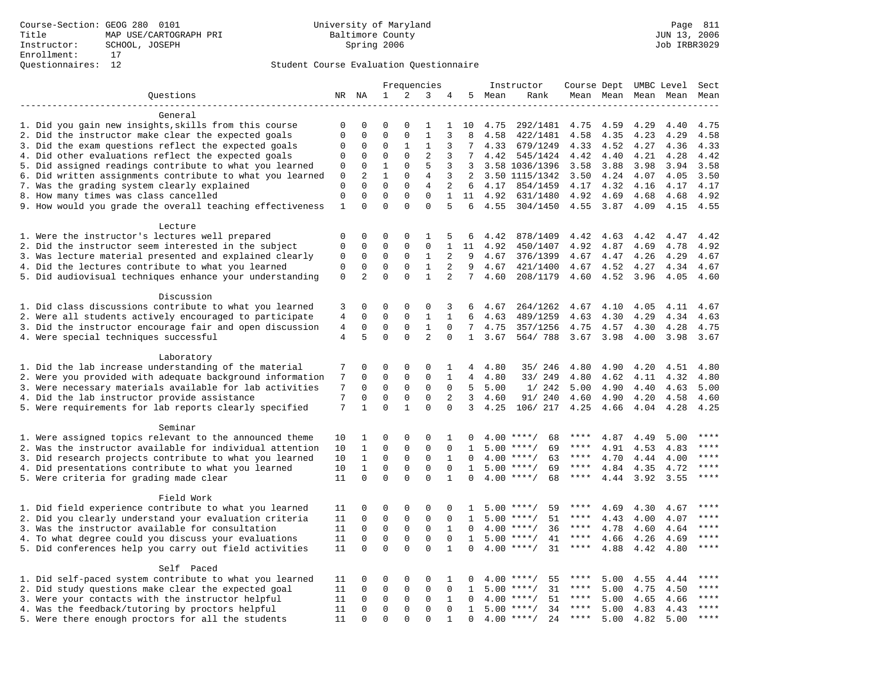Course-Section: GEOG 280 0101
Title: MAP USE/CARTOGRAPH PRI
Instructor: SCHOOL, JOSEPH
Enrollment: 17
Questionnaires: 12

University of Maryland
Baltimore County
Spring 2006

JUN 13, 2006
Job IRBR3029

Student Course Evaluation Questionnaire

| Questions | NR | NA | 1 | 2 | 3 | 4 | 5 | Instructor Mean | Instructor Rank | Course Mean | Dept Mean | UMBC Level Mean | Level Mean | Sect Mean |
|---|---|---|---|---|---|---|---|---|---|---|---|---|---|---|
| **General** | | | | | | | | | | | | | | |
| 1. Did you gain new insights,skills from this course | 0 | 0 | 0 | 0 | 1 | 1 | 10 | 4.75 | 292/1481 | 4.75 | 4.59 | 4.29 | 4.40 | 4.75 |
| 2. Did the instructor make clear the expected goals | 0 | 0 | 0 | 0 | 1 | 3 | 8 | 4.58 | 422/1481 | 4.58 | 4.35 | 4.23 | 4.29 | 4.58 |
| 3. Did the exam questions reflect the expected goals | 0 | 0 | 0 | 1 | 1 | 3 | 7 | 4.33 | 679/1249 | 4.33 | 4.52 | 4.27 | 4.36 | 4.33 |
| 4. Did other evaluations reflect the expected goals | 0 | 0 | 0 | 0 | 2 | 3 | 7 | 4.42 | 545/1424 | 4.42 | 4.40 | 4.21 | 4.28 | 4.42 |
| 5. Did assigned readings contribute to what you learned | 0 | 0 | 1 | 0 | 5 | 3 | 3 | 3.58 | 1036/1396 | 3.58 | 3.88 | 3.98 | 3.94 | 3.58 |
| 6. Did written assignments contribute to what you learned | 0 | 2 | 1 | 0 | 4 | 3 | 2 | 3.50 | 1115/1342 | 3.50 | 4.24 | 4.07 | 4.05 | 3.50 |
| 7. Was the grading system clearly explained | 0 | 0 | 0 | 0 | 4 | 2 | 6 | 4.17 | 854/1459 | 4.17 | 4.32 | 4.16 | 4.17 | 4.17 |
| 8. How many times was class cancelled | 0 | 0 | 0 | 0 | 0 | 1 | 11 | 4.92 | 631/1480 | 4.92 | 4.69 | 4.68 | 4.68 | 4.92 |
| 9. How would you grade the overall teaching effectiveness | 1 | 0 | 0 | 0 | 0 | 5 | 6 | 4.55 | 304/1450 | 4.55 | 3.87 | 4.09 | 4.15 | 4.55 |
| **Lecture** | | | | | | | | | | | | | | |
| 1. Were the instructor's lectures well prepared | 0 | 0 | 0 | 0 | 1 | 5 | 6 | 4.42 | 878/1409 | 4.42 | 4.63 | 4.42 | 4.47 | 4.42 |
| 2. Did the instructor seem interested in the subject | 0 | 0 | 0 | 0 | 0 | 1 | 11 | 4.92 | 450/1407 | 4.92 | 4.87 | 4.69 | 4.78 | 4.92 |
| 3. Was lecture material presented and explained clearly | 0 | 0 | 0 | 0 | 1 | 2 | 9 | 4.67 | 376/1399 | 4.67 | 4.47 | 4.26 | 4.29 | 4.67 |
| 4. Did the lectures contribute to what you learned | 0 | 0 | 0 | 0 | 1 | 2 | 9 | 4.67 | 421/1400 | 4.67 | 4.52 | 4.27 | 4.34 | 4.67 |
| 5. Did audiovisual techniques enhance your understanding | 0 | 2 | 0 | 0 | 1 | 2 | 7 | 4.60 | 208/1179 | 4.60 | 4.52 | 3.96 | 4.05 | 4.60 |
| **Discussion** | | | | | | | | | | | | | | |
| 1. Did class discussions contribute to what you learned | 3 | 0 | 0 | 0 | 0 | 3 | 6 | 4.67 | 264/1262 | 4.67 | 4.10 | 4.05 | 4.11 | 4.67 |
| 2. Were all students actively encouraged to participate | 4 | 0 | 0 | 0 | 1 | 1 | 6 | 4.63 | 489/1259 | 4.63 | 4.30 | 4.29 | 4.34 | 4.63 |
| 3. Did the instructor encourage fair and open discussion | 4 | 0 | 0 | 0 | 1 | 0 | 7 | 4.75 | 357/1256 | 4.75 | 4.57 | 4.30 | 4.28 | 4.75 |
| 4. Were special techniques successful | 4 | 5 | 0 | 0 | 2 | 0 | 1 | 3.67 | 564/ 788 | 3.67 | 3.98 | 4.00 | 3.98 | 3.67 |
| **Laboratory** | | | | | | | | | | | | | | |
| 1. Did the lab increase understanding of the material | 7 | 0 | 0 | 0 | 0 | 1 | 4 | 4.80 | 35/ 246 | 4.80 | 4.90 | 4.20 | 4.51 | 4.80 |
| 2. Were you provided with adequate background information | 7 | 0 | 0 | 0 | 0 | 1 | 4 | 4.80 | 33/ 249 | 4.80 | 4.62 | 4.11 | 4.32 | 4.80 |
| 3. Were necessary materials available for lab activities | 7 | 0 | 0 | 0 | 0 | 0 | 5 | 5.00 | 1/ 242 | 5.00 | 4.90 | 4.40 | 4.63 | 5.00 |
| 4. Did the lab instructor provide assistance | 7 | 0 | 0 | 0 | 0 | 2 | 3 | 4.60 | 91/ 240 | 4.60 | 4.90 | 4.20 | 4.58 | 4.60 |
| 5. Were requirements for lab reports clearly specified | 7 | 1 | 0 | 1 | 0 | 0 | 3 | 4.25 | 106/ 217 | 4.25 | 4.66 | 4.04 | 4.28 | 4.25 |
| **Seminar** | | | | | | | | | | | | | | |
| 1. Were assigned topics relevant to the announced theme | 10 | 1 | 0 | 0 | 0 | 1 | 0 | 4.00 | ****/ 68 | **** | 4.87 | 4.49 | 5.00 | **** |
| 2. Was the instructor available for individual attention | 10 | 1 | 0 | 0 | 0 | 0 | 1 | 5.00 | ****/ 69 | **** | 4.91 | 4.53 | 4.83 | **** |
| 3. Did research projects contribute to what you learned | 10 | 1 | 0 | 0 | 0 | 1 | 0 | 4.00 | ****/ 63 | **** | 4.70 | 4.44 | 4.00 | **** |
| 4. Did presentations contribute to what you learned | 10 | 1 | 0 | 0 | 0 | 0 | 1 | 5.00 | ****/ 69 | **** | 4.84 | 4.35 | 4.72 | **** |
| 5. Were criteria for grading made clear | 11 | 0 | 0 | 0 | 0 | 1 | 0 | 4.00 | ****/ 68 | **** | 4.44 | 3.92 | 3.55 | **** |
| **Field Work** | | | | | | | | | | | | | | |
| 1. Did field experience contribute to what you learned | 11 | 0 | 0 | 0 | 0 | 0 | 1 | 5.00 | ****/ 59 | **** | 4.69 | 4.30 | 4.67 | **** |
| 2. Did you clearly understand your evaluation criteria | 11 | 0 | 0 | 0 | 0 | 0 | 1 | 5.00 | ****/ 51 | **** | 4.43 | 4.00 | 4.07 | **** |
| 3. Was the instructor available for consultation | 11 | 0 | 0 | 0 | 0 | 1 | 0 | 4.00 | ****/ 36 | **** | 4.78 | 4.60 | 4.64 | **** |
| 4. To what degree could you discuss your evaluations | 11 | 0 | 0 | 0 | 0 | 0 | 1 | 5.00 | ****/ 41 | **** | 4.66 | 4.26 | 4.69 | **** |
| 5. Did conferences help you carry out field activities | 11 | 0 | 0 | 0 | 0 | 1 | 0 | 4.00 | ****/ 31 | **** | 4.88 | 4.42 | 4.80 | **** |
| **Self Paced** | | | | | | | | | | | | | | |
| 1. Did self-paced system contribute to what you learned | 11 | 0 | 0 | 0 | 0 | 1 | 0 | 4.00 | ****/ 55 | **** | 5.00 | 4.55 | 4.44 | **** |
| 2. Did study questions make clear the expected goal | 11 | 0 | 0 | 0 | 0 | 0 | 1 | 5.00 | ****/ 31 | **** | 5.00 | 4.75 | 4.50 | **** |
| 3. Were your contacts with the instructor helpful | 11 | 0 | 0 | 0 | 0 | 1 | 0 | 4.00 | ****/ 51 | **** | 5.00 | 4.65 | 4.66 | **** |
| 4. Was the feedback/tutoring by proctors helpful | 11 | 0 | 0 | 0 | 0 | 0 | 1 | 5.00 | ****/ 34 | **** | 5.00 | 4.83 | 4.43 | **** |
| 5. Were there enough proctors for all the students | 11 | 0 | 0 | 0 | 0 | 1 | 0 | 4.00 | ****/ 24 | **** | 5.00 | 4.82 | 5.00 | **** |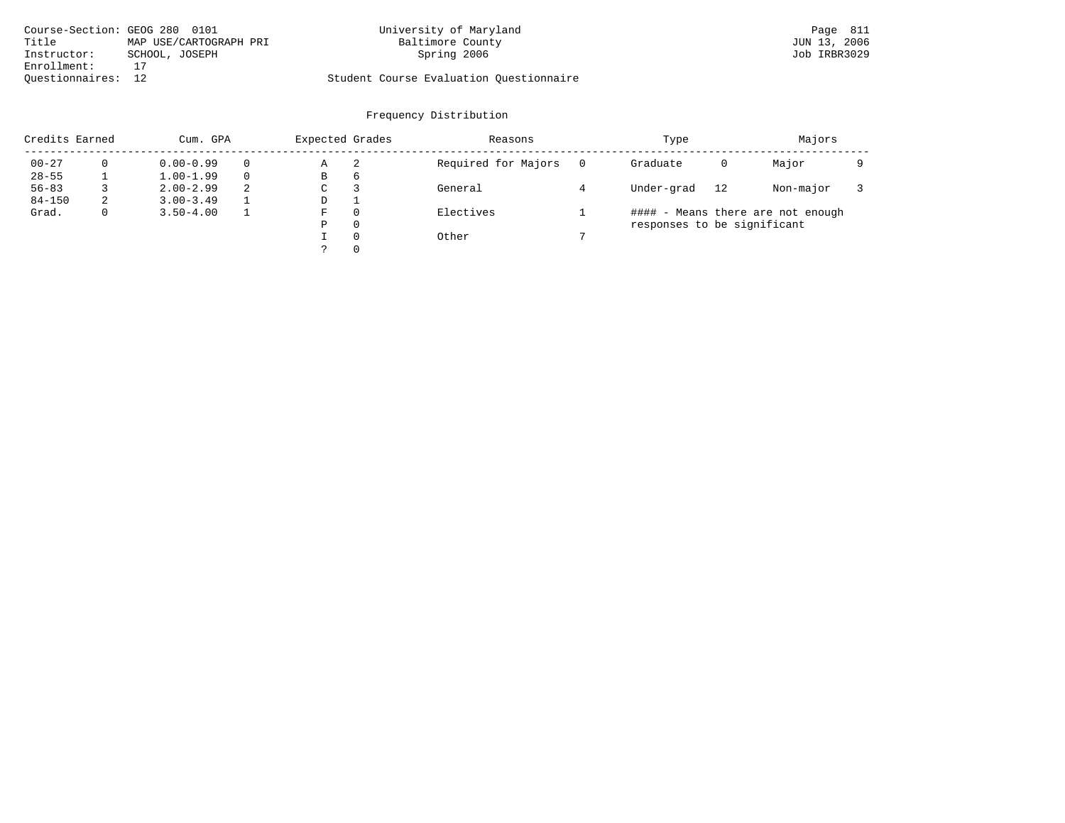Course-Section: GEOG 280 0101
Title: MAP USE/CARTOGRAPH PRI
Instructor: SCHOOL, JOSEPH
Enrollment: 17
Questionnaires: 12

University of Maryland
Baltimore County
Spring 2006

Student Course Evaluation Questionnaire

## Frequency Distribution

| Credits Earned | | Cum. GPA | | Expected Grades | | Reasons | | Type | | Majors | |
|---|---|---|---|---|---|---|---|---|---|---|---|
| 00-27 | 0 | 0.00-0.99 | 0 | A | 2 | Required for Majors | 0 | Graduate | 0 | Major | 9 |
| 28-55 | 1 | 1.00-1.99 | 0 | B | 6 | | | | | | |
| 56-83 | 3 | 2.00-2.99 | 2 | C | 3 | General | 4 | Under-grad | 12 | Non-major | 3 |
| 84-150 | 2 | 3.00-3.49 | 1 | D | 1 | | | | | | |
| Grad. | 0 | 3.50-4.00 | 1 | F | 0 | Electives | 1 | | | | |
| | | | | P | 0 | | | | | | |
| | | | | I | 0 | Other | 7 | | | | |
| | | | | ? | 0 | | | | | | |

#### - Means there are not enough responses to be significant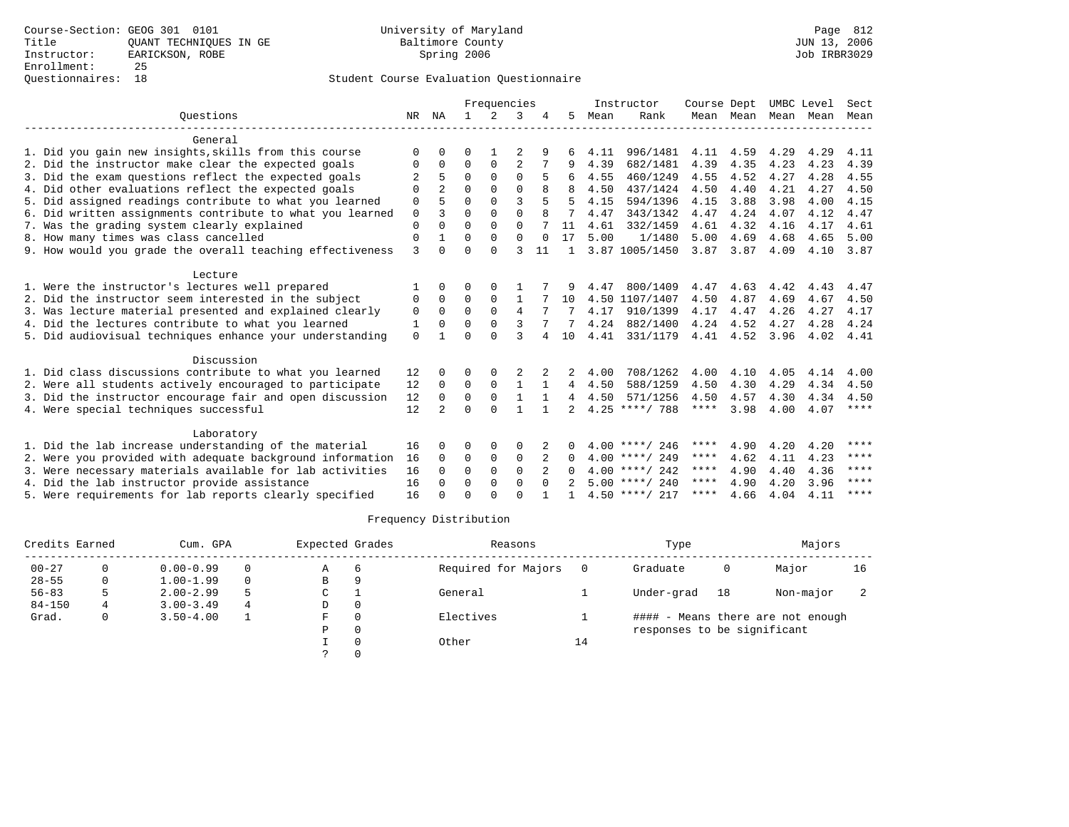Course-Section: GEOG 301 0101
Title: QUANT TECHNIQUES IN GE
Instructor: EARICKSON, ROBE
Enrollment: 25
Questionnaires: 18

University of Maryland
Baltimore County
Spring 2006

JUN 13, 2006
Job IRBR3029

## Student Course Evaluation Questionnaire

| Questions | NR | NA | 1 | 2 | 3 | 4 | 5 | Instructor Mean | Instructor Rank | Course Mean | Dept Mean | UMBC Mean | Level Mean | Sect Mean |
|---|---|---|---|---|---|---|---|---|---|---|---|---|---|---|
| **General** | | | | | | | | | | | | | | |
| 1. Did you gain new insights,skills from this course | 0 | 0 | 0 | 1 | 2 | 9 | 6 | 4.11 | 996/1481 | 4.11 | 4.59 | 4.29 | 4.29 | 4.11 |
| 2. Did the instructor make clear the expected goals | 0 | 0 | 0 | 0 | 2 | 7 | 9 | 4.39 | 682/1481 | 4.39 | 4.35 | 4.23 | 4.23 | 4.39 |
| 3. Did the exam questions reflect the expected goals | 2 | 5 | 0 | 0 | 0 | 5 | 6 | 4.55 | 460/1249 | 4.55 | 4.52 | 4.27 | 4.28 | 4.55 |
| 4. Did other evaluations reflect the expected goals | 0 | 2 | 0 | 0 | 0 | 8 | 8 | 4.50 | 437/1424 | 4.50 | 4.40 | 4.21 | 4.27 | 4.50 |
| 5. Did assigned readings contribute to what you learned | 0 | 5 | 0 | 0 | 3 | 5 | 5 | 4.15 | 594/1396 | 4.15 | 3.88 | 3.98 | 4.00 | 4.15 |
| 6. Did written assignments contribute to what you learned | 0 | 3 | 0 | 0 | 0 | 8 | 7 | 4.47 | 343/1342 | 4.47 | 4.24 | 4.07 | 4.12 | 4.47 |
| 7. Was the grading system clearly explained | 0 | 0 | 0 | 0 | 0 | 7 | 11 | 4.61 | 332/1459 | 4.61 | 4.32 | 4.16 | 4.17 | 4.61 |
| 8. How many times was class cancelled | 0 | 1 | 0 | 0 | 0 | 0 | 17 | 5.00 | 1/1480 | 5.00 | 4.69 | 4.68 | 4.65 | 5.00 |
| 9. How would you grade the overall teaching effectiveness | 3 | 0 | 0 | 0 | 3 | 11 | 1 | 3.87 | 1005/1450 | 3.87 | 3.87 | 4.09 | 4.10 | 3.87 |
| **Lecture** | | | | | | | | | | | | | | |
| 1. Were the instructor's lectures well prepared | 1 | 0 | 0 | 0 | 1 | 7 | 9 | 4.47 | 800/1409 | 4.47 | 4.63 | 4.42 | 4.43 | 4.47 |
| 2. Did the instructor seem interested in the subject | 0 | 0 | 0 | 0 | 1 | 7 | 10 | 4.50 | 1107/1407 | 4.50 | 4.87 | 4.69 | 4.67 | 4.50 |
| 3. Was lecture material presented and explained clearly | 0 | 0 | 0 | 0 | 4 | 7 | 7 | 4.17 | 910/1399 | 4.17 | 4.47 | 4.26 | 4.27 | 4.17 |
| 4. Did the lectures contribute to what you learned | 1 | 0 | 0 | 0 | 3 | 7 | 7 | 4.24 | 882/1400 | 4.24 | 4.52 | 4.27 | 4.28 | 4.24 |
| 5. Did audiovisual techniques enhance your understanding | 0 | 1 | 0 | 0 | 3 | 4 | 10 | 4.41 | 331/1179 | 4.41 | 4.52 | 3.96 | 4.02 | 4.41 |
| **Discussion** | | | | | | | | | | | | | | |
| 1. Did class discussions contribute to what you learned | 12 | 0 | 0 | 0 | 2 | 2 | 2 | 4.00 | 708/1262 | 4.00 | 4.10 | 4.05 | 4.14 | 4.00 |
| 2. Were all students actively encouraged to participate | 12 | 0 | 0 | 0 | 1 | 1 | 4 | 4.50 | 588/1259 | 4.50 | 4.30 | 4.29 | 4.34 | 4.50 |
| 3. Did the instructor encourage fair and open discussion | 12 | 0 | 0 | 0 | 1 | 1 | 4 | 4.50 | 571/1256 | 4.50 | 4.57 | 4.30 | 4.34 | 4.50 |
| 4. Were special techniques successful | 12 | 2 | 0 | 0 | 1 | 1 | 2 | 4.25 | ****/ 788 | **** | 3.98 | 4.00 | 4.07 | **** |
| **Laboratory** | | | | | | | | | | | | | | |
| 1. Did the lab increase understanding of the material | 16 | 0 | 0 | 0 | 0 | 2 | 0 | 4.00 | ****/ 246 | **** | 4.90 | 4.20 | 4.20 | **** |
| 2. Were you provided with adequate background information | 16 | 0 | 0 | 0 | 0 | 2 | 0 | 4.00 | ****/ 249 | **** | 4.62 | 4.11 | 4.23 | **** |
| 3. Were necessary materials available for lab activities | 16 | 0 | 0 | 0 | 0 | 2 | 0 | 4.00 | ****/ 242 | **** | 4.90 | 4.40 | 4.36 | **** |
| 4. Did the lab instructor provide assistance | 16 | 0 | 0 | 0 | 0 | 0 | 2 | 5.00 | ****/ 240 | **** | 4.90 | 4.20 | 3.96 | **** |
| 5. Were requirements for lab reports clearly specified | 16 | 0 | 0 | 0 | 0 | 1 | 1 | 4.50 | ****/ 217 | **** | 4.66 | 4.04 | 4.11 | **** |

## Frequency Distribution

| Credits Earned | | Cum. GPA | | Expected Grades | | Reasons | | Type | | Majors | |
|---|---|---|---|---|---|---|---|---|---|---|---|
| 00-27 | 0 | 0.00-0.99 | 0 | A | 6 | Required for Majors | 0 | Graduate | 0 | Major | 16 |
| 28-55 | 0 | 1.00-1.99 | 0 | B | 9 | | | | | | |
| 56-83 | 5 | 2.00-2.99 | 5 | C | 1 | General | 1 | Under-grad | 18 | Non-major | 2 |
| 84-150 | 4 | 3.00-3.49 | 4 | D | 0 | | | | | | |
| Grad. | 0 | 3.50-4.00 | 1 | F | 0 | Electives | 1 | #### - Means there are not enough responses to be significant | | | |
| | | | | P | 0 | | | | | | |
| | | | | I | 0 | Other | 14 | | | | |
| | | | | ? | 0 | | | | | | |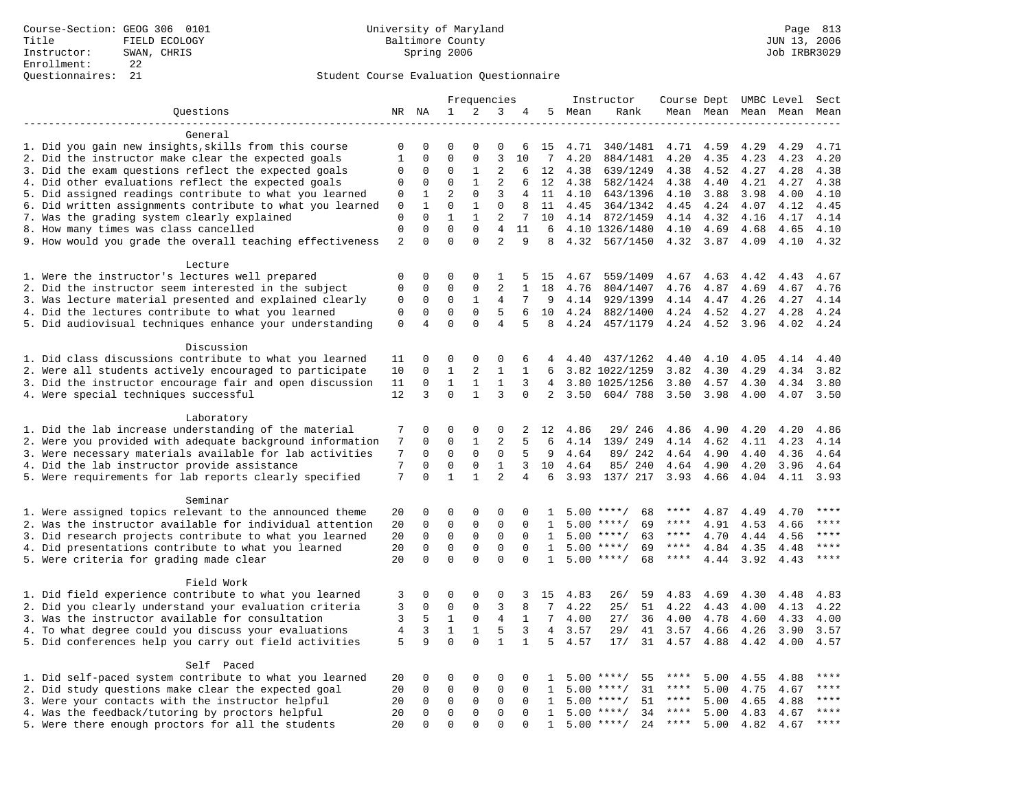Course-Section: GEOG 306 0101
Title: FIELD ECOLOGY
Instructor: SWAN, CHRIS
Enrollment: 22
Questionnaires: 21

University of Maryland
Baltimore County
Spring 2006

Page 813
JUN 13, 2006
Job IRBR3029

Student Course Evaluation Questionnaire

| Questions | NR | NA | 1 | 2 | 3 | 4 | 5 | Instructor Mean | Rank | Course Mean | Dept Mean | UMBC Mean | Level Mean | Sect Mean |
|---|---|---|---|---|---|---|---|---|---|---|---|---|---|---|
| **General** | | | | | | | | | | | | | | |
| 1. Did you gain new insights,skills from this course | 0 | 0 | 0 | 0 | 0 | 6 | 15 | 4.71 | 340/1481 | 4.71 | 4.59 | 4.29 | 4.29 | 4.71 |
| 2. Did the instructor make clear the expected goals | 1 | 0 | 0 | 0 | 3 | 10 | 7 | 4.20 | 884/1481 | 4.20 | 4.35 | 4.23 | 4.23 | 4.20 |
| 3. Did the exam questions reflect the expected goals | 0 | 0 | 0 | 1 | 2 | 6 | 12 | 4.38 | 639/1249 | 4.38 | 4.52 | 4.27 | 4.28 | 4.38 |
| 4. Did other evaluations reflect the expected goals | 0 | 0 | 0 | 1 | 2 | 6 | 12 | 4.38 | 582/1424 | 4.38 | 4.40 | 4.21 | 4.27 | 4.38 |
| 5. Did assigned readings contribute to what you learned | 0 | 1 | 2 | 0 | 3 | 4 | 11 | 4.10 | 643/1396 | 4.10 | 3.88 | 3.98 | 4.00 | 4.10 |
| 6. Did written assignments contribute to what you learned | 0 | 1 | 0 | 1 | 0 | 8 | 11 | 4.45 | 364/1342 | 4.45 | 4.24 | 4.07 | 4.12 | 4.45 |
| 7. Was the grading system clearly explained | 0 | 0 | 1 | 1 | 2 | 7 | 10 | 4.14 | 872/1459 | 4.14 | 4.32 | 4.16 | 4.17 | 4.14 |
| 8. How many times was class cancelled | 0 | 0 | 0 | 0 | 4 | 11 | 6 | 4.10 | 1326/1480 | 4.10 | 4.69 | 4.68 | 4.65 | 4.10 |
| 9. How would you grade the overall teaching effectiveness | 2 | 0 | 0 | 0 | 2 | 9 | 8 | 4.32 | 567/1450 | 4.32 | 3.87 | 4.09 | 4.10 | 4.32 |
| **Lecture** | | | | | | | | | | | | | | |
| 1. Were the instructor's lectures well prepared | 0 | 0 | 0 | 0 | 1 | 5 | 15 | 4.67 | 559/1409 | 4.67 | 4.63 | 4.42 | 4.43 | 4.67 |
| 2. Did the instructor seem interested in the subject | 0 | 0 | 0 | 0 | 2 | 1 | 18 | 4.76 | 804/1407 | 4.76 | 4.87 | 4.69 | 4.67 | 4.76 |
| 3. Was lecture material presented and explained clearly | 0 | 0 | 0 | 1 | 4 | 7 | 9 | 4.14 | 929/1399 | 4.14 | 4.47 | 4.26 | 4.27 | 4.14 |
| 4. Did the lectures contribute to what you learned | 0 | 0 | 0 | 0 | 5 | 6 | 10 | 4.24 | 882/1400 | 4.24 | 4.52 | 4.27 | 4.28 | 4.24 |
| 5. Did audiovisual techniques enhance your understanding | 0 | 4 | 0 | 0 | 4 | 5 | 8 | 4.24 | 457/1179 | 4.24 | 4.52 | 3.96 | 4.02 | 4.24 |
| **Discussion** | | | | | | | | | | | | | | |
| 1. Did class discussions contribute to what you learned | 11 | 0 | 0 | 0 | 0 | 6 | 4 | 4.40 | 437/1262 | 4.40 | 4.10 | 4.05 | 4.14 | 4.40 |
| 2. Were all students actively encouraged to participate | 10 | 0 | 1 | 2 | 1 | 1 | 6 | 3.82 | 1022/1259 | 3.82 | 4.30 | 4.29 | 4.34 | 3.82 |
| 3. Did the instructor encourage fair and open discussion | 11 | 0 | 1 | 1 | 1 | 3 | 4 | 3.80 | 1025/1256 | 3.80 | 4.57 | 4.30 | 4.34 | 3.80 |
| 4. Were special techniques successful | 12 | 3 | 0 | 1 | 3 | 0 | 2 | 3.50 | 604/ 788 | 3.50 | 3.98 | 4.00 | 4.07 | 3.50 |
| **Laboratory** | | | | | | | | | | | | | | |
| 1. Did the lab increase understanding of the material | 7 | 0 | 0 | 0 | 0 | 2 | 12 | 4.86 | 29/ 246 | 4.86 | 4.90 | 4.20 | 4.20 | 4.86 |
| 2. Were you provided with adequate background information | 7 | 0 | 0 | 1 | 2 | 5 | 6 | 4.14 | 139/ 249 | 4.14 | 4.62 | 4.11 | 4.23 | 4.14 |
| 3. Were necessary materials available for lab activities | 7 | 0 | 0 | 0 | 0 | 5 | 9 | 4.64 | 89/ 242 | 4.64 | 4.90 | 4.40 | 4.36 | 4.64 |
| 4. Did the lab instructor provide assistance | 7 | 0 | 0 | 0 | 1 | 3 | 10 | 4.64 | 85/ 240 | 4.64 | 4.90 | 4.20 | 3.96 | 4.64 |
| 5. Were requirements for lab reports clearly specified | 7 | 0 | 1 | 1 | 2 | 4 | 6 | 3.93 | 137/ 217 | 3.93 | 4.66 | 4.04 | 4.11 | 3.93 |
| **Seminar** | | | | | | | | | | | | | | |
| 1. Were assigned topics relevant to the announced theme | 20 | 0 | 0 | 0 | 0 | 0 | 1 | 5.00 | ****/ 68 | **** | 4.87 | 4.49 | 4.70 | **** |
| 2. Was the instructor available for individual attention | 20 | 0 | 0 | 0 | 0 | 0 | 1 | 5.00 | ****/ 69 | **** | 4.91 | 4.53 | 4.66 | **** |
| 3. Did research projects contribute to what you learned | 20 | 0 | 0 | 0 | 0 | 0 | 1 | 5.00 | ****/ 63 | **** | 4.70 | 4.44 | 4.56 | **** |
| 4. Did presentations contribute to what you learned | 20 | 0 | 0 | 0 | 0 | 0 | 1 | 5.00 | ****/ 69 | **** | 4.84 | 4.35 | 4.48 | **** |
| 5. Were criteria for grading made clear | 20 | 0 | 0 | 0 | 0 | 0 | 1 | 5.00 | ****/ 68 | **** | 4.44 | 3.92 | 4.43 | **** |
| **Field Work** | | | | | | | | | | | | | | |
| 1. Did field experience contribute to what you learned | 3 | 0 | 0 | 0 | 0 | 3 | 15 | 4.83 | 26/ 59 | 4.83 | 4.69 | 4.30 | 4.48 | 4.83 |
| 2. Did you clearly understand your evaluation criteria | 3 | 0 | 0 | 0 | 3 | 8 | 7 | 4.22 | 25/ 51 | 4.22 | 4.43 | 4.00 | 4.13 | 4.22 |
| 3. Was the instructor available for consultation | 3 | 5 | 1 | 0 | 4 | 1 | 7 | 4.00 | 27/ 36 | 4.00 | 4.78 | 4.60 | 4.33 | 4.00 |
| 4. To what degree could you discuss your evaluations | 4 | 3 | 1 | 1 | 5 | 3 | 4 | 3.57 | 29/ 41 | 3.57 | 4.66 | 4.26 | 3.90 | 3.57 |
| 5. Did conferences help you carry out field activities | 5 | 9 | 0 | 0 | 1 | 1 | 5 | 4.57 | 17/ 31 | 4.57 | 4.88 | 4.42 | 4.00 | 4.57 |
| **Self Paced** | | | | | | | | | | | | | | |
| 1. Did self-paced system contribute to what you learned | 20 | 0 | 0 | 0 | 0 | 0 | 1 | 5.00 | ****/ 55 | **** | 5.00 | 4.55 | 4.88 | **** |
| 2. Did study questions make clear the expected goal | 20 | 0 | 0 | 0 | 0 | 0 | 1 | 5.00 | ****/ 31 | **** | 5.00 | 4.75 | 4.67 | **** |
| 3. Were your contacts with the instructor helpful | 20 | 0 | 0 | 0 | 0 | 0 | 1 | 5.00 | ****/ 51 | **** | 5.00 | 4.65 | 4.88 | **** |
| 4. Was the feedback/tutoring by proctors helpful | 20 | 0 | 0 | 0 | 0 | 0 | 1 | 5.00 | ****/ 34 | **** | 5.00 | 4.83 | 4.67 | **** |
| 5. Were there enough proctors for all the students | 20 | 0 | 0 | 0 | 0 | 0 | 1 | 5.00 | ****/ 24 | **** | 5.00 | 4.82 | 4.67 | **** |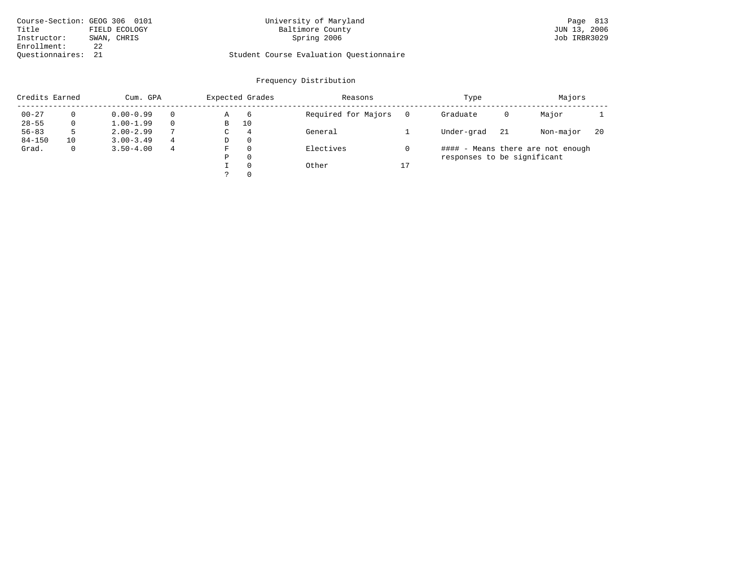Course-Section: GEOG 306 0101
Title: FIELD ECOLOGY
Instructor: SWAN, CHRIS
Enrollment: 22
Questionnaires: 21

University of Maryland
Baltimore County
Spring 2006

JUN 13, 2006
Job IRBR3029

Student Course Evaluation Questionnaire

## Frequency Distribution

| Credits Earned | | Cum. GPA | | Expected Grades | | Reasons | | Type | | Majors | |
|---|---|---|---|---|---|---|---|---|---|---|---|
| 00-27 | 0 | 0.00-0.99 | 0 | A | 6 | Required for Majors | 0 | Graduate | 0 | Major | 1 |
| 28-55 | 0 | 1.00-1.99 | 0 | B | 10 | | | | | | |
| 56-83 | 5 | 2.00-2.99 | 7 | C | 4 | General | 1 | Under-grad | 21 | Non-major | 20 |
| 84-150 | 10 | 3.00-3.49 | 4 | D | 0 | | | | | | |
| Grad. | 0 | 3.50-4.00 | 4 | F | 0 | Electives | 0 | | | | |
| | | | | P | 0 | | | | | | |
| | | | | I | 0 | Other | 17 | | | | |
| | | | | ? | 0 | | | | | | |

#### - Means there are not enough responses to be significant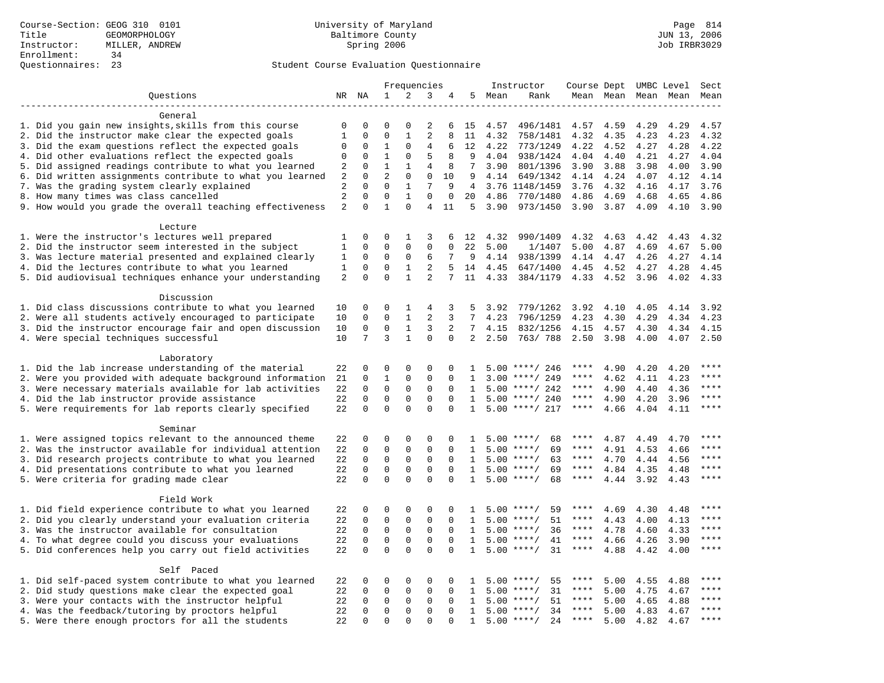Course-Section: GEOG 310 0101
Title: GEOMORPHOLOGY
Instructor: MILLER, ANDREW
Enrollment: 34
Questionnaires: 23

University of Maryland Baltimore County
Spring 2006

JUN 13, 2006
Job IRBR3029

Student Course Evaluation Questionnaire

| Questions | NR | NA | 1 | 2 | 3 | 4 | 5 | Instructor Mean | Instructor Rank | Course Mean | Dept Mean | UMBC Mean | Level Mean | Sect Mean |
|---|---|---|---|---|---|---|---|---|---|---|---|---|---|---|
| **General** | | | | | | | | | | | | | | |
| 1. Did you gain new insights,skills from this course | 0 | 0 | 0 | 0 | 2 | 6 | 15 | 4.57 | 496/1481 | 4.57 | 4.59 | 4.29 | 4.29 | 4.57 |
| 2. Did the instructor make clear the expected goals | 1 | 0 | 0 | 1 | 2 | 8 | 11 | 4.32 | 758/1481 | 4.32 | 4.35 | 4.23 | 4.23 | 4.32 |
| 3. Did the exam questions reflect the expected goals | 0 | 0 | 1 | 0 | 4 | 6 | 12 | 4.22 | 773/1249 | 4.22 | 4.52 | 4.27 | 4.28 | 4.22 |
| 4. Did other evaluations reflect the expected goals | 0 | 0 | 1 | 0 | 5 | 8 | 9 | 4.04 | 938/1424 | 4.04 | 4.40 | 4.21 | 4.27 | 4.04 |
| 5. Did assigned readings contribute to what you learned | 2 | 0 | 1 | 1 | 4 | 8 | 7 | 3.90 | 801/1396 | 3.90 | 3.88 | 3.98 | 4.00 | 3.90 |
| 6. Did written assignments contribute to what you learned | 2 | 0 | 2 | 0 | 0 | 10 | 9 | 4.14 | 649/1342 | 4.14 | 4.24 | 4.07 | 4.12 | 4.14 |
| 7. Was the grading system clearly explained | 2 | 0 | 0 | 1 | 7 | 9 | 4 | 3.76 | 1148/1459 | 3.76 | 4.32 | 4.16 | 4.17 | 3.76 |
| 8. How many times was class cancelled | 2 | 0 | 0 | 1 | 0 | 0 | 20 | 4.86 | 770/1480 | 4.86 | 4.69 | 4.68 | 4.65 | 4.86 |
| 9. How would you grade the overall teaching effectiveness | 2 | 0 | 1 | 0 | 4 | 11 | 5 | 3.90 | 973/1450 | 3.90 | 3.87 | 4.09 | 4.10 | 3.90 |
| **Lecture** | | | | | | | | | | | | | | |
| 1. Were the instructor's lectures well prepared | 1 | 0 | 0 | 1 | 3 | 6 | 12 | 4.32 | 990/1409 | 4.32 | 4.63 | 4.42 | 4.43 | 4.32 |
| 2. Did the instructor seem interested in the subject | 1 | 0 | 0 | 0 | 0 | 0 | 22 | 5.00 | 1/1407 | 5.00 | 4.87 | 4.69 | 4.67 | 5.00 |
| 3. Was lecture material presented and explained clearly | 1 | 0 | 0 | 0 | 6 | 7 | 9 | 4.14 | 938/1399 | 4.14 | 4.47 | 4.26 | 4.27 | 4.14 |
| 4. Did the lectures contribute to what you learned | 1 | 0 | 0 | 1 | 2 | 5 | 14 | 4.45 | 647/1400 | 4.45 | 4.52 | 4.27 | 4.28 | 4.45 |
| 5. Did audiovisual techniques enhance your understanding | 2 | 0 | 0 | 1 | 2 | 7 | 11 | 4.33 | 384/1179 | 4.33 | 4.52 | 3.96 | 4.02 | 4.33 |
| **Discussion** | | | | | | | | | | | | | | |
| 1. Did class discussions contribute to what you learned | 10 | 0 | 0 | 1 | 4 | 3 | 5 | 3.92 | 779/1262 | 3.92 | 4.10 | 4.05 | 4.14 | 3.92 |
| 2. Were all students actively encouraged to participate | 10 | 0 | 0 | 1 | 2 | 3 | 7 | 4.23 | 796/1259 | 4.23 | 4.30 | 4.29 | 4.34 | 4.23 |
| 3. Did the instructor encourage fair and open discussion | 10 | 0 | 0 | 1 | 3 | 2 | 7 | 4.15 | 832/1256 | 4.15 | 4.57 | 4.30 | 4.34 | 4.15 |
| 4. Were special techniques successful | 10 | 7 | 3 | 1 | 0 | 0 | 2 | 2.50 | 763/ 788 | 2.50 | 3.98 | 4.00 | 4.07 | 2.50 |
| **Laboratory** | | | | | | | | | | | | | | |
| 1. Did the lab increase understanding of the material | 22 | 0 | 0 | 0 | 0 | 0 | 1 | 5.00 | ****/ 246 | **** | 4.90 | 4.20 | 4.20 | **** |
| 2. Were you provided with adequate background information | 21 | 0 | 1 | 0 | 0 | 0 | 1 | 3.00 | ****/ 249 | **** | 4.62 | 4.11 | 4.23 | **** |
| 3. Were necessary materials available for lab activities | 22 | 0 | 0 | 0 | 0 | 0 | 1 | 5.00 | ****/ 242 | **** | 4.90 | 4.40 | 4.36 | **** |
| 4. Did the lab instructor provide assistance | 22 | 0 | 0 | 0 | 0 | 0 | 1 | 5.00 | ****/ 240 | **** | 4.90 | 4.20 | 3.96 | **** |
| 5. Were requirements for lab reports clearly specified | 22 | 0 | 0 | 0 | 0 | 0 | 1 | 5.00 | ****/ 217 | **** | 4.66 | 4.04 | 4.11 | **** |
| **Seminar** | | | | | | | | | | | | | | |
| 1. Were assigned topics relevant to the announced theme | 22 | 0 | 0 | 0 | 0 | 0 | 1 | 5.00 | ****/ 68 | **** | 4.87 | 4.49 | 4.70 | **** |
| 2. Was the instructor available for individual attention | 22 | 0 | 0 | 0 | 0 | 0 | 1 | 5.00 | ****/ 69 | **** | 4.91 | 4.53 | 4.66 | **** |
| 3. Did research projects contribute to what you learned | 22 | 0 | 0 | 0 | 0 | 0 | 1 | 5.00 | ****/ 63 | **** | 4.70 | 4.44 | 4.56 | **** |
| 4. Did presentations contribute to what you learned | 22 | 0 | 0 | 0 | 0 | 0 | 1 | 5.00 | ****/ 69 | **** | 4.84 | 4.35 | 4.48 | **** |
| 5. Were criteria for grading made clear | 22 | 0 | 0 | 0 | 0 | 0 | 1 | 5.00 | ****/ 68 | **** | 4.44 | 3.92 | 4.43 | **** |
| **Field Work** | | | | | | | | | | | | | | |
| 1. Did field experience contribute to what you learned | 22 | 0 | 0 | 0 | 0 | 0 | 1 | 5.00 | ****/ 59 | **** | 4.69 | 4.30 | 4.48 | **** |
| 2. Did you clearly understand your evaluation criteria | 22 | 0 | 0 | 0 | 0 | 0 | 1 | 5.00 | ****/ 51 | **** | 4.43 | 4.00 | 4.13 | **** |
| 3. Was the instructor available for consultation | 22 | 0 | 0 | 0 | 0 | 0 | 1 | 5.00 | ****/ 36 | **** | 4.78 | 4.60 | 4.33 | **** |
| 4. To what degree could you discuss your evaluations | 22 | 0 | 0 | 0 | 0 | 0 | 1 | 5.00 | ****/ 41 | **** | 4.66 | 4.26 | 3.90 | **** |
| 5. Did conferences help you carry out field activities | 22 | 0 | 0 | 0 | 0 | 0 | 1 | 5.00 | ****/ 31 | **** | 4.88 | 4.42 | 4.00 | **** |
| **Self Paced** | | | | | | | | | | | | | | |
| 1. Did self-paced system contribute to what you learned | 22 | 0 | 0 | 0 | 0 | 0 | 1 | 5.00 | ****/ 55 | **** | 5.00 | 4.55 | 4.88 | **** |
| 2. Did study questions make clear the expected goal | 22 | 0 | 0 | 0 | 0 | 0 | 1 | 5.00 | ****/ 31 | **** | 5.00 | 4.75 | 4.67 | **** |
| 3. Were your contacts with the instructor helpful | 22 | 0 | 0 | 0 | 0 | 0 | 1 | 5.00 | ****/ 51 | **** | 5.00 | 4.65 | 4.88 | **** |
| 4. Was the feedback/tutoring by proctors helpful | 22 | 0 | 0 | 0 | 0 | 0 | 1 | 5.00 | ****/ 34 | **** | 5.00 | 4.83 | 4.67 | **** |
| 5. Were there enough proctors for all the students | 22 | 0 | 0 | 0 | 0 | 0 | 1 | 5.00 | ****/ 24 | **** | 5.00 | 4.82 | 4.67 | **** |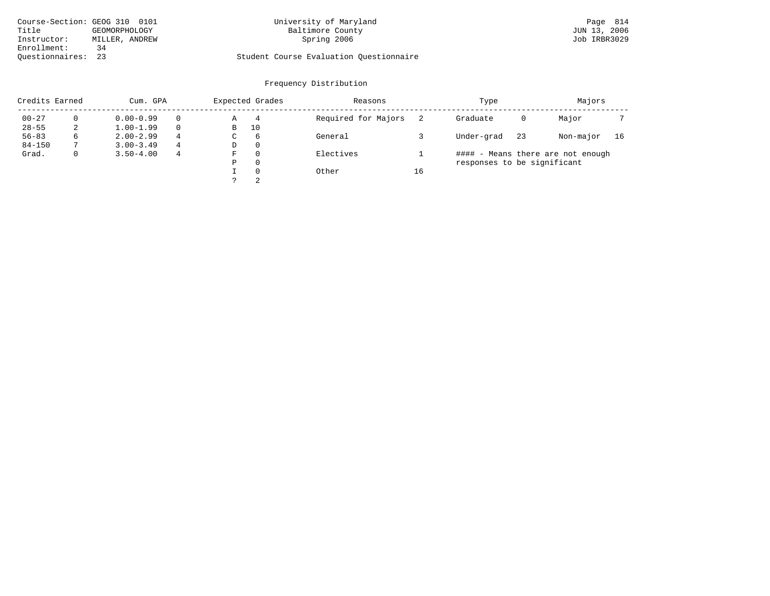Course-Section: GEOG 310 0101
Title: GEOMORPHOLOGY
Instructor: MILLER, ANDREW
Enrollment: 34
Questionnaires: 23

University of Maryland
Baltimore County
Spring 2006

Student Course Evaluation Questionnaire

JUN 13, 2006
Job IRBR3029

## Frequency Distribution

| Credits Earned | | Cum. GPA | | Expected Grades | | Reasons | | Type | | Majors | |
|---|---|---|---|---|---|---|---|---|---|---|---|
| 00-27 | 0 | 0.00-0.99 | 0 | A | 4 | Required for Majors | 2 | Graduate | 0 | Major | 7 |
| 28-55 | 2 | 1.00-1.99 | 0 | B | 10 | | | | | | |
| 56-83 | 6 | 2.00-2.99 | 4 | C | 6 | General | 3 | Under-grad | 23 | Non-major | 16 |
| 84-150 | 7 | 3.00-3.49 | 4 | D | 0 | | | | | | |
| Grad. | 0 | 3.50-4.00 | 4 | F | 0 | Electives | 1 | | | | |
| | | | | P | 0 | | | | | | |
| | | | | I | 0 | Other | 16 | | | | |
| | | | | ? | 2 | | | | | | |

#### - Means there are not enough responses to be significant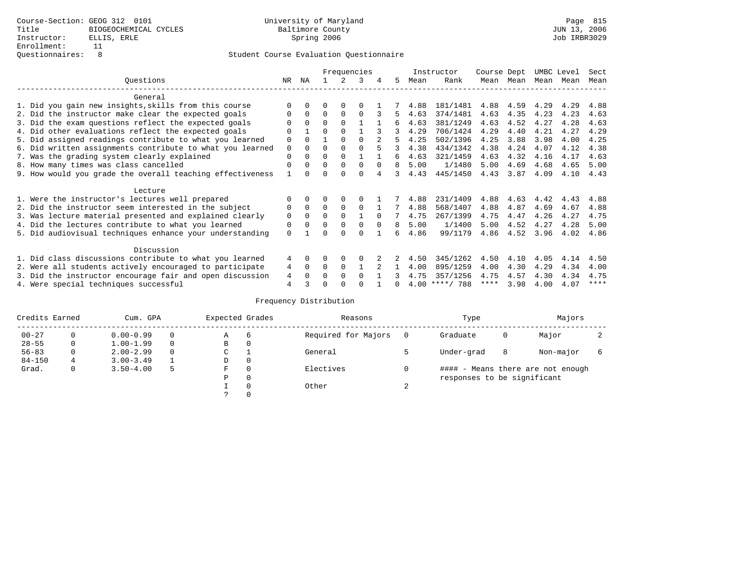Course-Section: GEOG 312 0101
Title: BIOGEOCHEMICAL CYCLES
Instructor: ELLIS, ERLE
Enrollment: 11
Questionnaires: 8

University of Maryland
Baltimore County
Spring 2006

JUN 13, 2006
Job IRBR3029

## Student Course Evaluation Questionnaire

| Questions | NR | NA | 1 | 2 | 3 | 4 | 5 | Instructor Mean | Instructor Rank | Course Mean | Dept Mean | UMBC Mean | Level Mean | Sect Mean |
|---|---|---|---|---|---|---|---|---|---|---|---|---|---|---|
| **General** | | | | | | | | | | | | | | |
| 1. Did you gain new insights,skills from this course | 0 | 0 | 0 | 0 | 0 | 1 | 7 | 4.88 | 181/1481 | 4.88 | 4.59 | 4.29 | 4.29 | 4.88 |
| 2. Did the instructor make clear the expected goals | 0 | 0 | 0 | 0 | 0 | 3 | 5 | 4.63 | 374/1481 | 4.63 | 4.35 | 4.23 | 4.23 | 4.63 |
| 3. Did the exam questions reflect the expected goals | 0 | 0 | 0 | 0 | 1 | 1 | 6 | 4.63 | 381/1249 | 4.63 | 4.52 | 4.27 | 4.28 | 4.63 |
| 4. Did other evaluations reflect the expected goals | 0 | 1 | 0 | 0 | 1 | 3 | 3 | 4.29 | 706/1424 | 4.29 | 4.40 | 4.21 | 4.27 | 4.29 |
| 5. Did assigned readings contribute to what you learned | 0 | 0 | 1 | 0 | 0 | 2 | 5 | 4.25 | 502/1396 | 4.25 | 3.88 | 3.98 | 4.00 | 4.25 |
| 6. Did written assignments contribute to what you learned | 0 | 0 | 0 | 0 | 0 | 5 | 3 | 4.38 | 434/1342 | 4.38 | 4.24 | 4.07 | 4.12 | 4.38 |
| 7. Was the grading system clearly explained | 0 | 0 | 0 | 0 | 1 | 1 | 6 | 4.63 | 321/1459 | 4.63 | 4.32 | 4.16 | 4.17 | 4.63 |
| 8. How many times was class cancelled | 0 | 0 | 0 | 0 | 0 | 0 | 8 | 5.00 | 1/1480 | 5.00 | 4.69 | 4.68 | 4.65 | 5.00 |
| 9. How would you grade the overall teaching effectiveness | 1 | 0 | 0 | 0 | 0 | 4 | 3 | 4.43 | 445/1450 | 4.43 | 3.87 | 4.09 | 4.10 | 4.43 |
| **Lecture** | | | | | | | | | | | | | | |
| 1. Were the instructor's lectures well prepared | 0 | 0 | 0 | 0 | 0 | 1 | 7 | 4.88 | 231/1409 | 4.88 | 4.63 | 4.42 | 4.43 | 4.88 |
| 2. Did the instructor seem interested in the subject | 0 | 0 | 0 | 0 | 0 | 1 | 7 | 4.88 | 568/1407 | 4.88 | 4.87 | 4.69 | 4.67 | 4.88 |
| 3. Was lecture material presented and explained clearly | 0 | 0 | 0 | 0 | 1 | 0 | 7 | 4.75 | 267/1399 | 4.75 | 4.47 | 4.26 | 4.27 | 4.75 |
| 4. Did the lectures contribute to what you learned | 0 | 0 | 0 | 0 | 0 | 0 | 8 | 5.00 | 1/1400 | 5.00 | 4.52 | 4.27 | 4.28 | 5.00 |
| 5. Did audiovisual techniques enhance your understanding | 0 | 1 | 0 | 0 | 0 | 1 | 6 | 4.86 | 99/1179 | 4.86 | 4.52 | 3.96 | 4.02 | 4.86 |
| **Discussion** | | | | | | | | | | | | | | |
| 1. Did class discussions contribute to what you learned | 4 | 0 | 0 | 0 | 0 | 2 | 2 | 4.50 | 345/1262 | 4.50 | 4.10 | 4.05 | 4.14 | 4.50 |
| 2. Were all students actively encouraged to participate | 4 | 0 | 0 | 0 | 1 | 2 | 1 | 4.00 | 895/1259 | 4.00 | 4.30 | 4.29 | 4.34 | 4.00 |
| 3. Did the instructor encourage fair and open discussion | 4 | 0 | 0 | 0 | 0 | 1 | 3 | 4.75 | 357/1256 | 4.75 | 4.57 | 4.30 | 4.34 | 4.75 |
| 4. Were special techniques successful | 4 | 3 | 0 | 0 | 0 | 1 | 0 | 4.00 | ****/ 788 | **** | 3.98 | 4.00 | 4.07 | **** |

## Frequency Distribution

| Credits Earned | | Cum. GPA | | Expected Grades | | Reasons | | Type | | Majors | |
|---|---|---|---|---|---|---|---|---|---|---|---|
| 00-27 | 0 | 0.00-0.99 | 0 | A | 6 | Required for Majors | 0 | Graduate | 0 | Major | 2 |
| 28-55 | 0 | 1.00-1.99 | 0 | B | 0 | | | | | | |
| 56-83 | 0 | 2.00-2.99 | 0 | C | 1 | General | 5 | Under-grad | 8 | Non-major | 6 |
| 84-150 | 4 | 3.00-3.49 | 1 | D | 0 | | | | | | |
| Grad. | 0 | 3.50-4.00 | 5 | F | 0 | Electives | 0 | | | | |
| | | | | P | 0 | | | | | | |
| | | | | I | 0 | Other | 2 | | | | |
| | | | | ? | 0 | | | | | | |

#### - Means there are not enough responses to be significant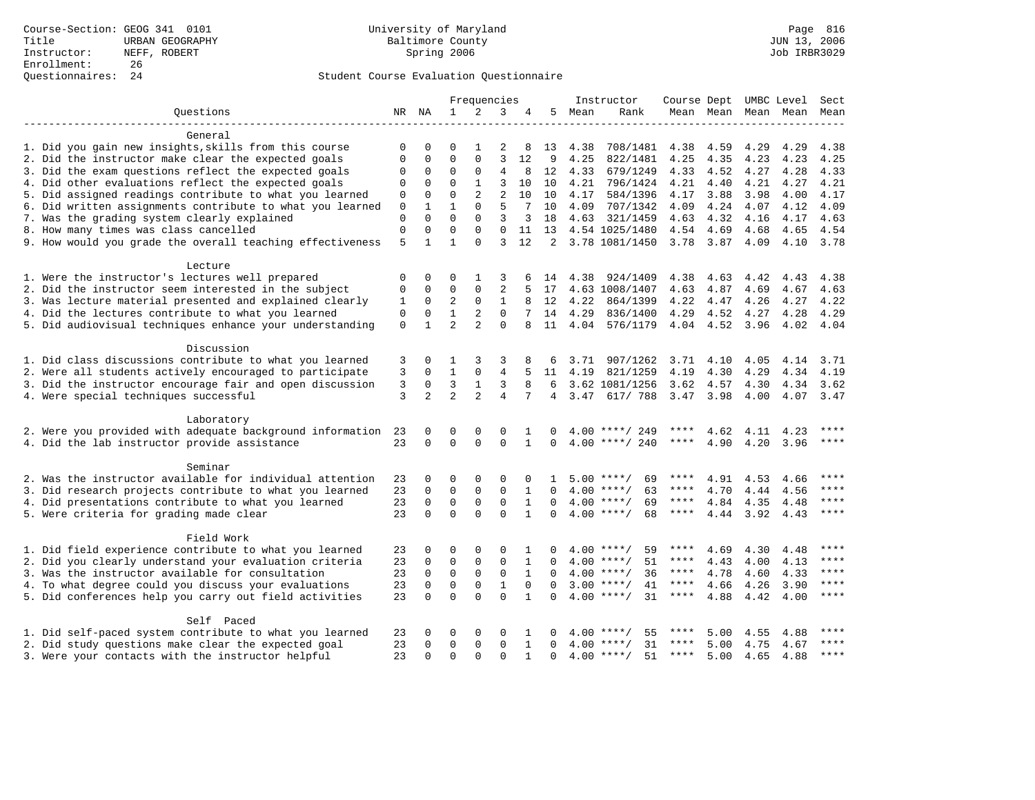Course-Section: GEOG 341 0101
Title: URBAN GEOGRAPHY
Instructor: NEFF, ROBERT
Enrollment: 26
Questionnaires: 24

University of Maryland
Baltimore County
Spring 2006

Page 816
JUN 13, 2006
Job IRBR3029

## Student Course Evaluation Questionnaire

| Questions | NR | NA | 1 | 2 | 3 | 4 | 5 | Instructor Mean | Rank | Course Mean | Dept Mean | UMBC Mean | Level Mean | Sect Mean |
|---|---|---|---|---|---|---|---|---|---|---|---|---|---|---|
| **General** | | | | | | | | | | | | | | |
| 1. Did you gain new insights,skills from this course | 0 | 0 | 0 | 1 | 2 | 8 | 13 | 4.38 | 708/1481 | 4.38 | 4.59 | 4.29 | 4.29 | 4.38 |
| 2. Did the instructor make clear the expected goals | 0 | 0 | 0 | 0 | 3 | 12 | 9 | 4.25 | 822/1481 | 4.25 | 4.35 | 4.23 | 4.23 | 4.25 |
| 3. Did the exam questions reflect the expected goals | 0 | 0 | 0 | 0 | 4 | 8 | 12 | 4.33 | 679/1249 | 4.33 | 4.52 | 4.27 | 4.28 | 4.33 |
| 4. Did other evaluations reflect the expected goals | 0 | 0 | 0 | 1 | 3 | 10 | 10 | 4.21 | 796/1424 | 4.21 | 4.40 | 4.21 | 4.27 | 4.21 |
| 5. Did assigned readings contribute to what you learned | 0 | 0 | 0 | 2 | 2 | 10 | 10 | 4.17 | 584/1396 | 4.17 | 3.88 | 3.98 | 4.00 | 4.17 |
| 6. Did written assignments contribute to what you learned | 0 | 1 | 1 | 0 | 5 | 7 | 10 | 4.09 | 707/1342 | 4.09 | 4.24 | 4.07 | 4.12 | 4.09 |
| 7. Was the grading system clearly explained | 0 | 0 | 0 | 0 | 3 | 3 | 18 | 4.63 | 321/1459 | 4.63 | 4.32 | 4.16 | 4.17 | 4.63 |
| 8. How many times was class cancelled | 0 | 0 | 0 | 0 | 0 | 11 | 13 | 4.54 | 1025/1480 | 4.54 | 4.69 | 4.68 | 4.65 | 4.54 |
| 9. How would you grade the overall teaching effectiveness | 5 | 1 | 1 | 0 | 3 | 12 | 2 | 3.78 | 1081/1450 | 3.78 | 3.87 | 4.09 | 4.10 | 3.78 |
| **Lecture** | | | | | | | | | | | | | | |
| 1. Were the instructor's lectures well prepared | 0 | 0 | 0 | 1 | 3 | 6 | 14 | 4.38 | 924/1409 | 4.38 | 4.63 | 4.42 | 4.43 | 4.38 |
| 2. Did the instructor seem interested in the subject | 0 | 0 | 0 | 0 | 2 | 5 | 17 | 4.63 | 1008/1407 | 4.63 | 4.87 | 4.69 | 4.67 | 4.63 |
| 3. Was lecture material presented and explained clearly | 1 | 0 | 2 | 0 | 1 | 8 | 12 | 4.22 | 864/1399 | 4.22 | 4.47 | 4.26 | 4.27 | 4.22 |
| 4. Did the lectures contribute to what you learned | 0 | 0 | 1 | 2 | 0 | 7 | 14 | 4.29 | 836/1400 | 4.29 | 4.52 | 4.27 | 4.28 | 4.29 |
| 5. Did audiovisual techniques enhance your understanding | 0 | 1 | 2 | 2 | 0 | 8 | 11 | 4.04 | 576/1179 | 4.04 | 4.52 | 3.96 | 4.02 | 4.04 |
| **Discussion** | | | | | | | | | | | | | | |
| 1. Did class discussions contribute to what you learned | 3 | 0 | 1 | 3 | 3 | 8 | 6 | 3.71 | 907/1262 | 3.71 | 4.10 | 4.05 | 4.14 | 3.71 |
| 2. Were all students actively encouraged to participate | 3 | 0 | 1 | 0 | 4 | 5 | 11 | 4.19 | 821/1259 | 4.19 | 4.30 | 4.29 | 4.34 | 4.19 |
| 3. Did the instructor encourage fair and open discussion | 3 | 0 | 3 | 1 | 3 | 8 | 6 | 3.62 | 1081/1256 | 3.62 | 4.57 | 4.30 | 4.34 | 3.62 |
| 4. Were special techniques successful | 3 | 2 | 2 | 2 | 4 | 7 | 4 | 3.47 | 617/ 788 | 3.47 | 3.98 | 4.00 | 4.07 | 3.47 |
| **Laboratory** | | | | | | | | | | | | | | |
| 2. Were you provided with adequate background information | 23 | 0 | 0 | 0 | 0 | 1 | 0 | 4.00 | ****/ 249 | **** | 4.62 | 4.11 | 4.23 | **** |
| 4. Did the lab instructor provide assistance | 23 | 0 | 0 | 0 | 0 | 1 | 0 | 4.00 | ****/ 240 | **** | 4.90 | 4.20 | 3.96 | **** |
| **Seminar** | | | | | | | | | | | | | | |
| 2. Was the instructor available for individual attention | 23 | 0 | 0 | 0 | 0 | 0 | 1 | 5.00 | ****/ 69 | **** | 4.91 | 4.53 | 4.66 | **** |
| 3. Did research projects contribute to what you learned | 23 | 0 | 0 | 0 | 0 | 1 | 0 | 4.00 | ****/ 63 | **** | 4.70 | 4.44 | 4.56 | **** |
| 4. Did presentations contribute to what you learned | 23 | 0 | 0 | 0 | 0 | 1 | 0 | 4.00 | ****/ 69 | **** | 4.84 | 4.35 | 4.48 | **** |
| 5. Were criteria for grading made clear | 23 | 0 | 0 | 0 | 0 | 1 | 0 | 4.00 | ****/ 68 | **** | 4.44 | 3.92 | 4.43 | **** |
| **Field Work** | | | | | | | | | | | | | | |
| 1. Did field experience contribute to what you learned | 23 | 0 | 0 | 0 | 0 | 1 | 0 | 4.00 | ****/ 59 | **** | 4.69 | 4.30 | 4.48 | **** |
| 2. Did you clearly understand your evaluation criteria | 23 | 0 | 0 | 0 | 0 | 1 | 0 | 4.00 | ****/ 51 | **** | 4.43 | 4.00 | 4.13 | **** |
| 3. Was the instructor available for consultation | 23 | 0 | 0 | 0 | 0 | 1 | 0 | 4.00 | ****/ 36 | **** | 4.78 | 4.60 | 4.33 | **** |
| 4. To what degree could you discuss your evaluations | 23 | 0 | 0 | 0 | 1 | 0 | 0 | 3.00 | ****/ 41 | **** | 4.66 | 4.26 | 3.90 | **** |
| 5. Did conferences help you carry out field activities | 23 | 0 | 0 | 0 | 0 | 1 | 0 | 4.00 | ****/ 31 | **** | 4.88 | 4.42 | 4.00 | **** |
| **Self Paced** | | | | | | | | | | | | | | |
| 1. Did self-paced system contribute to what you learned | 23 | 0 | 0 | 0 | 0 | 1 | 0 | 4.00 | ****/ 55 | **** | 5.00 | 4.55 | 4.88 | **** |
| 2. Did study questions make clear the expected goal | 23 | 0 | 0 | 0 | 0 | 1 | 0 | 4.00 | ****/ 31 | **** | 5.00 | 4.75 | 4.67 | **** |
| 3. Were your contacts with the instructor helpful | 23 | 0 | 0 | 0 | 0 | 1 | 0 | 4.00 | ****/ 51 | **** | 5.00 | 4.65 | 4.88 | **** |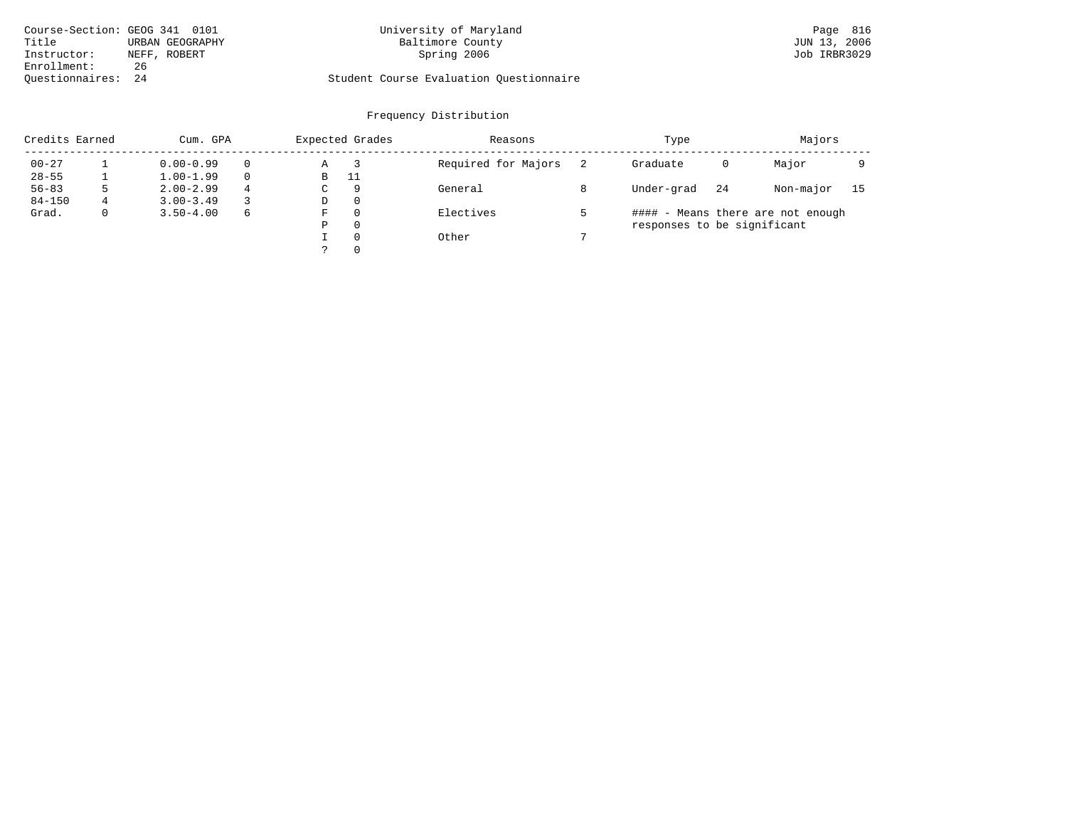Course-Section: GEOG 341 0101
Title: URBAN GEOGRAPHY
Instructor: NEFF, ROBERT
Enrollment: 26
Questionnaires: 24

University of Maryland
Baltimore County
Spring 2006

Student Course Evaluation Questionnaire

JUN 13, 2006
Job IRBR3029

## Frequency Distribution

| Credits Earned | | Cum. GPA | | Expected Grades | | Reasons | | Type | | Majors | |
|---|---|---|---|---|---|---|---|---|---|---|---|
| 00-27 | 1 | 0.00-0.99 | 0 | A | 3 | Required for Majors | 2 | Graduate | 0 | Major | 9 |
| 28-55 | 1 | 1.00-1.99 | 0 | B | 11 | | | | | | |
| 56-83 | 5 | 2.00-2.99 | 4 | C | 9 | General | 8 | Under-grad | 24 | Non-major | 15 |
| 84-150 | 4 | 3.00-3.49 | 3 | D | 0 | | | | | | |
| Grad. | 0 | 3.50-4.00 | 6 | F | 0 | Electives | 5 | | | | |
| | | | | P | 0 | | | | | | |
| | | | | I | 0 | Other | 7 | | | | |
| | | | | ? | 0 | | | | | | |

#### - Means there are not enough responses to be significant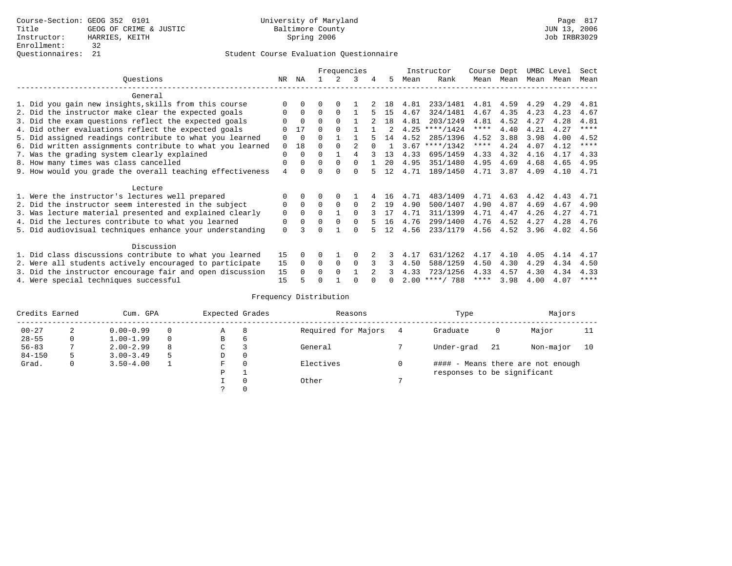Course-Section: GEOG 352 0101
Title: GEOG OF CRIME & JUSTIC
Instructor: HARRIES, KEITH
Enrollment: 32
Questionnaires: 21

University of Maryland
Baltimore County
Spring 2006

JUN 13, 2006
Job IRBR3029

## Student Course Evaluation Questionnaire

| Questions | NR | NA | 1 | 2 | 3 | 4 | 5 | Instructor Mean | Instructor Rank | Course Mean | Dept Mean | UMBC Mean | Level Mean | Sect Mean |
|---|---|---|---|---|---|---|---|---|---|---|---|---|---|---|
| **General** | | | | | | | | | | | | | | |
| 1. Did you gain new insights,skills from this course | 0 | 0 | 0 | 0 | 1 | 2 | 18 | 4.81 | 233/1481 | 4.81 | 4.59 | 4.29 | 4.29 | 4.81 |
| 2. Did the instructor make clear the expected goals | 0 | 0 | 0 | 0 | 1 | 5 | 15 | 4.67 | 324/1481 | 4.67 | 4.35 | 4.23 | 4.23 | 4.67 |
| 3. Did the exam questions reflect the expected goals | 0 | 0 | 0 | 0 | 1 | 2 | 18 | 4.81 | 203/1249 | 4.81 | 4.52 | 4.27 | 4.28 | 4.81 |
| 4. Did other evaluations reflect the expected goals | 0 | 17 | 0 | 0 | 1 | 1 | 2 | 4.25 | ****/1424 | **** | 4.40 | 4.21 | 4.27 | **** |
| 5. Did assigned readings contribute to what you learned | 0 | 0 | 0 | 1 | 1 | 5 | 14 | 4.52 | 285/1396 | 4.52 | 3.88 | 3.98 | 4.00 | 4.52 |
| 6. Did written assignments contribute to what you learned | 0 | 18 | 0 | 0 | 2 | 0 | 1 | 3.67 | ****/1342 | **** | 4.24 | 4.07 | 4.12 | **** |
| 7. Was the grading system clearly explained | 0 | 0 | 0 | 1 | 4 | 3 | 13 | 4.33 | 695/1459 | 4.33 | 4.32 | 4.16 | 4.17 | 4.33 |
| 8. How many times was class cancelled | 0 | 0 | 0 | 0 | 0 | 1 | 20 | 4.95 | 351/1480 | 4.95 | 4.69 | 4.68 | 4.65 | 4.95 |
| 9. How would you grade the overall teaching effectiveness | 4 | 0 | 0 | 0 | 0 | 5 | 12 | 4.71 | 189/1450 | 4.71 | 3.87 | 4.09 | 4.10 | 4.71 |
| **Lecture** | | | | | | | | | | | | | | |
| 1. Were the instructor's lectures well prepared | 0 | 0 | 0 | 0 | 1 | 4 | 16 | 4.71 | 483/1409 | 4.71 | 4.63 | 4.42 | 4.43 | 4.71 |
| 2. Did the instructor seem interested in the subject | 0 | 0 | 0 | 0 | 0 | 2 | 19 | 4.90 | 500/1407 | 4.90 | 4.87 | 4.69 | 4.67 | 4.90 |
| 3. Was lecture material presented and explained clearly | 0 | 0 | 0 | 1 | 0 | 3 | 17 | 4.71 | 311/1399 | 4.71 | 4.47 | 4.26 | 4.27 | 4.71 |
| 4. Did the lectures contribute to what you learned | 0 | 0 | 0 | 0 | 0 | 5 | 16 | 4.76 | 299/1400 | 4.76 | 4.52 | 4.27 | 4.28 | 4.76 |
| 5. Did audiovisual techniques enhance your understanding | 0 | 3 | 0 | 1 | 0 | 5 | 12 | 4.56 | 233/1179 | 4.56 | 4.52 | 3.96 | 4.02 | 4.56 |
| **Discussion** | | | | | | | | | | | | | | |
| 1. Did class discussions contribute to what you learned | 15 | 0 | 0 | 1 | 0 | 2 | 3 | 4.17 | 631/1262 | 4.17 | 4.10 | 4.05 | 4.14 | 4.17 |
| 2. Were all students actively encouraged to participate | 15 | 0 | 0 | 0 | 0 | 3 | 3 | 4.50 | 588/1259 | 4.50 | 4.30 | 4.29 | 4.34 | 4.50 |
| 3. Did the instructor encourage fair and open discussion | 15 | 0 | 0 | 0 | 1 | 2 | 3 | 4.33 | 723/1256 | 4.33 | 4.57 | 4.30 | 4.34 | 4.33 |
| 4. Were special techniques successful | 15 | 5 | 0 | 1 | 0 | 0 | 0 | 2.00 | ****/ 788 | **** | 3.98 | 4.00 | 4.07 | **** |

## Frequency Distribution

| Credits Earned | | Cum. GPA | | Expected Grades | | Reasons | | Type | | Majors | |
|---|---|---|---|---|---|---|---|---|---|---|---|
| 00-27 | 2 | 0.00-0.99 | 0 | A | 8 | Required for Majors | 4 | Graduate | 0 | Major | 11 |
| 28-55 | 0 | 1.00-1.99 | 0 | B | 6 | | | | | | |
| 56-83 | 7 | 2.00-2.99 | 8 | C | 3 | General | 7 | Under-grad | 21 | Non-major | 10 |
| 84-150 | 5 | 3.00-3.49 | 5 | D | 0 | | | | | | |
| Grad. | 0 | 3.50-4.00 | 1 | F | 0 | Electives | 0 | #### - Means there are not enough responses to be significant | | | |
| | | | | P | 1 | | | | | | |
| | | | | I | 0 | Other | 7 | | | | |
| | | | | ? | 0 | | | | | | |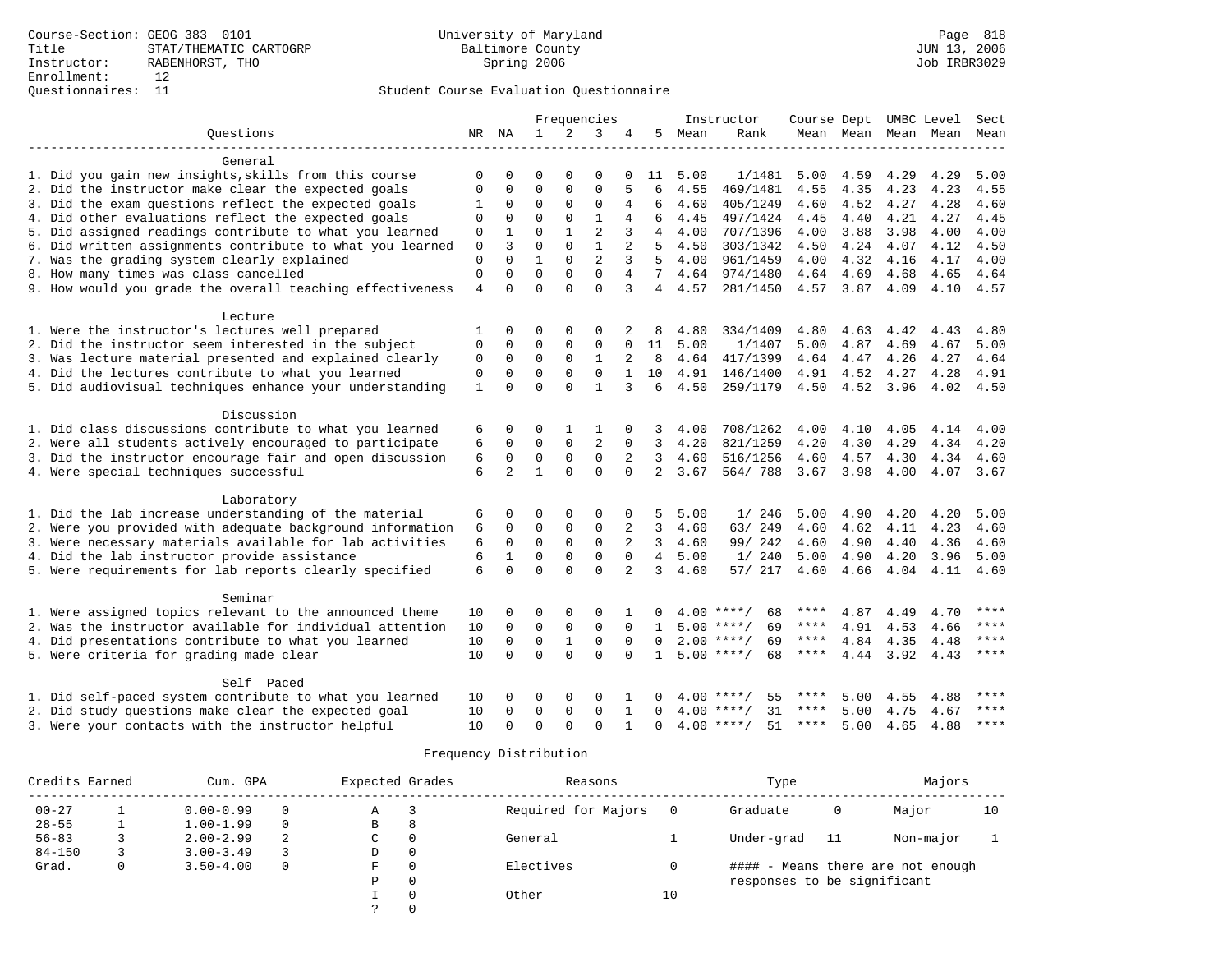Course-Section: GEOG 383 0101
Title: STAT/THEMATIC CARTOGRP
Instructor: RABENHORST, THO
Enrollment: 12
Questionnaires: 11

University of Maryland
Baltimore County
Spring 2006

Page 818
JUN 13, 2006
Job IRBR3029

## Student Course Evaluation Questionnaire

| Questions | NR | NA | 1 | 2 | 3 | 4 | 5 | Instructor Mean | Instructor Rank | Course Mean | Dept Mean | UMBC Mean | Level Mean | Sect Mean |
|---|---|---|---|---|---|---|---|---|---|---|---|---|---|---|
| **General** | | | | | | | | | | | | | | |
| 1. Did you gain new insights,skills from this course | 0 | 0 | 0 | 0 | 0 | 0 | 11 | 5.00 | 1/1481 | 5.00 | 4.59 | 4.29 | 4.29 | 5.00 |
| 2. Did the instructor make clear the expected goals | 0 | 0 | 0 | 0 | 0 | 5 | 6 | 4.55 | 469/1481 | 4.55 | 4.35 | 4.23 | 4.23 | 4.55 |
| 3. Did the exam questions reflect the expected goals | 1 | 0 | 0 | 0 | 0 | 4 | 6 | 4.60 | 405/1249 | 4.60 | 4.52 | 4.27 | 4.28 | 4.60 |
| 4. Did other evaluations reflect the expected goals | 0 | 0 | 0 | 0 | 1 | 4 | 6 | 4.45 | 497/1424 | 4.45 | 4.40 | 4.21 | 4.27 | 4.45 |
| 5. Did assigned readings contribute to what you learned | 0 | 1 | 0 | 1 | 2 | 3 | 4 | 4.00 | 707/1396 | 4.00 | 3.88 | 3.98 | 4.00 | 4.00 |
| 6. Did written assignments contribute to what you learned | 0 | 3 | 0 | 0 | 1 | 2 | 5 | 4.50 | 303/1342 | 4.50 | 4.24 | 4.07 | 4.12 | 4.50 |
| 7. Was the grading system clearly explained | 0 | 0 | 1 | 0 | 2 | 3 | 5 | 4.00 | 961/1459 | 4.00 | 4.32 | 4.16 | 4.17 | 4.00 |
| 8. How many times was class cancelled | 0 | 0 | 0 | 0 | 0 | 4 | 7 | 4.64 | 974/1480 | 4.64 | 4.69 | 4.68 | 4.65 | 4.64 |
| 9. How would you grade the overall teaching effectiveness | 4 | 0 | 0 | 0 | 0 | 3 | 4 | 4.57 | 281/1450 | 4.57 | 3.87 | 4.09 | 4.10 | 4.57 |
| **Lecture** | | | | | | | | | | | | | | |
| 1. Were the instructor's lectures well prepared | 1 | 0 | 0 | 0 | 0 | 2 | 8 | 4.80 | 334/1409 | 4.80 | 4.63 | 4.42 | 4.43 | 4.80 |
| 2. Did the instructor seem interested in the subject | 0 | 0 | 0 | 0 | 0 | 0 | 11 | 5.00 | 1/1407 | 5.00 | 4.87 | 4.69 | 4.67 | 5.00 |
| 3. Was lecture material presented and explained clearly | 0 | 0 | 0 | 0 | 1 | 2 | 8 | 4.64 | 417/1399 | 4.64 | 4.47 | 4.26 | 4.27 | 4.64 |
| 4. Did the lectures contribute to what you learned | 0 | 0 | 0 | 0 | 0 | 1 | 10 | 4.91 | 146/1400 | 4.91 | 4.52 | 4.27 | 4.28 | 4.91 |
| 5. Did audiovisual techniques enhance your understanding | 1 | 0 | 0 | 0 | 1 | 3 | 6 | 4.50 | 259/1179 | 4.50 | 4.52 | 3.96 | 4.02 | 4.50 |
| **Discussion** | | | | | | | | | | | | | | |
| 1. Did class discussions contribute to what you learned | 6 | 0 | 0 | 1 | 1 | 0 | 3 | 4.00 | 708/1262 | 4.00 | 4.10 | 4.05 | 4.14 | 4.00 |
| 2. Were all students actively encouraged to participate | 6 | 0 | 0 | 0 | 2 | 0 | 3 | 4.20 | 821/1259 | 4.20 | 4.30 | 4.29 | 4.34 | 4.20 |
| 3. Did the instructor encourage fair and open discussion | 6 | 0 | 0 | 0 | 0 | 2 | 3 | 4.60 | 516/1256 | 4.60 | 4.57 | 4.30 | 4.34 | 4.60 |
| 4. Were special techniques successful | 6 | 2 | 1 | 0 | 0 | 0 | 2 | 3.67 | 564/ 788 | 3.67 | 3.98 | 4.00 | 4.07 | 3.67 |
| **Laboratory** | | | | | | | | | | | | | | |
| 1. Did the lab increase understanding of the material | 6 | 0 | 0 | 0 | 0 | 0 | 5 | 5.00 | 1/ 246 | 5.00 | 4.90 | 4.20 | 4.20 | 5.00 |
| 2. Were you provided with adequate background information | 6 | 0 | 0 | 0 | 0 | 2 | 3 | 4.60 | 63/ 249 | 4.60 | 4.62 | 4.11 | 4.23 | 4.60 |
| 3. Were necessary materials available for lab activities | 6 | 0 | 0 | 0 | 0 | 2 | 3 | 4.60 | 99/ 242 | 4.60 | 4.90 | 4.40 | 4.36 | 4.60 |
| 4. Did the lab instructor provide assistance | 6 | 1 | 0 | 0 | 0 | 0 | 4 | 5.00 | 1/ 240 | 5.00 | 4.90 | 4.20 | 3.96 | 5.00 |
| 5. Were requirements for lab reports clearly specified | 6 | 0 | 0 | 0 | 0 | 2 | 3 | 4.60 | 57/ 217 | 4.60 | 4.66 | 4.04 | 4.11 | 4.60 |
| **Seminar** | | | | | | | | | | | | | | |
| 1. Were assigned topics relevant to the announced theme | 10 | 0 | 0 | 0 | 0 | 1 | 0 | 4.00 | ****/ 68 | **** | 4.87 | 4.49 | 4.70 | **** |
| 2. Was the instructor available for individual attention | 10 | 0 | 0 | 0 | 0 | 0 | 1 | 5.00 | ****/ 69 | **** | 4.91 | 4.53 | 4.66 | **** |
| 4. Did presentations contribute to what you learned | 10 | 0 | 0 | 1 | 0 | 0 | 0 | 2.00 | ****/ 69 | **** | 4.84 | 4.35 | 4.48 | **** |
| 5. Were criteria for grading made clear | 10 | 0 | 0 | 0 | 0 | 0 | 1 | 5.00 | ****/ 68 | **** | 4.44 | 3.92 | 4.43 | **** |
| **Self Paced** | | | | | | | | | | | | | | |
| 1. Did self-paced system contribute to what you learned | 10 | 0 | 0 | 0 | 0 | 1 | 0 | 4.00 | ****/ 55 | **** | 5.00 | 4.55 | 4.88 | **** |
| 2. Did study questions make clear the expected goal | 10 | 0 | 0 | 0 | 0 | 1 | 0 | 4.00 | ****/ 31 | **** | 5.00 | 4.75 | 4.67 | **** |
| 3. Were your contacts with the instructor helpful | 10 | 0 | 0 | 0 | 0 | 1 | 0 | 4.00 | ****/ 51 | **** | 5.00 | 4.65 | 4.88 | **** |

## Frequency Distribution

| Credits Earned | | Cum. GPA | | Expected Grades | | Reasons | | Type | | Majors | |
|---|---|---|---|---|---|---|---|---|---|---|---|
| 00-27 | 1 | 0.00-0.99 | 0 | A | 3 | Required for Majors | 0 | Graduate | 0 | Major | 10 |
| 28-55 | 1 | 1.00-1.99 | 0 | B | 8 | | | | | | |
| 56-83 | 3 | 2.00-2.99 | 2 | C | 0 | General | 1 | Under-grad | 11 | Non-major | 1 |
| 84-150 | 3 | 3.00-3.49 | 3 | D | 0 | | | | | | |
| Grad. | 0 | 3.50-4.00 | 0 | F | 0 | Electives | 0 | #### - Means there are not enough responses to be significant | | | |
| | | | | P | 0 | | | | | | |
| | | | | I | 0 | Other | 10 | | | | |
| | | | | ? | 0 | | | | | | |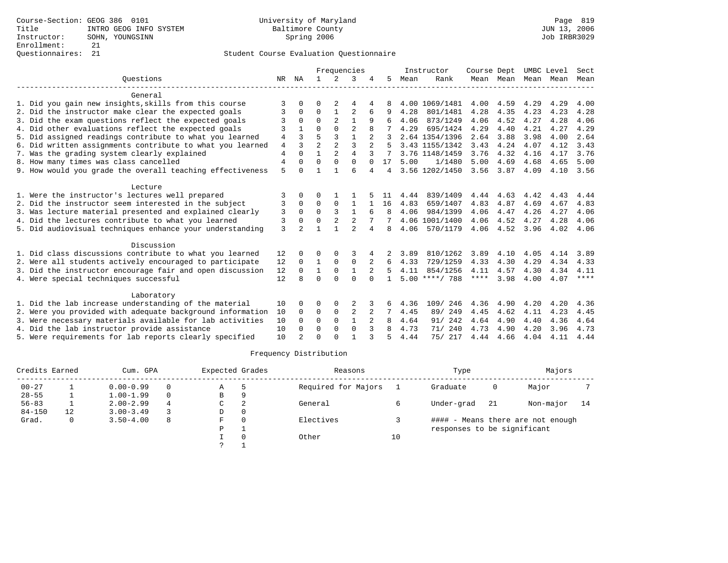Course-Section: GEOG 386 0101
Title: INTRO GEOG INFO SYSTEM
Instructor: SOHN, YOUNGSINN
Enrollment: 21
Questionnaires: 21

University of Maryland
Baltimore County
Spring 2006

JUN 13, 2006
Job IRBR3029

## Student Course Evaluation Questionnaire

| Questions | NR | NA | 1 | 2 | 3 | 4 | 5 | Instructor Mean | Instructor Rank | Course Mean | Dept Mean | UMBC Mean | Level Mean | Sect Mean |
|---|---|---|---|---|---|---|---|---|---|---|---|---|---|---|
| **General** | | | | | | | | | | | | | | |
| 1. Did you gain new insights,skills from this course | 3 | 0 | 0 | 2 | 4 | 4 | 8 | 4.00 | 1069/1481 | 4.00 | 4.59 | 4.29 | 4.29 | 4.00 |
| 2. Did the instructor make clear the expected goals | 3 | 0 | 0 | 1 | 2 | 6 | 9 | 4.28 | 801/1481 | 4.28 | 4.35 | 4.23 | 4.23 | 4.28 |
| 3. Did the exam questions reflect the expected goals | 3 | 0 | 0 | 2 | 1 | 9 | 6 | 4.06 | 873/1249 | 4.06 | 4.52 | 4.27 | 4.28 | 4.06 |
| 4. Did other evaluations reflect the expected goals | 3 | 1 | 0 | 0 | 2 | 8 | 7 | 4.29 | 695/1424 | 4.29 | 4.40 | 4.21 | 4.27 | 4.29 |
| 5. Did assigned readings contribute to what you learned | 4 | 3 | 5 | 3 | 1 | 2 | 3 | 2.64 | 1354/1396 | 2.64 | 3.88 | 3.98 | 4.00 | 2.64 |
| 6. Did written assignments contribute to what you learned | 4 | 3 | 2 | 2 | 3 | 2 | 5 | 3.43 | 1155/1342 | 3.43 | 4.24 | 4.07 | 4.12 | 3.43 |
| 7. Was the grading system clearly explained | 4 | 0 | 1 | 2 | 4 | 3 | 7 | 3.76 | 1148/1459 | 3.76 | 4.32 | 4.16 | 4.17 | 3.76 |
| 8. How many times was class cancelled | 4 | 0 | 0 | 0 | 0 | 0 | 17 | 5.00 | 1/1480 | 5.00 | 4.69 | 4.68 | 4.65 | 5.00 |
| 9. How would you grade the overall teaching effectiveness | 5 | 0 | 1 | 1 | 6 | 4 | 4 | 3.56 | 1202/1450 | 3.56 | 3.87 | 4.09 | 4.10 | 3.56 |
| **Lecture** | | | | | | | | | | | | | | |
| 1. Were the instructor's lectures well prepared | 3 | 0 | 0 | 1 | 1 | 5 | 11 | 4.44 | 839/1409 | 4.44 | 4.63 | 4.42 | 4.43 | 4.44 |
| 2. Did the instructor seem interested in the subject | 3 | 0 | 0 | 0 | 1 | 1 | 16 | 4.83 | 659/1407 | 4.83 | 4.87 | 4.69 | 4.67 | 4.83 |
| 3. Was lecture material presented and explained clearly | 3 | 0 | 0 | 3 | 1 | 6 | 8 | 4.06 | 984/1399 | 4.06 | 4.47 | 4.26 | 4.27 | 4.06 |
| 4. Did the lectures contribute to what you learned | 3 | 0 | 0 | 2 | 2 | 7 | 7 | 4.06 | 1001/1400 | 4.06 | 4.52 | 4.27 | 4.28 | 4.06 |
| 5. Did audiovisual techniques enhance your understanding | 3 | 2 | 1 | 1 | 2 | 4 | 8 | 4.06 | 570/1179 | 4.06 | 4.52 | 3.96 | 4.02 | 4.06 |
| **Discussion** | | | | | | | | | | | | | | |
| 1. Did class discussions contribute to what you learned | 12 | 0 | 0 | 0 | 3 | 4 | 2 | 3.89 | 810/1262 | 3.89 | 4.10 | 4.05 | 4.14 | 3.89 |
| 2. Were all students actively encouraged to participate | 12 | 0 | 1 | 0 | 0 | 2 | 6 | 4.33 | 729/1259 | 4.33 | 4.30 | 4.29 | 4.34 | 4.33 |
| 3. Did the instructor encourage fair and open discussion | 12 | 0 | 1 | 0 | 1 | 2 | 5 | 4.11 | 854/1256 | 4.11 | 4.57 | 4.30 | 4.34 | 4.11 |
| 4. Were special techniques successful | 12 | 8 | 0 | 0 | 0 | 0 | 1 | 5.00 | ****/ 788 | **** | 3.98 | 4.00 | 4.07 | **** |
| **Laboratory** | | | | | | | | | | | | | | |
| 1. Did the lab increase understanding of the material | 10 | 0 | 0 | 0 | 2 | 3 | 6 | 4.36 | 109/ 246 | 4.36 | 4.90 | 4.20 | 4.20 | 4.36 |
| 2. Were you provided with adequate background information | 10 | 0 | 0 | 0 | 2 | 2 | 7 | 4.45 | 89/ 249 | 4.45 | 4.62 | 4.11 | 4.23 | 4.45 |
| 3. Were necessary materials available for lab activities | 10 | 0 | 0 | 0 | 1 | 2 | 8 | 4.64 | 91/ 242 | 4.64 | 4.90 | 4.40 | 4.36 | 4.64 |
| 4. Did the lab instructor provide assistance | 10 | 0 | 0 | 0 | 0 | 3 | 8 | 4.73 | 71/ 240 | 4.73 | 4.90 | 4.20 | 3.96 | 4.73 |
| 5. Were requirements for lab reports clearly specified | 10 | 2 | 0 | 0 | 1 | 3 | 5 | 4.44 | 75/ 217 | 4.44 | 4.66 | 4.04 | 4.11 | 4.44 |

## Frequency Distribution

| Credits Earned | | Cum. GPA | | Expected Grades | | Reasons | | Type | | Majors | |
|---|---|---|---|---|---|---|---|---|---|---|---|
| 00-27 | 1 | 0.00-0.99 | 0 | A | 5 | Required for Majors | 1 | Graduate | 0 | Major | 7 |
| 28-55 | 1 | 1.00-1.99 | 0 | B | 9 | | | | | | |
| 56-83 | 1 | 2.00-2.99 | 4 | C | 2 | General | 6 | Under-grad | 21 | Non-major | 14 |
| 84-150 | 12 | 3.00-3.49 | 3 | D | 0 | | | | | | |
| Grad. | 0 | 3.50-4.00 | 8 | F | 0 | Electives | 3 | | | | |
| | | | | P | 1 | | | | | | |
| | | | | I | 0 | Other | 10 | | | | |
| | | | | ? | 1 | | | | | | |

#### - Means there are not enough responses to be significant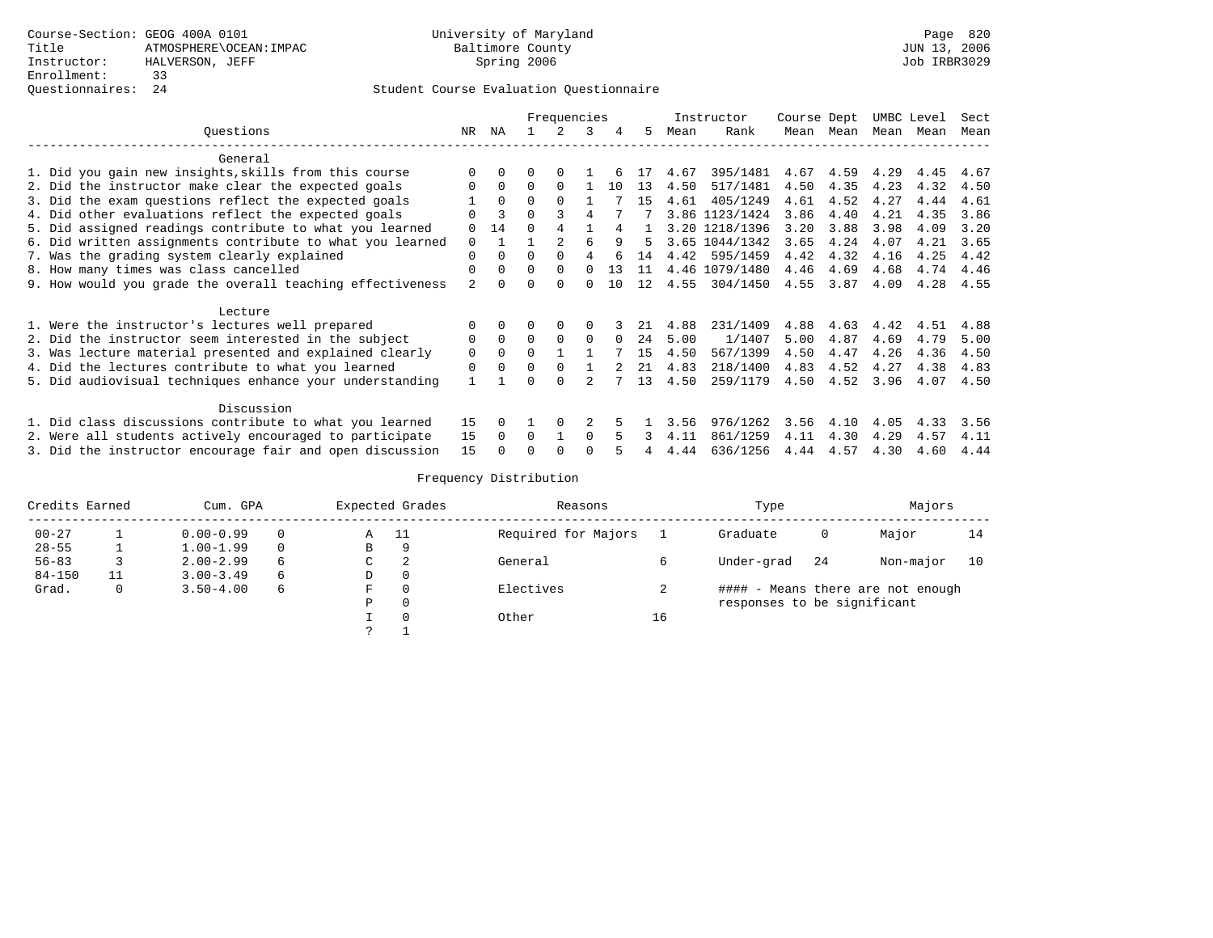Course-Section: GEOG 400A 0101
Title: ATMOSPHERE\OCEAN:IMPAC
Instructor: HALVERSON, JEFF
Enrollment: 33
Questionnaires: 24

University of Maryland
Baltimore County
Spring 2006

JUN 13, 2006
Job IRBR3029

Student Course Evaluation Questionnaire

| Questions | NR | NA | 1 | 2 | 3 | 4 | 5 | Instructor Mean | Instructor Rank | Course Mean | Dept Mean | UMBC Mean | Level Mean | Sect Mean |
|---|---|---|---|---|---|---|---|---|---|---|---|---|---|---|
| **General** | | | | | | | | | | | | | | |
| 1. Did you gain new insights,skills from this course | 0 | 0 | 0 | 0 | 1 | 6 | 17 | 4.67 | 395/1481 | 4.67 | 4.59 | 4.29 | 4.45 | 4.67 |
| 2. Did the instructor make clear the expected goals | 0 | 0 | 0 | 0 | 1 | 10 | 13 | 4.50 | 517/1481 | 4.50 | 4.35 | 4.23 | 4.32 | 4.50 |
| 3. Did the exam questions reflect the expected goals | 1 | 0 | 0 | 0 | 1 | 7 | 15 | 4.61 | 405/1249 | 4.61 | 4.52 | 4.27 | 4.44 | 4.61 |
| 4. Did other evaluations reflect the expected goals | 0 | 3 | 0 | 3 | 4 | 7 | 7 | 3.86 | 1123/1424 | 3.86 | 4.40 | 4.21 | 4.35 | 3.86 |
| 5. Did assigned readings contribute to what you learned | 0 | 14 | 0 | 4 | 1 | 4 | 1 | 3.20 | 1218/1396 | 3.20 | 3.88 | 3.98 | 4.09 | 3.20 |
| 6. Did written assignments contribute to what you learned | 0 | 1 | 1 | 2 | 6 | 9 | 5 | 3.65 | 1044/1342 | 3.65 | 4.24 | 4.07 | 4.21 | 3.65 |
| 7. Was the grading system clearly explained | 0 | 0 | 0 | 0 | 4 | 6 | 14 | 4.42 | 595/1459 | 4.42 | 4.32 | 4.16 | 4.25 | 4.42 |
| 8. How many times was class cancelled | 0 | 0 | 0 | 0 | 0 | 13 | 11 | 4.46 | 1079/1480 | 4.46 | 4.69 | 4.68 | 4.74 | 4.46 |
| 9. How would you grade the overall teaching effectiveness | 2 | 0 | 0 | 0 | 0 | 10 | 12 | 4.55 | 304/1450 | 4.55 | 3.87 | 4.09 | 4.28 | 4.55 |
| **Lecture** | | | | | | | | | | | | | | |
| 1. Were the instructor's lectures well prepared | 0 | 0 | 0 | 0 | 0 | 3 | 21 | 4.88 | 231/1409 | 4.88 | 4.63 | 4.42 | 4.51 | 4.88 |
| 2. Did the instructor seem interested in the subject | 0 | 0 | 0 | 0 | 0 | 0 | 24 | 5.00 | 1/1407 | 5.00 | 4.87 | 4.69 | 4.79 | 5.00 |
| 3. Was lecture material presented and explained clearly | 0 | 0 | 0 | 1 | 1 | 7 | 15 | 4.50 | 567/1399 | 4.50 | 4.47 | 4.26 | 4.36 | 4.50 |
| 4. Did the lectures contribute to what you learned | 0 | 0 | 0 | 0 | 1 | 2 | 21 | 4.83 | 218/1400 | 4.83 | 4.52 | 4.27 | 4.38 | 4.83 |
| 5. Did audiovisual techniques enhance your understanding | 1 | 1 | 0 | 0 | 2 | 7 | 13 | 4.50 | 259/1179 | 4.50 | 4.52 | 3.96 | 4.07 | 4.50 |
| **Discussion** | | | | | | | | | | | | | | |
| 1. Did class discussions contribute to what you learned | 15 | 0 | 1 | 0 | 2 | 5 | 1 | 3.56 | 976/1262 | 3.56 | 4.10 | 4.05 | 4.33 | 3.56 |
| 2. Were all students actively encouraged to participate | 15 | 0 | 0 | 1 | 0 | 5 | 3 | 4.11 | 861/1259 | 4.11 | 4.30 | 4.29 | 4.57 | 4.11 |
| 3. Did the instructor encourage fair and open discussion | 15 | 0 | 0 | 0 | 0 | 5 | 4 | 4.44 | 636/1256 | 4.44 | 4.57 | 4.30 | 4.60 | 4.44 |

Frequency Distribution

| Credits Earned | | Cum. GPA | | Expected Grades | | Reasons | | Type | | Majors | |
|---|---|---|---|---|---|---|---|---|---|---|---|
| 00-27 | 1 | 0.00-0.99 | 0 | A | 11 | Required for Majors | 1 | Graduate | 0 | Major | 14 |
| 28-55 | 1 | 1.00-1.99 | 0 | B | 9 | | | | | | |
| 56-83 | 3 | 2.00-2.99 | 6 | C | 2 | General | 6 | Under-grad | 24 | Non-major | 10 |
| 84-150 | 11 | 3.00-3.49 | 6 | D | 0 | | | | | | |
| Grad. | 0 | 3.50-4.00 | 6 | F | 0 | Electives | 2 | #### - Means there are not enough responses to be significant | | | |
| | | | | P | 0 | | | | | | |
| | | | | I | 0 | Other | 16 | | | | |
| | | | | ? | 1 | | | | | | |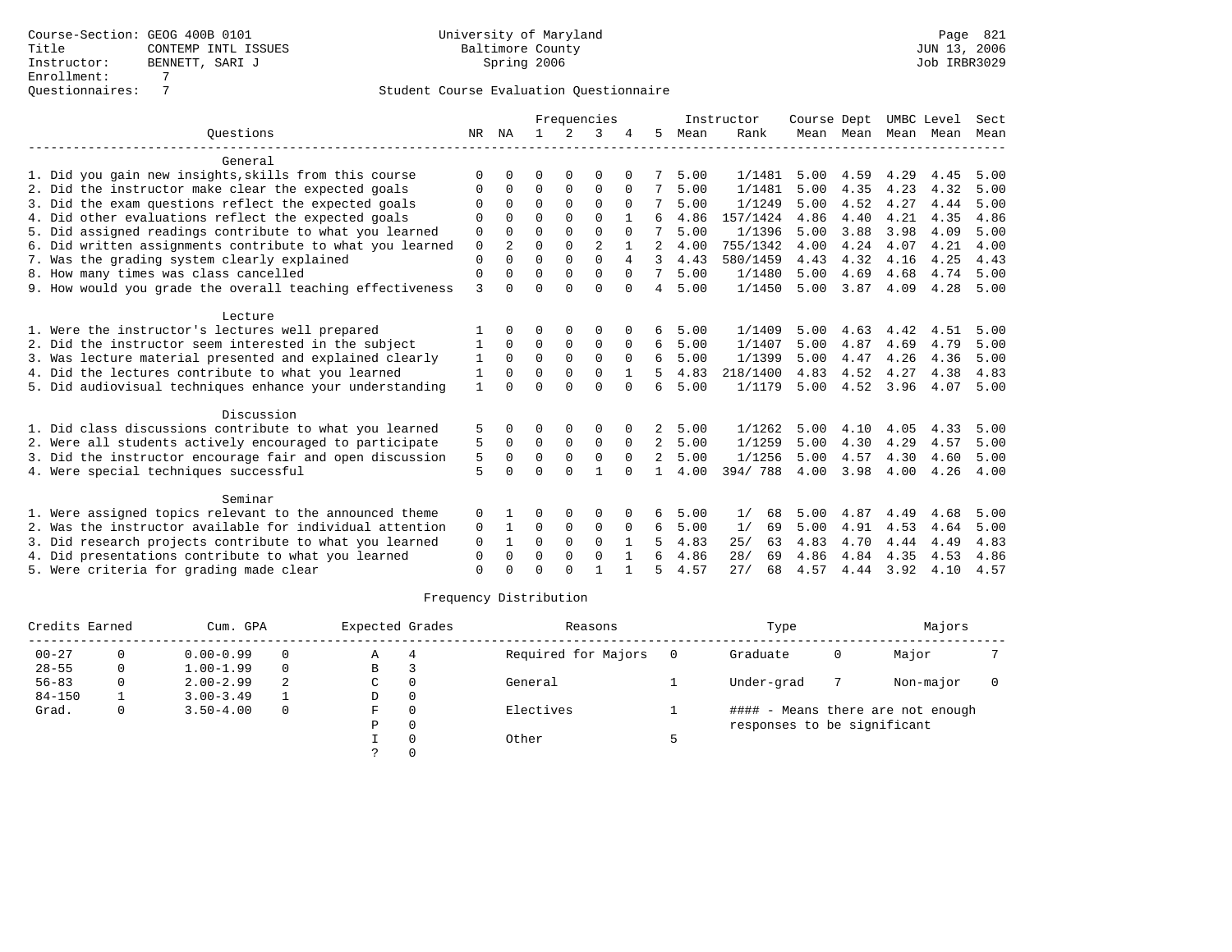Course-Section: GEOG 400B 0101
Title: CONTEMP INTL ISSUES
Instructor: BENNETT, SARI J
Enrollment: 7
Questionnaires: 7

University of Maryland
Baltimore County
Spring 2006

Page 821
JUN 13, 2006
Job IRBR3029

## Student Course Evaluation Questionnaire

| Questions | NR | NA | 1 | 2 | 3 | 4 | 5 | Instructor Mean | Rank | Course Mean | Dept Mean | UMBC Mean | Level Mean | Sect Mean |
|---|---|---|---|---|---|---|---|---|---|---|---|---|---|---|
| **General** | | | | | | | | | | | | | | |
| 1. Did you gain new insights,skills from this course | 0 | 0 | 0 | 0 | 0 | 0 | 7 | 5.00 | 1/1481 | 5.00 | 4.59 | 4.29 | 4.45 | 5.00 |
| 2. Did the instructor make clear the expected goals | 0 | 0 | 0 | 0 | 0 | 0 | 7 | 5.00 | 1/1481 | 5.00 | 4.35 | 4.23 | 4.32 | 5.00 |
| 3. Did the exam questions reflect the expected goals | 0 | 0 | 0 | 0 | 0 | 0 | 7 | 5.00 | 1/1249 | 5.00 | 4.52 | 4.27 | 4.44 | 5.00 |
| 4. Did other evaluations reflect the expected goals | 0 | 0 | 0 | 0 | 0 | 1 | 6 | 4.86 | 157/1424 | 4.86 | 4.40 | 4.21 | 4.35 | 4.86 |
| 5. Did assigned readings contribute to what you learned | 0 | 0 | 0 | 0 | 0 | 0 | 7 | 5.00 | 1/1396 | 5.00 | 3.88 | 3.98 | 4.09 | 5.00 |
| 6. Did written assignments contribute to what you learned | 0 | 2 | 0 | 0 | 2 | 1 | 2 | 4.00 | 755/1342 | 4.00 | 4.24 | 4.07 | 4.21 | 4.00 |
| 7. Was the grading system clearly explained | 0 | 0 | 0 | 0 | 0 | 4 | 3 | 4.43 | 580/1459 | 4.43 | 4.32 | 4.16 | 4.25 | 4.43 |
| 8. How many times was class cancelled | 0 | 0 | 0 | 0 | 0 | 0 | 7 | 5.00 | 1/1480 | 5.00 | 4.69 | 4.68 | 4.74 | 5.00 |
| 9. How would you grade the overall teaching effectiveness | 3 | 0 | 0 | 0 | 0 | 0 | 4 | 5.00 | 1/1450 | 5.00 | 3.87 | 4.09 | 4.28 | 5.00 |
| **Lecture** | | | | | | | | | | | | | | |
| 1. Were the instructor's lectures well prepared | 1 | 0 | 0 | 0 | 0 | 0 | 6 | 5.00 | 1/1409 | 5.00 | 4.63 | 4.42 | 4.51 | 5.00 |
| 2. Did the instructor seem interested in the subject | 1 | 0 | 0 | 0 | 0 | 0 | 6 | 5.00 | 1/1407 | 5.00 | 4.87 | 4.69 | 4.79 | 5.00 |
| 3. Was lecture material presented and explained clearly | 1 | 0 | 0 | 0 | 0 | 0 | 6 | 5.00 | 1/1399 | 5.00 | 4.47 | 4.26 | 4.36 | 5.00 |
| 4. Did the lectures contribute to what you learned | 1 | 0 | 0 | 0 | 0 | 1 | 5 | 4.83 | 218/1400 | 4.83 | 4.52 | 4.27 | 4.38 | 4.83 |
| 5. Did audiovisual techniques enhance your understanding | 1 | 0 | 0 | 0 | 0 | 0 | 6 | 5.00 | 1/1179 | 5.00 | 4.52 | 3.96 | 4.07 | 5.00 |
| **Discussion** | | | | | | | | | | | | | | |
| 1. Did class discussions contribute to what you learned | 5 | 0 | 0 | 0 | 0 | 0 | 2 | 5.00 | 1/1262 | 5.00 | 4.10 | 4.05 | 4.33 | 5.00 |
| 2. Were all students actively encouraged to participate | 5 | 0 | 0 | 0 | 0 | 0 | 2 | 5.00 | 1/1259 | 5.00 | 4.30 | 4.29 | 4.57 | 5.00 |
| 3. Did the instructor encourage fair and open discussion | 5 | 0 | 0 | 0 | 0 | 0 | 2 | 5.00 | 1/1256 | 5.00 | 4.57 | 4.30 | 4.60 | 5.00 |
| 4. Were special techniques successful | 5 | 0 | 0 | 0 | 1 | 0 | 1 | 4.00 | 394/ 788 | 4.00 | 3.98 | 4.00 | 4.26 | 4.00 |
| **Seminar** | | | | | | | | | | | | | | |
| 1. Were assigned topics relevant to the announced theme | 0 | 1 | 0 | 0 | 0 | 0 | 6 | 5.00 | 1/ 68 | 5.00 | 4.87 | 4.49 | 4.68 | 5.00 |
| 2. Was the instructor available for individual attention | 0 | 1 | 0 | 0 | 0 | 0 | 6 | 5.00 | 1/ 69 | 5.00 | 4.91 | 4.53 | 4.64 | 5.00 |
| 3. Did research projects contribute to what you learned | 0 | 1 | 0 | 0 | 0 | 1 | 5 | 4.83 | 25/ 63 | 4.83 | 4.70 | 4.44 | 4.49 | 4.83 |
| 4. Did presentations contribute to what you learned | 0 | 0 | 0 | 0 | 0 | 1 | 6 | 4.86 | 28/ 69 | 4.86 | 4.84 | 4.35 | 4.53 | 4.86 |
| 5. Were criteria for grading made clear | 0 | 0 | 0 | 0 | 1 | 1 | 5 | 4.57 | 27/ 68 | 4.57 | 4.44 | 3.92 | 4.10 | 4.57 |

## Frequency Distribution

| Credits Earned | | Cum. GPA | | Expected Grades | | Reasons | | Type | | Majors | |
|---|---|---|---|---|---|---|---|---|---|---|---|
| 00-27 | 0 | 0.00-0.99 | 0 | A | 4 | Required for Majors | 0 | Graduate | 0 | Major | 7 |
| 28-55 | 0 | 1.00-1.99 | 0 | B | 3 | | | | | | |
| 56-83 | 0 | 2.00-2.99 | 2 | C | 0 | General | 1 | Under-grad | 7 | Non-major | 0 |
| 84-150 | 1 | 3.00-3.49 | 1 | D | 0 | | | | | | |
| Grad. | 0 | 3.50-4.00 | 0 | F | 0 | Electives | 1 | #### - Means there are not enough responses to be significant | | | |
| | | | | P | 0 | | | | | | |
| | | | | I | 0 | Other | 5 | | | | |
| | | | | ? | 0 | | | | | | |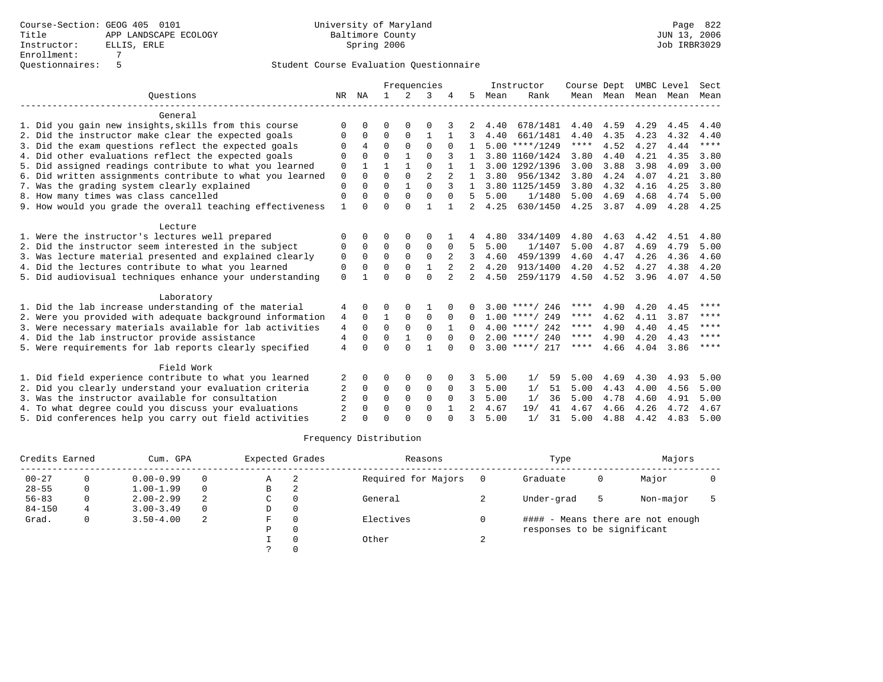Course-Section: GEOG 405 0101
Title: APP LANDSCAPE ECOLOGY
Instructor: ELLIS, ERLE
Enrollment: 7
Questionnaires: 5

University of Maryland
Baltimore County
Spring 2006

JUN 13, 2006
Job IRBR3029

## Student Course Evaluation Questionnaire

| Questions | NR | NA | 1 | 2 | 3 | 4 | 5 | Instructor Mean | Rank | Course Mean | Dept Mean | UMBC Level Mean | Level Mean | Sect Mean |
|---|---|---|---|---|---|---|---|---|---|---|---|---|---|---|
| **General** | | | | | | | | | | | | | | |
| 1. Did you gain new insights,skills from this course | 0 | 0 | 0 | 0 | 0 | 3 | 2 | 4.40 | 678/1481 | 4.40 | 4.59 | 4.29 | 4.45 | 4.40 |
| 2. Did the instructor make clear the expected goals | 0 | 0 | 0 | 0 | 1 | 1 | 3 | 4.40 | 661/1481 | 4.40 | 4.35 | 4.23 | 4.32 | 4.40 |
| 3. Did the exam questions reflect the expected goals | 0 | 4 | 0 | 0 | 0 | 0 | 1 | 5.00 | ****/1249 | **** | 4.52 | 4.27 | 4.44 | **** |
| 4. Did other evaluations reflect the expected goals | 0 | 0 | 0 | 1 | 0 | 3 | 1 | 3.80 | 1160/1424 | 3.80 | 4.40 | 4.21 | 4.35 | 3.80 |
| 5. Did assigned readings contribute to what you learned | 0 | 1 | 1 | 1 | 0 | 1 | 1 | 3.00 | 1292/1396 | 3.00 | 3.88 | 3.98 | 4.09 | 3.00 |
| 6. Did written assignments contribute to what you learned | 0 | 0 | 0 | 0 | 2 | 2 | 1 | 3.80 | 956/1342 | 3.80 | 4.24 | 4.07 | 4.21 | 3.80 |
| 7. Was the grading system clearly explained | 0 | 0 | 0 | 1 | 0 | 3 | 1 | 3.80 | 1125/1459 | 3.80 | 4.32 | 4.16 | 4.25 | 3.80 |
| 8. How many times was class cancelled | 0 | 0 | 0 | 0 | 0 | 0 | 5 | 5.00 | 1/1480 | 5.00 | 4.69 | 4.68 | 4.74 | 5.00 |
| 9. How would you grade the overall teaching effectiveness | 1 | 0 | 0 | 0 | 1 | 1 | 2 | 4.25 | 630/1450 | 4.25 | 3.87 | 4.09 | 4.28 | 4.25 |
| **Lecture** | | | | | | | | | | | | | | |
| 1. Were the instructor's lectures well prepared | 0 | 0 | 0 | 0 | 0 | 1 | 4 | 4.80 | 334/1409 | 4.80 | 4.63 | 4.42 | 4.51 | 4.80 |
| 2. Did the instructor seem interested in the subject | 0 | 0 | 0 | 0 | 0 | 0 | 5 | 5.00 | 1/1407 | 5.00 | 4.87 | 4.69 | 4.79 | 5.00 |
| 3. Was lecture material presented and explained clearly | 0 | 0 | 0 | 0 | 0 | 2 | 3 | 4.60 | 459/1399 | 4.60 | 4.47 | 4.26 | 4.36 | 4.60 |
| 4. Did the lectures contribute to what you learned | 0 | 0 | 0 | 0 | 1 | 2 | 2 | 4.20 | 913/1400 | 4.20 | 4.52 | 4.27 | 4.38 | 4.20 |
| 5. Did audiovisual techniques enhance your understanding | 0 | 1 | 0 | 0 | 0 | 2 | 2 | 4.50 | 259/1179 | 4.50 | 4.52 | 3.96 | 4.07 | 4.50 |
| **Laboratory** | | | | | | | | | | | | | | |
| 1. Did the lab increase understanding of the material | 4 | 0 | 0 | 0 | 1 | 0 | 0 | 3.00 | ****/ 246 | **** | 4.90 | 4.20 | 4.45 | **** |
| 2. Were you provided with adequate background information | 4 | 0 | 1 | 0 | 0 | 0 | 0 | 1.00 | ****/ 249 | **** | 4.62 | 4.11 | 3.87 | **** |
| 3. Were necessary materials available for lab activities | 4 | 0 | 0 | 0 | 0 | 1 | 0 | 4.00 | ****/ 242 | **** | 4.90 | 4.40 | 4.45 | **** |
| 4. Did the lab instructor provide assistance | 4 | 0 | 0 | 1 | 0 | 0 | 0 | 2.00 | ****/ 240 | **** | 4.90 | 4.20 | 4.43 | **** |
| 5. Were requirements for lab reports clearly specified | 4 | 0 | 0 | 0 | 1 | 0 | 0 | 3.00 | ****/ 217 | **** | 4.66 | 4.04 | 3.86 | **** |
| **Field Work** | | | | | | | | | | | | | | |
| 1. Did field experience contribute to what you learned | 2 | 0 | 0 | 0 | 0 | 0 | 3 | 5.00 | 1/ 59 | 5.00 | 4.69 | 4.30 | 4.93 | 5.00 |
| 2. Did you clearly understand your evaluation criteria | 2 | 0 | 0 | 0 | 0 | 0 | 3 | 5.00 | 1/ 51 | 5.00 | 4.43 | 4.00 | 4.56 | 5.00 |
| 3. Was the instructor available for consultation | 2 | 0 | 0 | 0 | 0 | 0 | 3 | 5.00 | 1/ 36 | 5.00 | 4.78 | 4.60 | 4.91 | 5.00 |
| 4. To what degree could you discuss your evaluations | 2 | 0 | 0 | 0 | 0 | 1 | 2 | 4.67 | 19/ 41 | 4.67 | 4.66 | 4.26 | 4.72 | 4.67 |
| 5. Did conferences help you carry out field activities | 2 | 0 | 0 | 0 | 0 | 0 | 3 | 5.00 | 1/ 31 | 5.00 | 4.88 | 4.42 | 4.83 | 5.00 |

## Frequency Distribution

| Credits Earned | | Cum. GPA | | Expected Grades | | Reasons | | Type | | Majors | |
|---|---|---|---|---|---|---|---|---|---|---|---|
| 00-27 | 0 | 0.00-0.99 | 0 | A | 2 | Required for Majors | 0 | Graduate | 0 | Major | 0 |
| 28-55 | 0 | 1.00-1.99 | 0 | B | 2 | | | | | | |
| 56-83 | 0 | 2.00-2.99 | 2 | C | 0 | General | 2 | Under-grad | 5 | Non-major | 5 |
| 84-150 | 4 | 3.00-3.49 | 0 | D | 0 | | | | | | |
| Grad. | 0 | 3.50-4.00 | 2 | F | 0 | Electives | 0 | | | | |
| | | | | P | 0 | | | | | | |
| | | | | I | 0 | Other | 2 | | | | |
| | | | | ? | 0 | | | | | | |

#### - Means there are not enough responses to be significant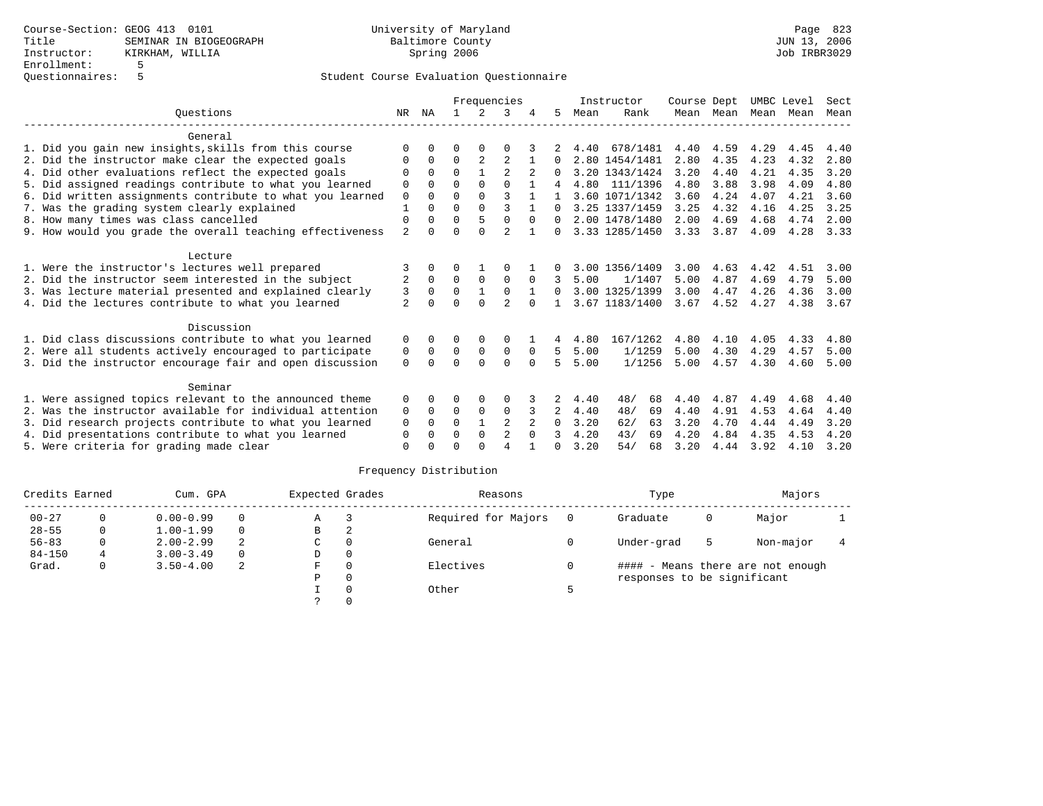Course-Section: GEOG 413 0101
Title: SEMINAR IN BIOGEOGRAPH
Instructor: KIRKHAM, WILLIA
Enrollment: 5
Questionnaires: 5

University of Maryland
Baltimore County
Spring 2006

Page 823
JUN 13, 2006
Job IRBR3029

Student Course Evaluation Questionnaire

| Questions | NR | NA | 1 | 2 | 3 | 4 | 5 | Instructor Mean | Instructor Rank | Course Mean | Dept Mean | UMBC Mean | Level Mean | Sect Mean |
|---|---|---|---|---|---|---|---|---|---|---|---|---|---|---|
| **General** | | | | | | | | | | | | | | |
| 1. Did you gain new insights,skills from this course | 0 | 0 | 0 | 0 | 0 | 3 | 2 | 4.40 | 678/1481 | 4.40 | 4.59 | 4.29 | 4.45 | 4.40 |
| 2. Did the instructor make clear the expected goals | 0 | 0 | 0 | 2 | 2 | 1 | 0 | 2.80 | 1454/1481 | 2.80 | 4.35 | 4.23 | 4.32 | 2.80 |
| 4. Did other evaluations reflect the expected goals | 0 | 0 | 0 | 1 | 2 | 2 | 0 | 3.20 | 1343/1424 | 3.20 | 4.40 | 4.21 | 4.35 | 3.20 |
| 5. Did assigned readings contribute to what you learned | 0 | 0 | 0 | 0 | 0 | 1 | 4 | 4.80 | 111/1396 | 4.80 | 3.88 | 3.98 | 4.09 | 4.80 |
| 6. Did written assignments contribute to what you learned | 0 | 0 | 0 | 0 | 3 | 1 | 1 | 3.60 | 1071/1342 | 3.60 | 4.24 | 4.07 | 4.21 | 3.60 |
| 7. Was the grading system clearly explained | 1 | 0 | 0 | 0 | 3 | 1 | 0 | 3.25 | 1337/1459 | 3.25 | 4.32 | 4.16 | 4.25 | 3.25 |
| 8. How many times was class cancelled | 0 | 0 | 0 | 5 | 0 | 0 | 0 | 2.00 | 1478/1480 | 2.00 | 4.69 | 4.68 | 4.74 | 2.00 |
| 9. How would you grade the overall teaching effectiveness | 2 | 0 | 0 | 0 | 2 | 1 | 0 | 3.33 | 1285/1450 | 3.33 | 3.87 | 4.09 | 4.28 | 3.33 |
| **Lecture** | | | | | | | | | | | | | | |
| 1. Were the instructor's lectures well prepared | 3 | 0 | 0 | 1 | 0 | 1 | 0 | 3.00 | 1356/1409 | 3.00 | 4.63 | 4.42 | 4.51 | 3.00 |
| 2. Did the instructor seem interested in the subject | 2 | 0 | 0 | 0 | 0 | 0 | 3 | 5.00 | 1/1407 | 5.00 | 4.87 | 4.69 | 4.79 | 5.00 |
| 3. Was lecture material presented and explained clearly | 3 | 0 | 0 | 1 | 0 | 1 | 0 | 3.00 | 1325/1399 | 3.00 | 4.47 | 4.26 | 4.36 | 3.00 |
| 4. Did the lectures contribute to what you learned | 2 | 0 | 0 | 0 | 2 | 0 | 1 | 3.67 | 1183/1400 | 3.67 | 4.52 | 4.27 | 4.38 | 3.67 |
| **Discussion** | | | | | | | | | | | | | | |
| 1. Did class discussions contribute to what you learned | 0 | 0 | 0 | 0 | 0 | 1 | 4 | 4.80 | 167/1262 | 4.80 | 4.10 | 4.05 | 4.33 | 4.80 |
| 2. Were all students actively encouraged to participate | 0 | 0 | 0 | 0 | 0 | 0 | 5 | 5.00 | 1/1259 | 5.00 | 4.30 | 4.29 | 4.57 | 5.00 |
| 3. Did the instructor encourage fair and open discussion | 0 | 0 | 0 | 0 | 0 | 0 | 5 | 5.00 | 1/1256 | 5.00 | 4.57 | 4.30 | 4.60 | 5.00 |
| **Seminar** | | | | | | | | | | | | | | |
| 1. Were assigned topics relevant to the announced theme | 0 | 0 | 0 | 0 | 0 | 3 | 2 | 4.40 | 48/ 68 | 4.40 | 4.87 | 4.49 | 4.68 | 4.40 |
| 2. Was the instructor available for individual attention | 0 | 0 | 0 | 0 | 0 | 3 | 2 | 4.40 | 48/ 69 | 4.40 | 4.91 | 4.53 | 4.64 | 4.40 |
| 3. Did research projects contribute to what you learned | 0 | 0 | 0 | 1 | 2 | 2 | 0 | 3.20 | 62/ 63 | 3.20 | 4.70 | 4.44 | 4.49 | 3.20 |
| 4. Did presentations contribute to what you learned | 0 | 0 | 0 | 0 | 2 | 0 | 3 | 4.20 | 43/ 69 | 4.20 | 4.84 | 4.35 | 4.53 | 4.20 |
| 5. Were criteria for grading made clear | 0 | 0 | 0 | 0 | 4 | 1 | 0 | 3.20 | 54/ 68 | 3.20 | 4.44 | 3.92 | 4.10 | 3.20 |

Frequency Distribution

| Credits Earned | | Cum. GPA | | Expected Grades | | Reasons | | Type | | Majors | |
|---|---|---|---|---|---|---|---|---|---|---|---|
| 00-27 | 0 | 0.00-0.99 | 0 | A | 3 | Required for Majors | 0 | Graduate | 0 | Major | 1 |
| 28-55 | 0 | 1.00-1.99 | 0 | B | 2 | | | | | | |
| 56-83 | 0 | 2.00-2.99 | 2 | C | 0 | General | 0 | Under-grad | 5 | Non-major | 4 |
| 84-150 | 4 | 3.00-3.49 | 0 | D | 0 | | | | | | |
| Grad. | 0 | 3.50-4.00 | 2 | F | 0 | Electives | 0 | #### - Means there are not enough responses to be significant | | | |
| | | | | P | 0 | | | | | | |
| | | | | I | 0 | Other | 5 | | | | |
| | | | | ? | 0 | | | | | | |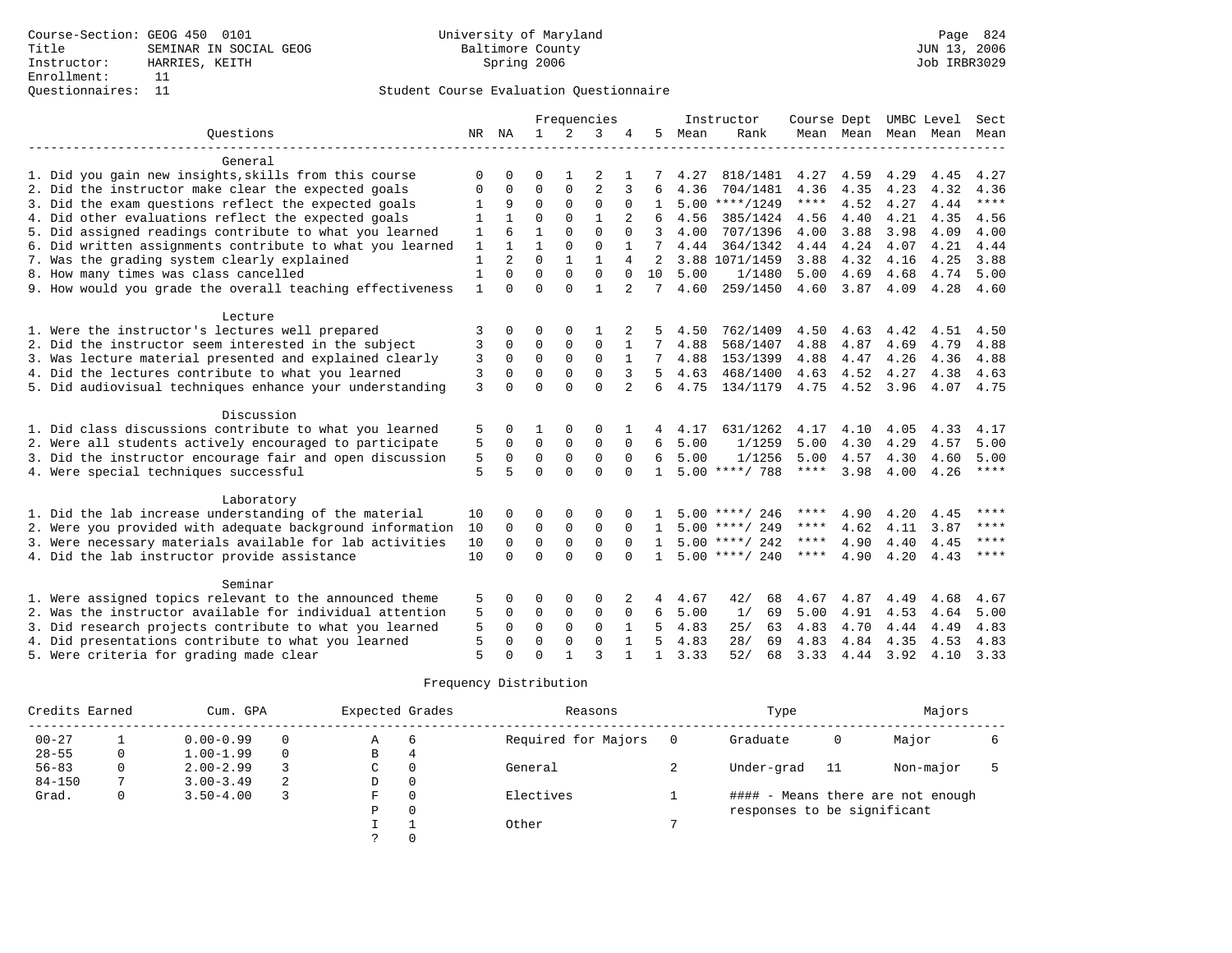Course-Section: GEOG 450 0101
Title: SEMINAR IN SOCIAL GEOG
Instructor: HARRIES, KEITH
Enrollment: 11
Questionnaires: 11

University of Maryland
Baltimore County
Spring 2006

Student Course Evaluation Questionnaire

| Questions | NR | NA | 1 | 2 | 3 | 4 | 5 | Instructor Mean | Instructor Rank | Course Mean | Dept Mean | UMBC Mean | Level Mean | Sect Mean |
|---|---|---|---|---|---|---|---|---|---|---|---|---|---|---|
| **General** | | | | | | | | | | | | | | |
| 1. Did you gain new insights,skills from this course | 0 | 0 | 0 | 1 | 2 | 1 | 7 | 4.27 | 818/1481 | 4.27 | 4.59 | 4.29 | 4.45 | 4.27 |
| 2. Did the instructor make clear the expected goals | 0 | 0 | 0 | 0 | 2 | 3 | 6 | 4.36 | 704/1481 | 4.36 | 4.35 | 4.23 | 4.32 | 4.36 |
| 3. Did the exam questions reflect the expected goals | 1 | 9 | 0 | 0 | 0 | 0 | 1 | 5.00 | ****/1249 | **** | 4.52 | 4.27 | 4.44 | **** |
| 4. Did other evaluations reflect the expected goals | 1 | 1 | 0 | 0 | 1 | 2 | 6 | 4.56 | 385/1424 | 4.56 | 4.40 | 4.21 | 4.35 | 4.56 |
| 5. Did assigned readings contribute to what you learned | 1 | 6 | 1 | 0 | 0 | 0 | 3 | 4.00 | 707/1396 | 4.00 | 3.88 | 3.98 | 4.09 | 4.00 |
| 6. Did written assignments contribute to what you learned | 1 | 1 | 1 | 0 | 0 | 1 | 7 | 4.44 | 364/1342 | 4.44 | 4.24 | 4.07 | 4.21 | 4.44 |
| 7. Was the grading system clearly explained | 1 | 2 | 0 | 1 | 1 | 4 | 2 | 3.88 | 1071/1459 | 3.88 | 4.32 | 4.16 | 4.25 | 3.88 |
| 8. How many times was class cancelled | 1 | 0 | 0 | 0 | 0 | 0 | 10 | 5.00 | 1/1480 | 5.00 | 4.69 | 4.68 | 4.74 | 5.00 |
| 9. How would you grade the overall teaching effectiveness | 1 | 0 | 0 | 0 | 1 | 2 | 7 | 4.60 | 259/1450 | 4.60 | 3.87 | 4.09 | 4.28 | 4.60 |
| **Lecture** | | | | | | | | | | | | | | |
| 1. Were the instructor's lectures well prepared | 3 | 0 | 0 | 0 | 1 | 2 | 5 | 4.50 | 762/1409 | 4.50 | 4.63 | 4.42 | 4.51 | 4.50 |
| 2. Did the instructor seem interested in the subject | 3 | 0 | 0 | 0 | 0 | 1 | 7 | 4.88 | 568/1407 | 4.88 | 4.87 | 4.69 | 4.79 | 4.88 |
| 3. Was lecture material presented and explained clearly | 3 | 0 | 0 | 0 | 0 | 1 | 7 | 4.88 | 153/1399 | 4.88 | 4.47 | 4.26 | 4.36 | 4.88 |
| 4. Did the lectures contribute to what you learned | 3 | 0 | 0 | 0 | 0 | 3 | 5 | 4.63 | 468/1400 | 4.63 | 4.52 | 4.27 | 4.38 | 4.63 |
| 5. Did audiovisual techniques enhance your understanding | 3 | 0 | 0 | 0 | 0 | 2 | 6 | 4.75 | 134/1179 | 4.75 | 4.52 | 3.96 | 4.07 | 4.75 |
| **Discussion** | | | | | | | | | | | | | | |
| 1. Did class discussions contribute to what you learned | 5 | 0 | 1 | 0 | 0 | 1 | 4 | 4.17 | 631/1262 | 4.17 | 4.10 | 4.05 | 4.33 | 4.17 |
| 2. Were all students actively encouraged to participate | 5 | 0 | 0 | 0 | 0 | 0 | 6 | 5.00 | 1/1259 | 5.00 | 4.30 | 4.29 | 4.57 | 5.00 |
| 3. Did the instructor encourage fair and open discussion | 5 | 0 | 0 | 0 | 0 | 0 | 6 | 5.00 | 1/1256 | 5.00 | 4.57 | 4.30 | 4.60 | 5.00 |
| 4. Were special techniques successful | 5 | 5 | 0 | 0 | 0 | 0 | 1 | 5.00 | ****/ 788 | **** | 3.98 | 4.00 | 4.26 | **** |
| **Laboratory** | | | | | | | | | | | | | | |
| 1. Did the lab increase understanding of the material | 10 | 0 | 0 | 0 | 0 | 0 | 1 | 5.00 | ****/ 246 | **** | 4.90 | 4.20 | 4.45 | **** |
| 2. Were you provided with adequate background information | 10 | 0 | 0 | 0 | 0 | 0 | 1 | 5.00 | ****/ 249 | **** | 4.62 | 4.11 | 3.87 | **** |
| 3. Were necessary materials available for lab activities | 10 | 0 | 0 | 0 | 0 | 0 | 1 | 5.00 | ****/ 242 | **** | 4.90 | 4.40 | 4.45 | **** |
| 4. Did the lab instructor provide assistance | 10 | 0 | 0 | 0 | 0 | 0 | 1 | 5.00 | ****/ 240 | **** | 4.90 | 4.20 | 4.43 | **** |
| **Seminar** | | | | | | | | | | | | | | |
| 1. Were assigned topics relevant to the announced theme | 5 | 0 | 0 | 0 | 0 | 2 | 4 | 4.67 | 42/ 68 | 4.67 | 4.87 | 4.49 | 4.68 | 4.67 |
| 2. Was the instructor available for individual attention | 5 | 0 | 0 | 0 | 0 | 0 | 6 | 5.00 | 1/ 69 | 5.00 | 4.91 | 4.53 | 4.64 | 5.00 |
| 3. Did research projects contribute to what you learned | 5 | 0 | 0 | 0 | 0 | 1 | 5 | 4.83 | 25/ 63 | 4.83 | 4.70 | 4.44 | 4.49 | 4.83 |
| 4. Did presentations contribute to what you learned | 5 | 0 | 0 | 0 | 0 | 1 | 5 | 4.83 | 28/ 69 | 4.83 | 4.84 | 4.35 | 4.53 | 4.83 |
| 5. Were criteria for grading made clear | 5 | 0 | 0 | 1 | 3 | 1 | 1 | 3.33 | 52/ 68 | 3.33 | 4.44 | 3.92 | 4.10 | 3.33 |

Frequency Distribution

| Credits Earned | | Cum. GPA | | Expected Grades | | Reasons | | Type | | Majors | |
|---|---|---|---|---|---|---|---|---|---|---|---|
| 00-27 | 1 | 0.00-0.99 | 0 | A | 6 | Required for Majors | 0 | Graduate | 0 | Major | 6 |
| 28-55 | 0 | 1.00-1.99 | 0 | B | 4 | | | | | | |
| 56-83 | 0 | 2.00-2.99 | 3 | C | 0 | General | 2 | Under-grad | 11 | Non-major | 5 |
| 84-150 | 7 | 3.00-3.49 | 2 | D | 0 | | | | | | |
| Grad. | 0 | 3.50-4.00 | 3 | F | 0 | Electives | 1 | #### - Means there are not enough responses to be significant | | | |
| | | | | P | 0 | | | | | | |
| | | | | I | 1 | Other | 7 | | | | |
| | | | | ? | 0 | | | | | | |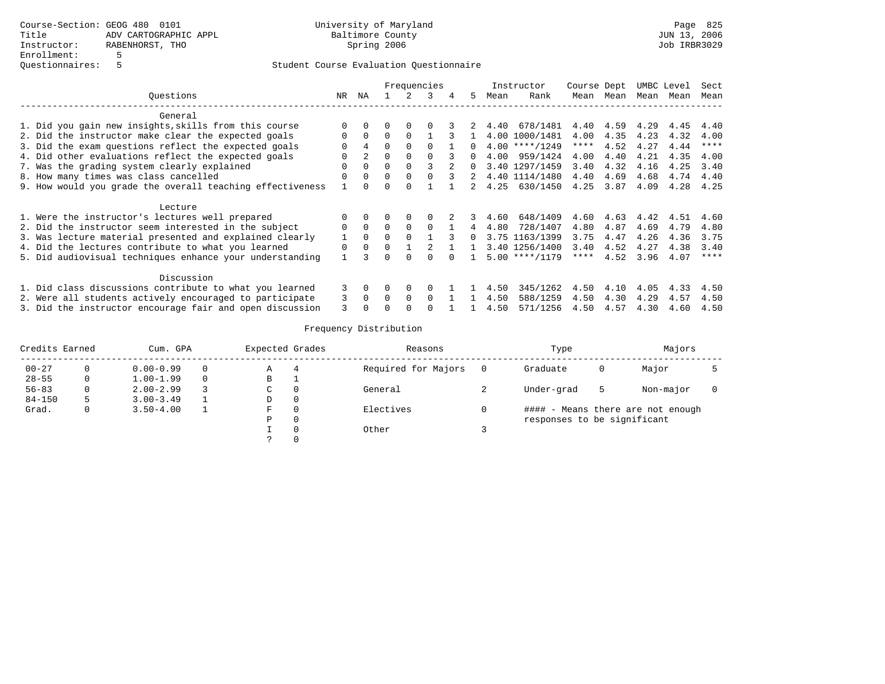Course-Section: GEOG 480 0101
Title: ADV CARTOGRAPHIC APPL
Instructor: RABENHORST, THO
Enrollment: 5
Questionnaires: 5

University of Maryland
Baltimore County
Spring 2006

JUN 13, 2006
Job IRBR3029

Student Course Evaluation Questionnaire

| Questions | NR | NA | 1 | 2 | 3 | 4 | 5 | Instructor Mean | Instructor Rank | Course Mean | Dept Mean | UMBC Mean | Level Mean | Sect Mean |
|---|---|---|---|---|---|---|---|---|---|---|---|---|---|---|
| **General** | | | | | | | | | | | | | | |
| 1. Did you gain new insights,skills from this course | 0 | 0 | 0 | 0 | 0 | 3 | 2 | 4.40 | 678/1481 | 4.40 | 4.59 | 4.29 | 4.45 | 4.40 |
| 2. Did the instructor make clear the expected goals | 0 | 0 | 0 | 0 | 1 | 3 | 1 | 4.00 | 1000/1481 | 4.00 | 4.35 | 4.23 | 4.32 | 4.00 |
| 3. Did the exam questions reflect the expected goals | 0 | 4 | 0 | 0 | 0 | 1 | 0 | 4.00 | ****/1249 | **** | 4.52 | 4.27 | 4.44 | **** |
| 4. Did other evaluations reflect the expected goals | 0 | 2 | 0 | 0 | 0 | 3 | 0 | 4.00 | 959/1424 | 4.00 | 4.40 | 4.21 | 4.35 | 4.00 |
| 7. Was the grading system clearly explained | 0 | 0 | 0 | 0 | 3 | 2 | 0 | 3.40 | 1297/1459 | 3.40 | 4.32 | 4.16 | 4.25 | 3.40 |
| 8. How many times was class cancelled | 0 | 0 | 0 | 0 | 0 | 3 | 2 | 4.40 | 1114/1480 | 4.40 | 4.69 | 4.68 | 4.74 | 4.40 |
| 9. How would you grade the overall teaching effectiveness | 1 | 0 | 0 | 0 | 1 | 1 | 2 | 4.25 | 630/1450 | 4.25 | 3.87 | 4.09 | 4.28 | 4.25 |
| **Lecture** | | | | | | | | | | | | | | |
| 1. Were the instructor's lectures well prepared | 0 | 0 | 0 | 0 | 0 | 2 | 3 | 4.60 | 648/1409 | 4.60 | 4.63 | 4.42 | 4.51 | 4.60 |
| 2. Did the instructor seem interested in the subject | 0 | 0 | 0 | 0 | 0 | 1 | 4 | 4.80 | 728/1407 | 4.80 | 4.87 | 4.69 | 4.79 | 4.80 |
| 3. Was lecture material presented and explained clearly | 1 | 0 | 0 | 0 | 1 | 3 | 0 | 3.75 | 1163/1399 | 3.75 | 4.47 | 4.26 | 4.36 | 3.75 |
| 4. Did the lectures contribute to what you learned | 0 | 0 | 0 | 1 | 2 | 1 | 1 | 3.40 | 1256/1400 | 3.40 | 4.52 | 4.27 | 4.38 | 3.40 |
| 5. Did audiovisual techniques enhance your understanding | 1 | 3 | 0 | 0 | 0 | 0 | 1 | 5.00 | ****/1179 | **** | 4.52 | 3.96 | 4.07 | **** |
| **Discussion** | | | | | | | | | | | | | | |
| 1. Did class discussions contribute to what you learned | 3 | 0 | 0 | 0 | 0 | 1 | 1 | 4.50 | 345/1262 | 4.50 | 4.10 | 4.05 | 4.33 | 4.50 |
| 2. Were all students actively encouraged to participate | 3 | 0 | 0 | 0 | 0 | 1 | 1 | 4.50 | 588/1259 | 4.50 | 4.30 | 4.29 | 4.57 | 4.50 |
| 3. Did the instructor encourage fair and open discussion | 3 | 0 | 0 | 0 | 0 | 1 | 1 | 4.50 | 571/1256 | 4.50 | 4.57 | 4.30 | 4.60 | 4.50 |

Frequency Distribution

| Credits Earned | | Cum. GPA | | Expected Grades | | Reasons | | Type | | Majors | |
|---|---|---|---|---|---|---|---|---|---|---|---|
| 00-27 | 0 | 0.00-0.99 | 0 | A | 4 | Required for Majors | 0 | Graduate | 0 | Major | 5 |
| 28-55 | 0 | 1.00-1.99 | 0 | B | 1 | | | | | | |
| 56-83 | 0 | 2.00-2.99 | 3 | C | 0 | General | 2 | Under-grad | 5 | Non-major | 0 |
| 84-150 | 5 | 3.00-3.49 | 1 | D | 0 | | | | | | |
| Grad. | 0 | 3.50-4.00 | 1 | F | 0 | Electives | 0 | #### - Means there are not enough responses to be significant | | | |
| | | | | P | 0 | | | | | | |
| | | | | I | 0 | Other | 3 | | | | |
| | | | | ? | 0 | | | | | | |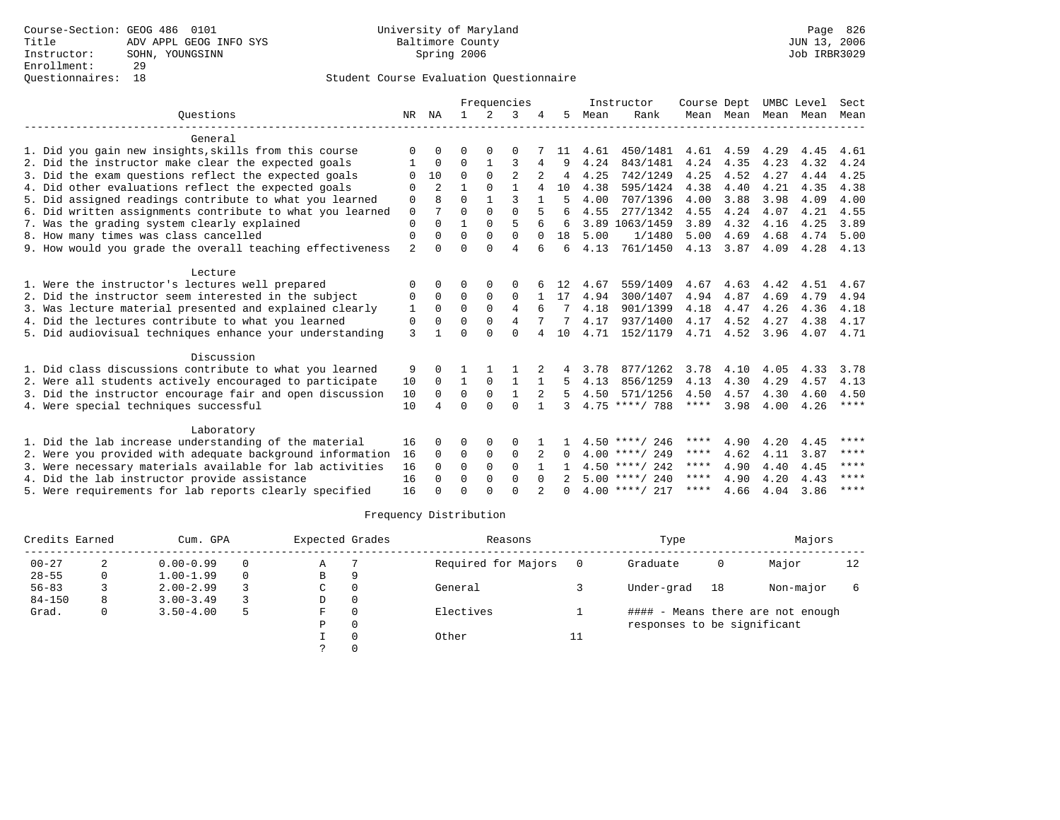Course-Section: GEOG 486 0101
Title: ADV APPL GEOG INFO SYS
Instructor: SOHN, YOUNGSINN
Enrollment: 29
Questionnaires: 18

University of Maryland
Baltimore County
Spring 2006

Page 826
JUN 13, 2006
Job IRBR3029

## Student Course Evaluation Questionnaire

| Questions | NR | NA | 1 | 2 | 3 | 4 | 5 | Instructor Mean | Instructor Rank | Course Mean | Dept Mean | UMBC Mean | Level Mean | Sect Mean |
|---|---|---|---|---|---|---|---|---|---|---|---|---|---|---|
| **General** | | | | | | | | | | | | | | |
| 1. Did you gain new insights,skills from this course | 0 | 0 | 0 | 0 | 0 | 7 | 11 | 4.61 | 450/1481 | 4.61 | 4.59 | 4.29 | 4.45 | 4.61 |
| 2. Did the instructor make clear the expected goals | 1 | 0 | 0 | 1 | 3 | 4 | 9 | 4.24 | 843/1481 | 4.24 | 4.35 | 4.23 | 4.32 | 4.24 |
| 3. Did the exam questions reflect the expected goals | 0 | 10 | 0 | 0 | 2 | 2 | 4 | 4.25 | 742/1249 | 4.25 | 4.52 | 4.27 | 4.44 | 4.25 |
| 4. Did other evaluations reflect the expected goals | 0 | 2 | 1 | 0 | 1 | 4 | 10 | 4.38 | 595/1424 | 4.38 | 4.40 | 4.21 | 4.35 | 4.38 |
| 5. Did assigned readings contribute to what you learned | 0 | 8 | 0 | 1 | 3 | 1 | 5 | 4.00 | 707/1396 | 4.00 | 3.88 | 3.98 | 4.09 | 4.00 |
| 6. Did written assignments contribute to what you learned | 0 | 7 | 0 | 0 | 0 | 5 | 6 | 4.55 | 277/1342 | 4.55 | 4.24 | 4.07 | 4.21 | 4.55 |
| 7. Was the grading system clearly explained | 0 | 0 | 1 | 0 | 5 | 6 | 6 | 3.89 | 1063/1459 | 3.89 | 4.32 | 4.16 | 4.25 | 3.89 |
| 8. How many times was class cancelled | 0 | 0 | 0 | 0 | 0 | 0 | 18 | 5.00 | 1/1480 | 5.00 | 4.69 | 4.68 | 4.74 | 5.00 |
| 9. How would you grade the overall teaching effectiveness | 2 | 0 | 0 | 0 | 4 | 6 | 6 | 4.13 | 761/1450 | 4.13 | 3.87 | 4.09 | 4.28 | 4.13 |
| **Lecture** | | | | | | | | | | | | | | |
| 1. Were the instructor's lectures well prepared | 0 | 0 | 0 | 0 | 0 | 6 | 12 | 4.67 | 559/1409 | 4.67 | 4.63 | 4.42 | 4.51 | 4.67 |
| 2. Did the instructor seem interested in the subject | 0 | 0 | 0 | 0 | 0 | 1 | 17 | 4.94 | 300/1407 | 4.94 | 4.87 | 4.69 | 4.79 | 4.94 |
| 3. Was lecture material presented and explained clearly | 1 | 0 | 0 | 0 | 4 | 6 | 7 | 4.18 | 901/1399 | 4.18 | 4.47 | 4.26 | 4.36 | 4.18 |
| 4. Did the lectures contribute to what you learned | 0 | 0 | 0 | 0 | 4 | 7 | 7 | 4.17 | 937/1400 | 4.17 | 4.52 | 4.27 | 4.38 | 4.17 |
| 5. Did audiovisual techniques enhance your understanding | 3 | 1 | 0 | 0 | 0 | 4 | 10 | 4.71 | 152/1179 | 4.71 | 4.52 | 3.96 | 4.07 | 4.71 |
| **Discussion** | | | | | | | | | | | | | | |
| 1. Did class discussions contribute to what you learned | 9 | 0 | 1 | 1 | 1 | 2 | 4 | 3.78 | 877/1262 | 3.78 | 4.10 | 4.05 | 4.33 | 3.78 |
| 2. Were all students actively encouraged to participate | 10 | 0 | 1 | 0 | 1 | 1 | 5 | 4.13 | 856/1259 | 4.13 | 4.30 | 4.29 | 4.57 | 4.13 |
| 3. Did the instructor encourage fair and open discussion | 10 | 0 | 0 | 0 | 1 | 2 | 5 | 4.50 | 571/1256 | 4.50 | 4.57 | 4.30 | 4.60 | 4.50 |
| 4. Were special techniques successful | 10 | 4 | 0 | 0 | 0 | 1 | 3 | 4.75 | ****/ 788 | **** | 3.98 | 4.00 | 4.26 | **** |
| **Laboratory** | | | | | | | | | | | | | | |
| 1. Did the lab increase understanding of the material | 16 | 0 | 0 | 0 | 0 | 1 | 1 | 4.50 | ****/ 246 | **** | 4.90 | 4.20 | 4.45 | **** |
| 2. Were you provided with adequate background information | 16 | 0 | 0 | 0 | 0 | 2 | 0 | 4.00 | ****/ 249 | **** | 4.62 | 4.11 | 3.87 | **** |
| 3. Were necessary materials available for lab activities | 16 | 0 | 0 | 0 | 0 | 1 | 1 | 4.50 | ****/ 242 | **** | 4.90 | 4.40 | 4.45 | **** |
| 4. Did the lab instructor provide assistance | 16 | 0 | 0 | 0 | 0 | 0 | 2 | 5.00 | ****/ 240 | **** | 4.90 | 4.20 | 4.43 | **** |
| 5. Were requirements for lab reports clearly specified | 16 | 0 | 0 | 0 | 0 | 2 | 0 | 4.00 | ****/ 217 | **** | 4.66 | 4.04 | 3.86 | **** |

## Frequency Distribution

| Credits Earned | | Cum. GPA | | Expected Grades | | Reasons | | Type | | Majors | |
|---|---|---|---|---|---|---|---|---|---|---|---|
| 00-27 | 2 | 0.00-0.99 | 0 | A | 7 | Required for Majors | 0 | Graduate | 0 | Major | 12 |
| 28-55 | 0 | 1.00-1.99 | 0 | B | 9 | | | | | | |
| 56-83 | 3 | 2.00-2.99 | 3 | C | 0 | General | 3 | Under-grad | 18 | Non-major | 6 |
| 84-150 | 8 | 3.00-3.49 | 3 | D | 0 | | | | | | |
| Grad. | 0 | 3.50-4.00 | 5 | F | 0 | Electives | 1 | | | | |
| | | | | P | 0 | | | | | | |
| | | | | I | 0 | Other | 11 | | | | |
| | | | | ? | 0 | | | | | | |

#### - Means there are not enough responses to be significant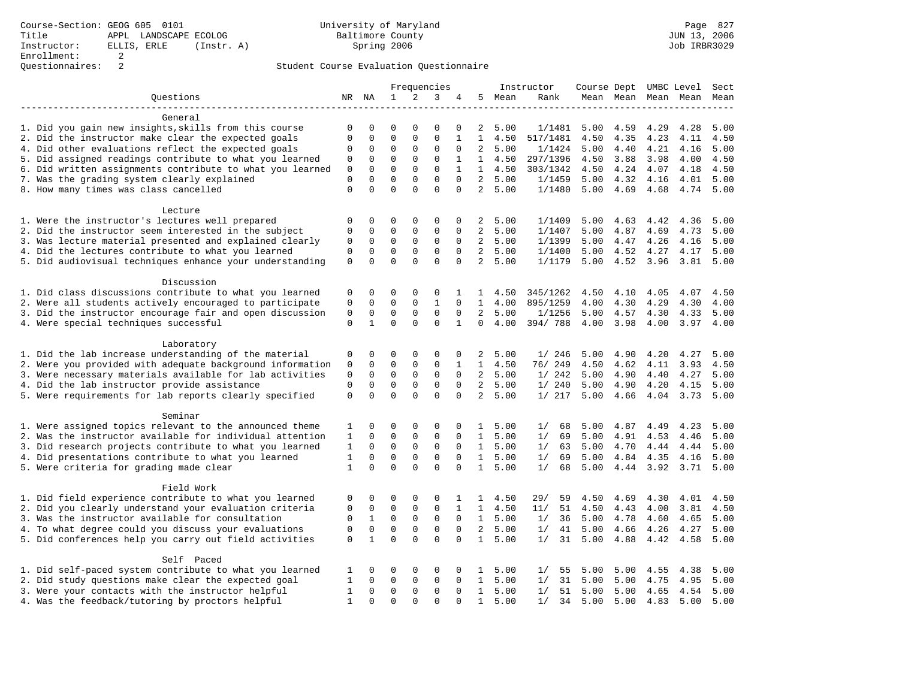Course-Section: GEOG 605 0101
Title: APPL LANDSCAPE ECOLOG
Instructor: ELLIS, ERLE (Instr. A)
Enrollment: 2
Questionnaires: 2

University of Maryland
Baltimore County
Spring 2006

Page 827
JUN 13, 2006
Job IRBR3029

Student Course Evaluation Questionnaire

| Questions | NR | NA | 1 | 2 | 3 | 4 | 5 | Instructor Mean | Instructor Rank | Course Mean | Dept Mean | UMBC Mean | Level Mean | Sect Mean |
|---|---|---|---|---|---|---|---|---|---|---|---|---|---|---|
| **General** | | | | | | | | | | | | | | |
| 1. Did you gain new insights,skills from this course | 0 | 0 | 0 | 0 | 0 | 0 | 2 | 5.00 | 1/1481 | 5.00 | 4.59 | 4.29 | 4.28 | 5.00 |
| 2. Did the instructor make clear the expected goals | 0 | 0 | 0 | 0 | 0 | 1 | 1 | 4.50 | 517/1481 | 4.50 | 4.35 | 4.23 | 4.11 | 4.50 |
| 4. Did other evaluations reflect the expected goals | 0 | 0 | 0 | 0 | 0 | 0 | 2 | 5.00 | 1/1424 | 5.00 | 4.40 | 4.21 | 4.16 | 5.00 |
| 5. Did assigned readings contribute to what you learned | 0 | 0 | 0 | 0 | 0 | 1 | 1 | 4.50 | 297/1396 | 4.50 | 3.88 | 3.98 | 4.00 | 4.50 |
| 6. Did written assignments contribute to what you learned | 0 | 0 | 0 | 0 | 0 | 1 | 1 | 4.50 | 303/1342 | 4.50 | 4.24 | 4.07 | 4.18 | 4.50 |
| 7. Was the grading system clearly explained | 0 | 0 | 0 | 0 | 0 | 0 | 2 | 5.00 | 1/1459 | 5.00 | 4.32 | 4.16 | 4.01 | 5.00 |
| 8. How many times was class cancelled | 0 | 0 | 0 | 0 | 0 | 0 | 2 | 5.00 | 1/1480 | 5.00 | 4.69 | 4.68 | 4.74 | 5.00 |
| **Lecture** | | | | | | | | | | | | | | |
| 1. Were the instructor's lectures well prepared | 0 | 0 | 0 | 0 | 0 | 0 | 2 | 5.00 | 1/1409 | 5.00 | 4.63 | 4.42 | 4.36 | 5.00 |
| 2. Did the instructor seem interested in the subject | 0 | 0 | 0 | 0 | 0 | 0 | 2 | 5.00 | 1/1407 | 5.00 | 4.87 | 4.69 | 4.73 | 5.00 |
| 3. Was lecture material presented and explained clearly | 0 | 0 | 0 | 0 | 0 | 0 | 2 | 5.00 | 1/1399 | 5.00 | 4.47 | 4.26 | 4.16 | 5.00 |
| 4. Did the lectures contribute to what you learned | 0 | 0 | 0 | 0 | 0 | 0 | 2 | 5.00 | 1/1400 | 5.00 | 4.52 | 4.27 | 4.17 | 5.00 |
| 5. Did audiovisual techniques enhance your understanding | 0 | 0 | 0 | 0 | 0 | 0 | 2 | 5.00 | 1/1179 | 5.00 | 4.52 | 3.96 | 3.81 | 5.00 |
| **Discussion** | | | | | | | | | | | | | | |
| 1. Did class discussions contribute to what you learned | 0 | 0 | 0 | 0 | 0 | 1 | 1 | 4.50 | 345/1262 | 4.50 | 4.10 | 4.05 | 4.07 | 4.50 |
| 2. Were all students actively encouraged to participate | 0 | 0 | 0 | 0 | 1 | 0 | 1 | 4.00 | 895/1259 | 4.00 | 4.30 | 4.29 | 4.30 | 4.00 |
| 3. Did the instructor encourage fair and open discussion | 0 | 0 | 0 | 0 | 0 | 0 | 2 | 5.00 | 1/1256 | 5.00 | 4.57 | 4.30 | 4.33 | 5.00 |
| 4. Were special techniques successful | 0 | 1 | 0 | 0 | 0 | 1 | 0 | 4.00 | 394/ 788 | 4.00 | 3.98 | 4.00 | 3.97 | 4.00 |
| **Laboratory** | | | | | | | | | | | | | | |
| 1. Did the lab increase understanding of the material | 0 | 0 | 0 | 0 | 0 | 0 | 2 | 5.00 | 1/ 246 | 5.00 | 4.90 | 4.20 | 4.27 | 5.00 |
| 2. Were you provided with adequate background information | 0 | 0 | 0 | 0 | 0 | 1 | 1 | 4.50 | 76/ 249 | 4.50 | 4.62 | 4.11 | 3.93 | 4.50 |
| 3. Were necessary materials available for lab activities | 0 | 0 | 0 | 0 | 0 | 0 | 2 | 5.00 | 1/ 242 | 5.00 | 4.90 | 4.40 | 4.27 | 5.00 |
| 4. Did the lab instructor provide assistance | 0 | 0 | 0 | 0 | 0 | 0 | 2 | 5.00 | 1/ 240 | 5.00 | 4.90 | 4.20 | 4.15 | 5.00 |
| 5. Were requirements for lab reports clearly specified | 0 | 0 | 0 | 0 | 0 | 0 | 2 | 5.00 | 1/ 217 | 5.00 | 4.66 | 4.04 | 3.73 | 5.00 |
| **Seminar** | | | | | | | | | | | | | | |
| 1. Were assigned topics relevant to the announced theme | 1 | 0 | 0 | 0 | 0 | 0 | 1 | 5.00 | 1/ 68 | 5.00 | 4.87 | 4.49 | 4.23 | 5.00 |
| 2. Was the instructor available for individual attention | 1 | 0 | 0 | 0 | 0 | 0 | 1 | 5.00 | 1/ 69 | 5.00 | 4.91 | 4.53 | 4.46 | 5.00 |
| 3. Did research projects contribute to what you learned | 1 | 0 | 0 | 0 | 0 | 0 | 1 | 5.00 | 1/ 63 | 5.00 | 4.70 | 4.44 | 4.44 | 5.00 |
| 4. Did presentations contribute to what you learned | 1 | 0 | 0 | 0 | 0 | 0 | 1 | 5.00 | 1/ 69 | 5.00 | 4.84 | 4.35 | 4.16 | 5.00 |
| 5. Were criteria for grading made clear | 1 | 0 | 0 | 0 | 0 | 0 | 1 | 5.00 | 1/ 68 | 5.00 | 4.44 | 3.92 | 3.71 | 5.00 |
| **Field Work** | | | | | | | | | | | | | | |
| 1. Did field experience contribute to what you learned | 0 | 0 | 0 | 0 | 0 | 1 | 1 | 4.50 | 29/ 59 | 4.50 | 4.69 | 4.30 | 4.01 | 4.50 |
| 2. Did you clearly understand your evaluation criteria | 0 | 0 | 0 | 0 | 0 | 1 | 1 | 4.50 | 11/ 51 | 4.50 | 4.43 | 4.00 | 3.81 | 4.50 |
| 3. Was the instructor available for consultation | 0 | 1 | 0 | 0 | 0 | 0 | 1 | 5.00 | 1/ 36 | 5.00 | 4.78 | 4.60 | 4.65 | 5.00 |
| 4. To what degree could you discuss your evaluations | 0 | 0 | 0 | 0 | 0 | 0 | 2 | 5.00 | 1/ 41 | 5.00 | 4.66 | 4.26 | 4.27 | 5.00 |
| 5. Did conferences help you carry out field activities | 0 | 1 | 0 | 0 | 0 | 0 | 1 | 5.00 | 1/ 31 | 5.00 | 4.88 | 4.42 | 4.58 | 5.00 |
| **Self Paced** | | | | | | | | | | | | | | |
| 1. Did self-paced system contribute to what you learned | 1 | 0 | 0 | 0 | 0 | 0 | 1 | 5.00 | 1/ 55 | 5.00 | 5.00 | 4.55 | 4.38 | 5.00 |
| 2. Did study questions make clear the expected goal | 1 | 0 | 0 | 0 | 0 | 0 | 1 | 5.00 | 1/ 31 | 5.00 | 5.00 | 4.75 | 4.95 | 5.00 |
| 3. Were your contacts with the instructor helpful | 1 | 0 | 0 | 0 | 0 | 0 | 1 | 5.00 | 1/ 51 | 5.00 | 5.00 | 4.65 | 4.54 | 5.00 |
| 4. Was the feedback/tutoring by proctors helpful | 1 | 0 | 0 | 0 | 0 | 0 | 1 | 5.00 | 1/ 34 | 5.00 | 5.00 | 4.83 | 5.00 | 5.00 |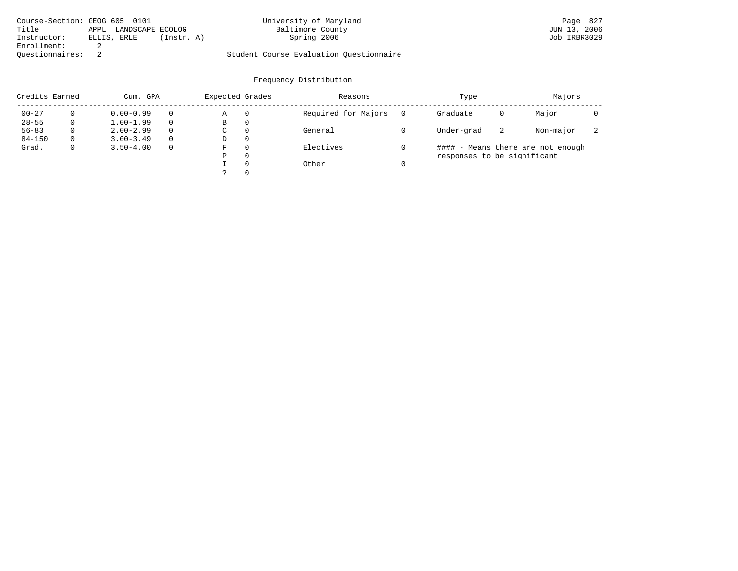Course-Section: GEOG 605 0101
Title: APPL LANDSCAPE ECOLOG
Instructor: ELLIS, ERLE (Instr. A)
Enrollment: 2
Questionnaires: 2

University of Maryland
Baltimore County
Spring 2006

Student Course Evaluation Questionnaire

Page 827
JUN 13, 2006
Job IRBR3029

## Frequency Distribution

| Credits Earned | | Cum. GPA | | Expected Grades | | Reasons | | Type | | Majors | |
|---|---|---|---|---|---|---|---|---|---|---|---|
| 00-27 | 0 | 0.00-0.99 | 0 | A | 0 | Required for Majors | 0 | Graduate | 0 | Major | 0 |
| 28-55 | 0 | 1.00-1.99 | 0 | B | 0 | | | | | | |
| 56-83 | 0 | 2.00-2.99 | 0 | C | 0 | General | 0 | Under-grad | 2 | Non-major | 2 |
| 84-150 | 0 | 3.00-3.49 | 0 | D | 0 | | | | | | |
| Grad. | 0 | 3.50-4.00 | 0 | F | 0 | Electives | 0 | | | | |
| | | | | P | 0 | | | | | | |
| | | | | I | 0 | Other | 0 | | | | |
| | | | | ? | 0 | | | | | | |

#### - Means there are not enough responses to be significant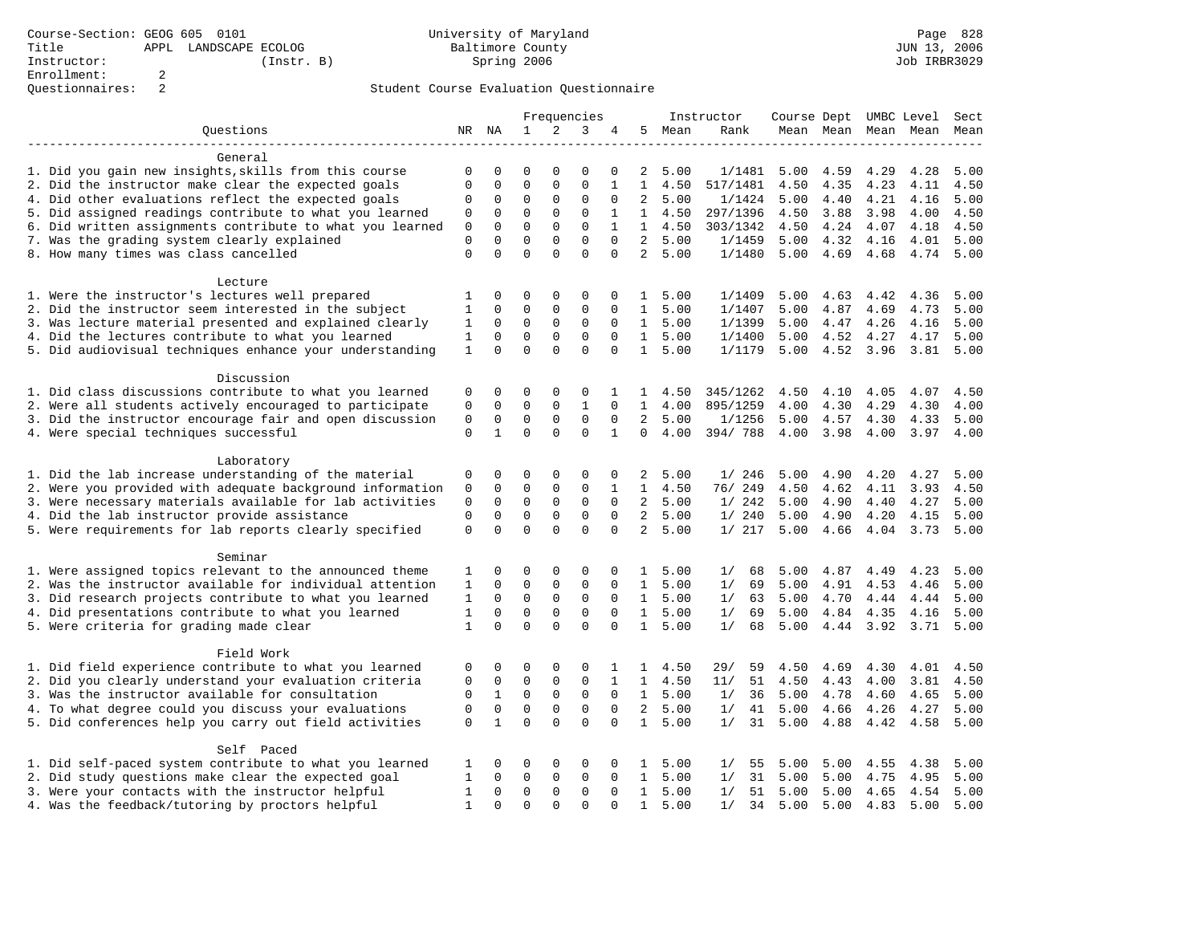Course-Section: GEOG 605 0101
Title: APPL LANDSCAPE ECOLOG
Instructor: (Instr. B)
Enrollment: 2
Questionnaires: 2

University of Maryland Baltimore County
Spring 2006

Student Course Evaluation Questionnaire

| Questions | NR | NA | 1 | 2 | 3 | 4 | 5 | Instructor Mean | Instructor Rank | Course Mean | Dept Mean | UMBC Mean | Level Mean | Sect Mean |
|---|---|---|---|---|---|---|---|---|---|---|---|---|---|---|
| **General** | | | | | | | | | | | | | | |
| 1. Did you gain new insights,skills from this course | 0 | 0 | 0 | 0 | 0 | 0 | 2 | 5.00 | 1/1481 | 5.00 | 4.59 | 4.29 | 4.28 | 5.00 |
| 2. Did the instructor make clear the expected goals | 0 | 0 | 0 | 0 | 0 | 1 | 1 | 4.50 | 517/1481 | 4.50 | 4.35 | 4.23 | 4.11 | 4.50 |
| 4. Did other evaluations reflect the expected goals | 0 | 0 | 0 | 0 | 0 | 0 | 2 | 5.00 | 1/1424 | 5.00 | 4.40 | 4.21 | 4.16 | 5.00 |
| 5. Did assigned readings contribute to what you learned | 0 | 0 | 0 | 0 | 0 | 1 | 1 | 4.50 | 297/1396 | 4.50 | 3.88 | 3.98 | 4.00 | 4.50 |
| 6. Did written assignments contribute to what you learned | 0 | 0 | 0 | 0 | 0 | 1 | 1 | 4.50 | 303/1342 | 4.50 | 4.24 | 4.07 | 4.18 | 4.50 |
| 7. Was the grading system clearly explained | 0 | 0 | 0 | 0 | 0 | 0 | 2 | 5.00 | 1/1459 | 5.00 | 4.32 | 4.16 | 4.01 | 5.00 |
| 8. How many times was class cancelled | 0 | 0 | 0 | 0 | 0 | 0 | 2 | 5.00 | 1/1480 | 5.00 | 4.69 | 4.68 | 4.74 | 5.00 |
| **Lecture** | | | | | | | | | | | | | | |
| 1. Were the instructor's lectures well prepared | 1 | 0 | 0 | 0 | 0 | 0 | 1 | 5.00 | 1/1409 | 5.00 | 4.63 | 4.42 | 4.36 | 5.00 |
| 2. Did the instructor seem interested in the subject | 1 | 0 | 0 | 0 | 0 | 0 | 1 | 5.00 | 1/1407 | 5.00 | 4.87 | 4.69 | 4.73 | 5.00 |
| 3. Was lecture material presented and explained clearly | 1 | 0 | 0 | 0 | 0 | 0 | 1 | 5.00 | 1/1399 | 5.00 | 4.47 | 4.26 | 4.16 | 5.00 |
| 4. Did the lectures contribute to what you learned | 1 | 0 | 0 | 0 | 0 | 0 | 1 | 5.00 | 1/1400 | 5.00 | 4.52 | 4.27 | 4.17 | 5.00 |
| 5. Did audiovisual techniques enhance your understanding | 1 | 0 | 0 | 0 | 0 | 0 | 1 | 5.00 | 1/1179 | 5.00 | 4.52 | 3.96 | 3.81 | 5.00 |
| **Discussion** | | | | | | | | | | | | | | |
| 1. Did class discussions contribute to what you learned | 0 | 0 | 0 | 0 | 0 | 1 | 1 | 4.50 | 345/1262 | 4.50 | 4.10 | 4.05 | 4.07 | 4.50 |
| 2. Were all students actively encouraged to participate | 0 | 0 | 0 | 0 | 1 | 0 | 1 | 4.00 | 895/1259 | 4.00 | 4.30 | 4.29 | 4.30 | 4.00 |
| 3. Did the instructor encourage fair and open discussion | 0 | 0 | 0 | 0 | 0 | 0 | 2 | 5.00 | 1/1256 | 5.00 | 4.57 | 4.30 | 4.33 | 5.00 |
| 4. Were special techniques successful | 0 | 1 | 0 | 0 | 0 | 1 | 0 | 4.00 | 394/ 788 | 4.00 | 3.98 | 4.00 | 3.97 | 4.00 |
| **Laboratory** | | | | | | | | | | | | | | |
| 1. Did the lab increase understanding of the material | 0 | 0 | 0 | 0 | 0 | 0 | 2 | 5.00 | 1/ 246 | 5.00 | 4.90 | 4.20 | 4.27 | 5.00 |
| 2. Were you provided with adequate background information | 0 | 0 | 0 | 0 | 0 | 1 | 1 | 4.50 | 76/ 249 | 4.50 | 4.62 | 4.11 | 3.93 | 4.50 |
| 3. Were necessary materials available for lab activities | 0 | 0 | 0 | 0 | 0 | 0 | 2 | 5.00 | 1/ 242 | 5.00 | 4.90 | 4.40 | 4.27 | 5.00 |
| 4. Did the lab instructor provide assistance | 0 | 0 | 0 | 0 | 0 | 0 | 2 | 5.00 | 1/ 240 | 5.00 | 4.90 | 4.20 | 4.15 | 5.00 |
| 5. Were requirements for lab reports clearly specified | 0 | 0 | 0 | 0 | 0 | 0 | 2 | 5.00 | 1/ 217 | 5.00 | 4.66 | 4.04 | 3.73 | 5.00 |
| **Seminar** | | | | | | | | | | | | | | |
| 1. Were assigned topics relevant to the announced theme | 1 | 0 | 0 | 0 | 0 | 0 | 1 | 5.00 | 1/ 68 | 5.00 | 4.87 | 4.49 | 4.23 | 5.00 |
| 2. Was the instructor available for individual attention | 1 | 0 | 0 | 0 | 0 | 0 | 1 | 5.00 | 1/ 69 | 5.00 | 4.91 | 4.53 | 4.46 | 5.00 |
| 3. Did research projects contribute to what you learned | 1 | 0 | 0 | 0 | 0 | 0 | 1 | 5.00 | 1/ 63 | 5.00 | 4.70 | 4.44 | 4.44 | 5.00 |
| 4. Did presentations contribute to what you learned | 1 | 0 | 0 | 0 | 0 | 0 | 1 | 5.00 | 1/ 69 | 5.00 | 4.84 | 4.35 | 4.16 | 5.00 |
| 5. Were criteria for grading made clear | 1 | 0 | 0 | 0 | 0 | 0 | 1 | 5.00 | 1/ 68 | 5.00 | 4.44 | 3.92 | 3.71 | 5.00 |
| **Field Work** | | | | | | | | | | | | | | |
| 1. Did field experience contribute to what you learned | 0 | 0 | 0 | 0 | 0 | 1 | 1 | 4.50 | 29/ 59 | 4.50 | 4.69 | 4.30 | 4.01 | 4.50 |
| 2. Did you clearly understand your evaluation criteria | 0 | 0 | 0 | 0 | 0 | 1 | 1 | 4.50 | 11/ 51 | 4.50 | 4.43 | 4.00 | 3.81 | 4.50 |
| 3. Was the instructor available for consultation | 0 | 1 | 0 | 0 | 0 | 0 | 1 | 5.00 | 1/ 36 | 5.00 | 4.78 | 4.60 | 4.65 | 5.00 |
| 4. To what degree could you discuss your evaluations | 0 | 0 | 0 | 0 | 0 | 0 | 2 | 5.00 | 1/ 41 | 5.00 | 4.66 | 4.26 | 4.27 | 5.00 |
| 5. Did conferences help you carry out field activities | 0 | 1 | 0 | 0 | 0 | 0 | 1 | 5.00 | 1/ 31 | 5.00 | 4.88 | 4.42 | 4.58 | 5.00 |
| **Self Paced** | | | | | | | | | | | | | | |
| 1. Did self-paced system contribute to what you learned | 1 | 0 | 0 | 0 | 0 | 0 | 1 | 5.00 | 1/ 55 | 5.00 | 5.00 | 4.55 | 4.38 | 5.00 |
| 2. Did study questions make clear the expected goal | 1 | 0 | 0 | 0 | 0 | 0 | 1 | 5.00 | 1/ 31 | 5.00 | 5.00 | 4.75 | 4.95 | 5.00 |
| 3. Were your contacts with the instructor helpful | 1 | 0 | 0 | 0 | 0 | 0 | 1 | 5.00 | 1/ 51 | 5.00 | 5.00 | 4.65 | 4.54 | 5.00 |
| 4. Was the feedback/tutoring by proctors helpful | 1 | 0 | 0 | 0 | 0 | 0 | 1 | 5.00 | 1/ 34 | 5.00 | 5.00 | 4.83 | 5.00 | 5.00 |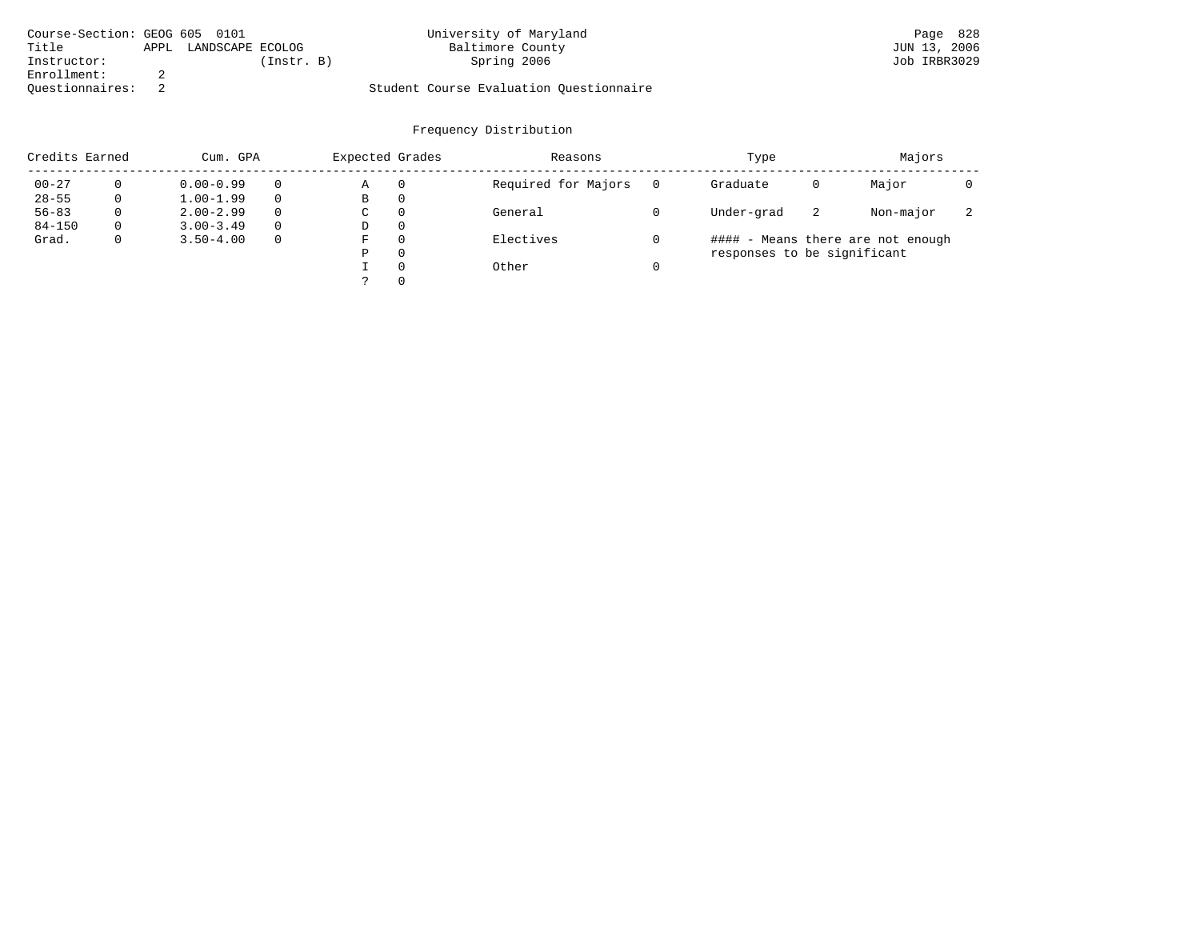Course-Section: GEOG 605 0101
Title APPL LANDSCAPE ECOLOG
Instructor: (Instr. B)
Enrollment: 2
Questionnaires: 2

University of Maryland
Baltimore County
Spring 2006

Student Course Evaluation Questionnaire

JUN 13, 2006
Job IRBR3029

## Frequency Distribution

| Credits Earned | | Cum. GPA | | Expected Grades | | Reasons | | Type | | Majors | |
|---|---|---|---|---|---|---|---|---|---|---|---|
| 00-27 | 0 | 0.00-0.99 | 0 | A | 0 | Required for Majors | 0 | Graduate | 0 | Major | 0 |
| 28-55 | 0 | 1.00-1.99 | 0 | B | 0 | | | | | | |
| 56-83 | 0 | 2.00-2.99 | 0 | C | 0 | General | 0 | Under-grad | 2 | Non-major | 2 |
| 84-150 | 0 | 3.00-3.49 | 0 | D | 0 | | | | | | |
| Grad. | 0 | 3.50-4.00 | 0 | F | 0 | Electives | 0 | | | | |
| | | | | P | 0 | | | | | | |
| | | | | I | 0 | Other | 0 | | | | |
| | | | | ? | 0 | | | | | | |

#### - Means there are not enough responses to be significant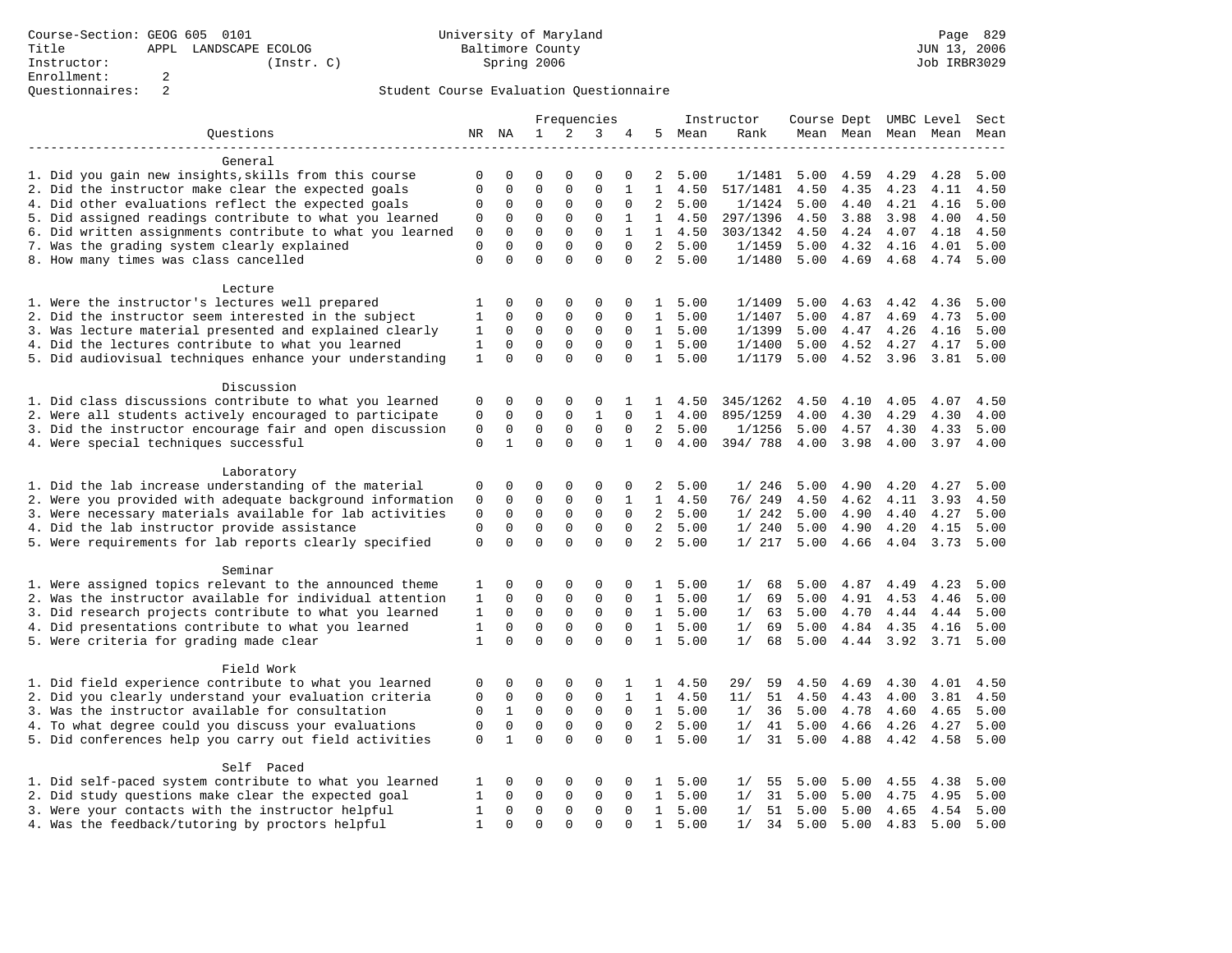Course-Section: GEOG 605 0101
Title: APPL LANDSCAPE ECOLOG
Instructor: (Instr. C)
Enrollment: 2
Questionnaires: 2

University of Maryland
Baltimore County
Spring 2006

JUN 13, 2006
Job IRBR3029

## Student Course Evaluation Questionnaire

| Questions | NR | NA | 1 | 2 | 3 | 4 | 5 | Instructor Mean | Rank | Course Mean | Dept Mean | UMBC Mean | Level Mean | Sect Mean |
|---|---|---|---|---|---|---|---|---|---|---|---|---|---|---|
| **General** | | | | | | | | | | | | | | |
| 1. Did you gain new insights,skills from this course | 0 | 0 | 0 | 0 | 0 | 0 | 2 | 5.00 | 1/1481 | 5.00 | 4.59 | 4.29 | 4.28 | 5.00 |
| 2. Did the instructor make clear the expected goals | 0 | 0 | 0 | 0 | 0 | 1 | 1 | 4.50 | 517/1481 | 4.50 | 4.35 | 4.23 | 4.11 | 4.50 |
| 4. Did other evaluations reflect the expected goals | 0 | 0 | 0 | 0 | 0 | 0 | 2 | 5.00 | 1/1424 | 5.00 | 4.40 | 4.21 | 4.16 | 5.00 |
| 5. Did assigned readings contribute to what you learned | 0 | 0 | 0 | 0 | 0 | 1 | 1 | 4.50 | 297/1396 | 4.50 | 3.88 | 3.98 | 4.00 | 4.50 |
| 6. Did written assignments contribute to what you learned | 0 | 0 | 0 | 0 | 0 | 1 | 1 | 4.50 | 303/1342 | 4.50 | 4.24 | 4.07 | 4.18 | 4.50 |
| 7. Was the grading system clearly explained | 0 | 0 | 0 | 0 | 0 | 0 | 2 | 5.00 | 1/1459 | 5.00 | 4.32 | 4.16 | 4.01 | 5.00 |
| 8. How many times was class cancelled | 0 | 0 | 0 | 0 | 0 | 0 | 2 | 5.00 | 1/1480 | 5.00 | 4.69 | 4.68 | 4.74 | 5.00 |
| **Lecture** | | | | | | | | | | | | | | |
| 1. Were the instructor's lectures well prepared | 1 | 0 | 0 | 0 | 0 | 0 | 1 | 5.00 | 1/1409 | 5.00 | 4.63 | 4.42 | 4.36 | 5.00 |
| 2. Did the instructor seem interested in the subject | 1 | 0 | 0 | 0 | 0 | 0 | 1 | 5.00 | 1/1407 | 5.00 | 4.87 | 4.69 | 4.73 | 5.00 |
| 3. Was lecture material presented and explained clearly | 1 | 0 | 0 | 0 | 0 | 0 | 1 | 5.00 | 1/1399 | 5.00 | 4.47 | 4.26 | 4.16 | 5.00 |
| 4. Did the lectures contribute to what you learned | 1 | 0 | 0 | 0 | 0 | 0 | 1 | 5.00 | 1/1400 | 5.00 | 4.52 | 4.27 | 4.17 | 5.00 |
| 5. Did audiovisual techniques enhance your understanding | 1 | 0 | 0 | 0 | 0 | 0 | 1 | 5.00 | 1/1179 | 5.00 | 4.52 | 3.96 | 3.81 | 5.00 |
| **Discussion** | | | | | | | | | | | | | | |
| 1. Did class discussions contribute to what you learned | 0 | 0 | 0 | 0 | 0 | 1 | 1 | 4.50 | 345/1262 | 4.50 | 4.10 | 4.05 | 4.07 | 4.50 |
| 2. Were all students actively encouraged to participate | 0 | 0 | 0 | 0 | 1 | 0 | 1 | 4.00 | 895/1259 | 4.00 | 4.30 | 4.29 | 4.30 | 4.00 |
| 3. Did the instructor encourage fair and open discussion | 0 | 0 | 0 | 0 | 0 | 0 | 2 | 5.00 | 1/1256 | 5.00 | 4.57 | 4.30 | 4.33 | 5.00 |
| 4. Were special techniques successful | 0 | 1 | 0 | 0 | 0 | 1 | 0 | 4.00 | 394/ 788 | 4.00 | 3.98 | 4.00 | 3.97 | 4.00 |
| **Laboratory** | | | | | | | | | | | | | | |
| 1. Did the lab increase understanding of the material | 0 | 0 | 0 | 0 | 0 | 0 | 2 | 5.00 | 1/ 246 | 5.00 | 4.90 | 4.20 | 4.27 | 5.00 |
| 2. Were you provided with adequate background information | 0 | 0 | 0 | 0 | 0 | 1 | 1 | 4.50 | 76/ 249 | 4.50 | 4.62 | 4.11 | 3.93 | 4.50 |
| 3. Were necessary materials available for lab activities | 0 | 0 | 0 | 0 | 0 | 0 | 2 | 5.00 | 1/ 242 | 5.00 | 4.90 | 4.40 | 4.27 | 5.00 |
| 4. Did the lab instructor provide assistance | 0 | 0 | 0 | 0 | 0 | 0 | 2 | 5.00 | 1/ 240 | 5.00 | 4.90 | 4.20 | 4.15 | 5.00 |
| 5. Were requirements for lab reports clearly specified | 0 | 0 | 0 | 0 | 0 | 0 | 2 | 5.00 | 1/ 217 | 5.00 | 4.66 | 4.04 | 3.73 | 5.00 |
| **Seminar** | | | | | | | | | | | | | | |
| 1. Were assigned topics relevant to the announced theme | 1 | 0 | 0 | 0 | 0 | 0 | 1 | 5.00 | 1/ 68 | 5.00 | 4.87 | 4.49 | 4.23 | 5.00 |
| 2. Was the instructor available for individual attention | 1 | 0 | 0 | 0 | 0 | 0 | 1 | 5.00 | 1/ 69 | 5.00 | 4.91 | 4.53 | 4.46 | 5.00 |
| 3. Did research projects contribute to what you learned | 1 | 0 | 0 | 0 | 0 | 0 | 1 | 5.00 | 1/ 63 | 5.00 | 4.70 | 4.44 | 4.44 | 5.00 |
| 4. Did presentations contribute to what you learned | 1 | 0 | 0 | 0 | 0 | 0 | 1 | 5.00 | 1/ 69 | 5.00 | 4.84 | 4.35 | 4.16 | 5.00 |
| 5. Were criteria for grading made clear | 1 | 0 | 0 | 0 | 0 | 0 | 1 | 5.00 | 1/ 68 | 5.00 | 4.44 | 3.92 | 3.71 | 5.00 |
| **Field Work** | | | | | | | | | | | | | | |
| 1. Did field experience contribute to what you learned | 0 | 0 | 0 | 0 | 0 | 1 | 1 | 4.50 | 29/ 59 | 4.50 | 4.69 | 4.30 | 4.01 | 4.50 |
| 2. Did you clearly understand your evaluation criteria | 0 | 0 | 0 | 0 | 0 | 1 | 1 | 4.50 | 11/ 51 | 4.50 | 4.43 | 4.00 | 3.81 | 4.50 |
| 3. Was the instructor available for consultation | 0 | 1 | 0 | 0 | 0 | 0 | 1 | 5.00 | 1/ 36 | 5.00 | 4.78 | 4.60 | 4.65 | 5.00 |
| 4. To what degree could you discuss your evaluations | 0 | 0 | 0 | 0 | 0 | 0 | 2 | 5.00 | 1/ 41 | 5.00 | 4.66 | 4.26 | 4.27 | 5.00 |
| 5. Did conferences help you carry out field activities | 0 | 1 | 0 | 0 | 0 | 0 | 1 | 5.00 | 1/ 31 | 5.00 | 4.88 | 4.42 | 4.58 | 5.00 |
| **Self Paced** | | | | | | | | | | | | | | |
| 1. Did self-paced system contribute to what you learned | 1 | 0 | 0 | 0 | 0 | 0 | 1 | 5.00 | 1/ 55 | 5.00 | 5.00 | 4.55 | 4.38 | 5.00 |
| 2. Did study questions make clear the expected goal | 1 | 0 | 0 | 0 | 0 | 0 | 1 | 5.00 | 1/ 31 | 5.00 | 5.00 | 4.75 | 4.95 | 5.00 |
| 3. Were your contacts with the instructor helpful | 1 | 0 | 0 | 0 | 0 | 0 | 1 | 5.00 | 1/ 51 | 5.00 | 5.00 | 4.65 | 4.54 | 5.00 |
| 4. Was the feedback/tutoring by proctors helpful | 1 | 0 | 0 | 0 | 0 | 0 | 1 | 5.00 | 1/ 34 | 5.00 | 5.00 | 4.83 | 5.00 | 5.00 |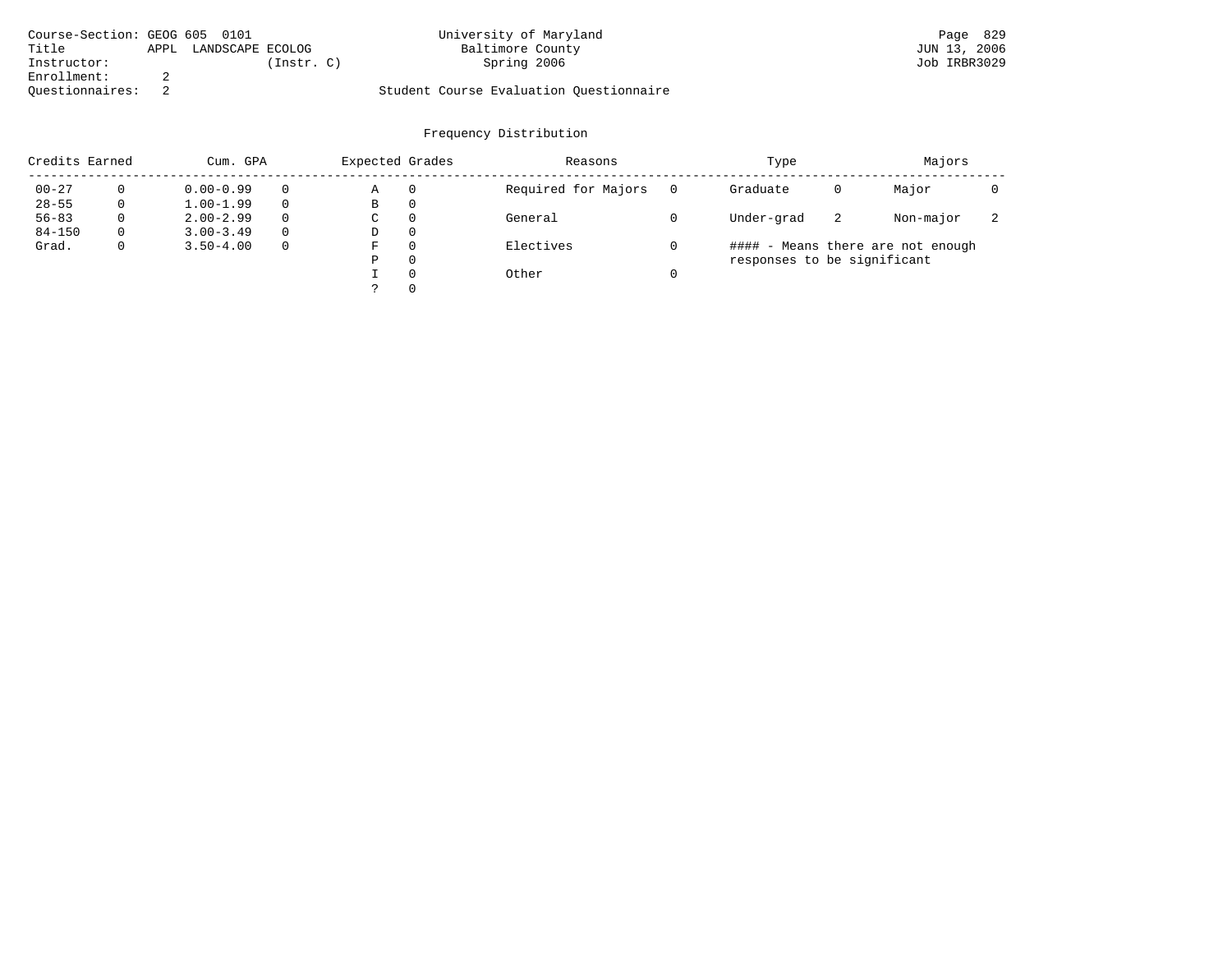Course-Section: GEOG 605 0101
Title: APPL LANDSCAPE ECOLOG
Instructor: (Instr. C)
Enrollment: 2
Questionnaires: 2

University of Maryland
Baltimore County
Spring 2006

Student Course Evaluation Questionnaire

JUN 13, 2006
Job IRBR3029

## Frequency Distribution

| Credits Earned | | Cum. GPA | | Expected Grades | | Reasons | | Type | | Majors | |
|---|---|---|---|---|---|---|---|---|---|---|---|
| 00-27 | 0 | 0.00-0.99 | 0 | A | 0 | Required for Majors | 0 | Graduate | 0 | Major | 0 |
| 28-55 | 0 | 1.00-1.99 | 0 | B | 0 | | | | | | |
| 56-83 | 0 | 2.00-2.99 | 0 | C | 0 | General | 0 | Under-grad | 2 | Non-major | 2 |
| 84-150 | 0 | 3.00-3.49 | 0 | D | 0 | | | | | | |
| Grad. | 0 | 3.50-4.00 | 0 | F | 0 | Electives | 0 | #### - Means there are not enough responses to be significant | | | |
| | | | | P | 0 | | | | | | |
| | | | | I | 0 | Other | 0 | | | | |
| | | | | ? | 0 | | | | | | |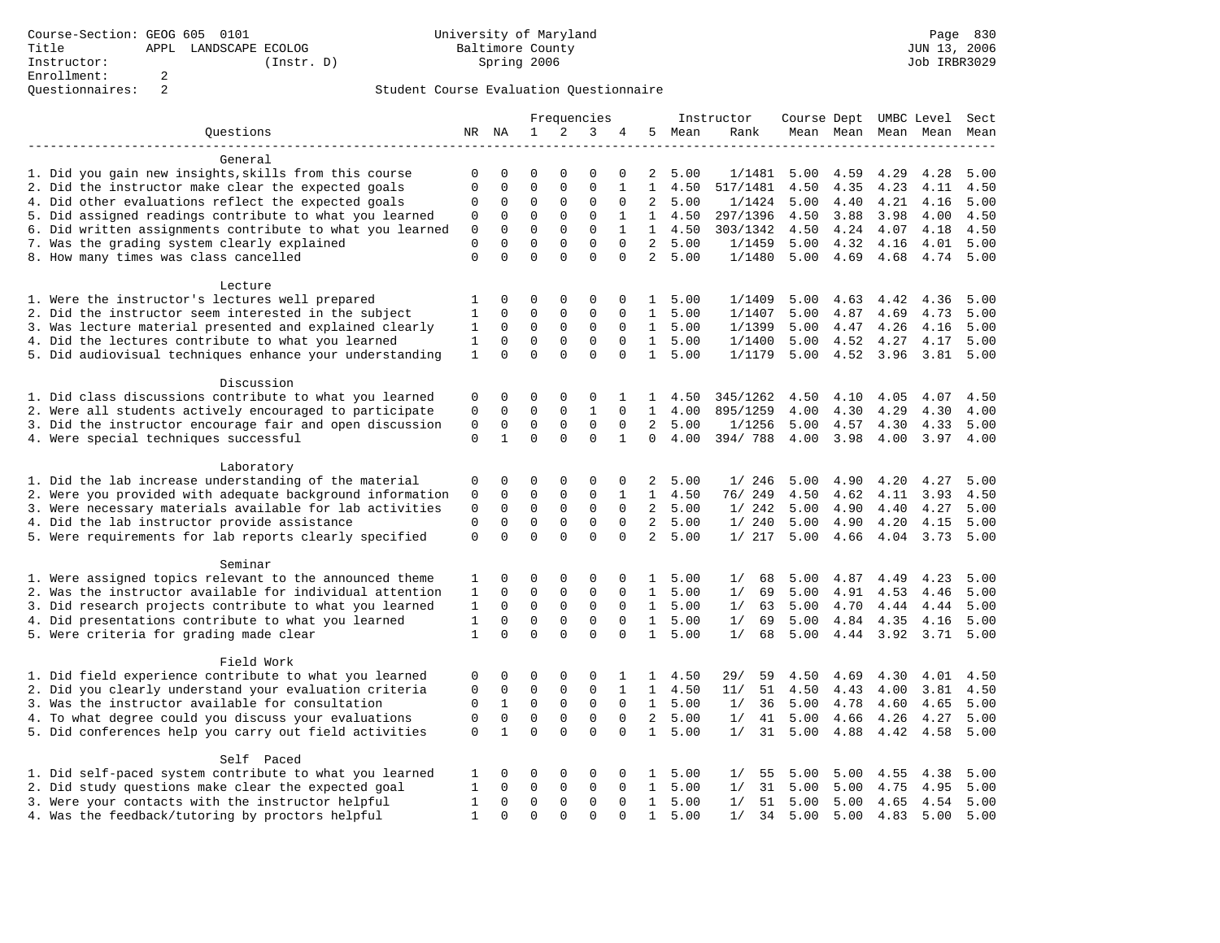Course-Section: GEOG 605 0101
Title: APPL LANDSCAPE ECOLOG
Instructor: (Instr. D)
Enrollment: 2
Questionnaires: 2

University of Maryland
Baltimore County
Spring 2006

JUN 13, 2006
Job IRBR3029

## Student Course Evaluation Questionnaire

| Questions | NR | NA | 1 | 2 | 3 | 4 | 5 | Instructor Mean | Rank | Course Mean | Dept Mean | UMBC Mean | Level Mean | Sect Mean |
|---|---|---|---|---|---|---|---|---|---|---|---|---|---|---|
| **General** | | | | | | | | | | | | | | |
| 1. Did you gain new insights,skills from this course | 0 | 0 | 0 | 0 | 0 | 0 | 2 | 5.00 | 1/1481 | 5.00 | 4.59 | 4.29 | 4.28 | 5.00 |
| 2. Did the instructor make clear the expected goals | 0 | 0 | 0 | 0 | 0 | 1 | 1 | 4.50 | 517/1481 | 4.50 | 4.35 | 4.23 | 4.11 | 4.50 |
| 4. Did other evaluations reflect the expected goals | 0 | 0 | 0 | 0 | 0 | 0 | 2 | 5.00 | 1/1424 | 5.00 | 4.40 | 4.21 | 4.16 | 5.00 |
| 5. Did assigned readings contribute to what you learned | 0 | 0 | 0 | 0 | 0 | 1 | 1 | 4.50 | 297/1396 | 4.50 | 3.88 | 3.98 | 4.00 | 4.50 |
| 6. Did written assignments contribute to what you learned | 0 | 0 | 0 | 0 | 0 | 1 | 1 | 4.50 | 303/1342 | 4.50 | 4.24 | 4.07 | 4.18 | 4.50 |
| 7. Was the grading system clearly explained | 0 | 0 | 0 | 0 | 0 | 0 | 2 | 5.00 | 1/1459 | 5.00 | 4.32 | 4.16 | 4.01 | 5.00 |
| 8. How many times was class cancelled | 0 | 0 | 0 | 0 | 0 | 0 | 2 | 5.00 | 1/1480 | 5.00 | 4.69 | 4.68 | 4.74 | 5.00 |
| **Lecture** | | | | | | | | | | | | | | |
| 1. Were the instructor's lectures well prepared | 1 | 0 | 0 | 0 | 0 | 0 | 1 | 5.00 | 1/1409 | 5.00 | 4.63 | 4.42 | 4.36 | 5.00 |
| 2. Did the instructor seem interested in the subject | 1 | 0 | 0 | 0 | 0 | 0 | 1 | 5.00 | 1/1407 | 5.00 | 4.87 | 4.69 | 4.73 | 5.00 |
| 3. Was lecture material presented and explained clearly | 1 | 0 | 0 | 0 | 0 | 0 | 1 | 5.00 | 1/1399 | 5.00 | 4.47 | 4.26 | 4.16 | 5.00 |
| 4. Did the lectures contribute to what you learned | 1 | 0 | 0 | 0 | 0 | 0 | 1 | 5.00 | 1/1400 | 5.00 | 4.52 | 4.27 | 4.17 | 5.00 |
| 5. Did audiovisual techniques enhance your understanding | 1 | 0 | 0 | 0 | 0 | 0 | 1 | 5.00 | 1/1179 | 5.00 | 4.52 | 3.96 | 3.81 | 5.00 |
| **Discussion** | | | | | | | | | | | | | | |
| 1. Did class discussions contribute to what you learned | 0 | 0 | 0 | 0 | 0 | 1 | 1 | 4.50 | 345/1262 | 4.50 | 4.10 | 4.05 | 4.07 | 4.50 |
| 2. Were all students actively encouraged to participate | 0 | 0 | 0 | 0 | 1 | 0 | 1 | 4.00 | 895/1259 | 4.00 | 4.30 | 4.29 | 4.30 | 4.00 |
| 3. Did the instructor encourage fair and open discussion | 0 | 0 | 0 | 0 | 0 | 0 | 2 | 5.00 | 1/1256 | 5.00 | 4.57 | 4.30 | 4.33 | 5.00 |
| 4. Were special techniques successful | 0 | 1 | 0 | 0 | 0 | 1 | 0 | 4.00 | 394/ 788 | 4.00 | 3.98 | 4.00 | 3.97 | 4.00 |
| **Laboratory** | | | | | | | | | | | | | | |
| 1. Did the lab increase understanding of the material | 0 | 0 | 0 | 0 | 0 | 0 | 2 | 5.00 | 1/ 246 | 5.00 | 4.90 | 4.20 | 4.27 | 5.00 |
| 2. Were you provided with adequate background information | 0 | 0 | 0 | 0 | 0 | 1 | 1 | 4.50 | 76/ 249 | 4.50 | 4.62 | 4.11 | 3.93 | 4.50 |
| 3. Were necessary materials available for lab activities | 0 | 0 | 0 | 0 | 0 | 0 | 2 | 5.00 | 1/ 242 | 5.00 | 4.90 | 4.40 | 4.27 | 5.00 |
| 4. Did the lab instructor provide assistance | 0 | 0 | 0 | 0 | 0 | 0 | 2 | 5.00 | 1/ 240 | 5.00 | 4.90 | 4.20 | 4.15 | 5.00 |
| 5. Were requirements for lab reports clearly specified | 0 | 0 | 0 | 0 | 0 | 0 | 2 | 5.00 | 1/ 217 | 5.00 | 4.66 | 4.04 | 3.73 | 5.00 |
| **Seminar** | | | | | | | | | | | | | | |
| 1. Were assigned topics relevant to the announced theme | 1 | 0 | 0 | 0 | 0 | 0 | 1 | 5.00 | 1/ 68 | 5.00 | 4.87 | 4.49 | 4.23 | 5.00 |
| 2. Was the instructor available for individual attention | 1 | 0 | 0 | 0 | 0 | 0 | 1 | 5.00 | 1/ 69 | 5.00 | 4.91 | 4.53 | 4.46 | 5.00 |
| 3. Did research projects contribute to what you learned | 1 | 0 | 0 | 0 | 0 | 0 | 1 | 5.00 | 1/ 63 | 5.00 | 4.70 | 4.44 | 4.44 | 5.00 |
| 4. Did presentations contribute to what you learned | 1 | 0 | 0 | 0 | 0 | 0 | 1 | 5.00 | 1/ 69 | 5.00 | 4.84 | 4.35 | 4.16 | 5.00 |
| 5. Were criteria for grading made clear | 1 | 0 | 0 | 0 | 0 | 0 | 1 | 5.00 | 1/ 68 | 5.00 | 4.44 | 3.92 | 3.71 | 5.00 |
| **Field Work** | | | | | | | | | | | | | | |
| 1. Did field experience contribute to what you learned | 0 | 0 | 0 | 0 | 0 | 1 | 1 | 4.50 | 29/ 59 | 4.50 | 4.69 | 4.30 | 4.01 | 4.50 |
| 2. Did you clearly understand your evaluation criteria | 0 | 0 | 0 | 0 | 0 | 1 | 1 | 4.50 | 11/ 51 | 4.50 | 4.43 | 4.00 | 3.81 | 4.50 |
| 3. Was the instructor available for consultation | 0 | 1 | 0 | 0 | 0 | 0 | 1 | 5.00 | 1/ 36 | 5.00 | 4.78 | 4.60 | 4.65 | 5.00 |
| 4. To what degree could you discuss your evaluations | 0 | 0 | 0 | 0 | 0 | 0 | 2 | 5.00 | 1/ 41 | 5.00 | 4.66 | 4.26 | 4.27 | 5.00 |
| 5. Did conferences help you carry out field activities | 0 | 1 | 0 | 0 | 0 | 0 | 1 | 5.00 | 1/ 31 | 5.00 | 4.88 | 4.42 | 4.58 | 5.00 |
| **Self Paced** | | | | | | | | | | | | | | |
| 1. Did self-paced system contribute to what you learned | 1 | 0 | 0 | 0 | 0 | 0 | 1 | 5.00 | 1/ 55 | 5.00 | 5.00 | 4.55 | 4.38 | 5.00 |
| 2. Did study questions make clear the expected goal | 1 | 0 | 0 | 0 | 0 | 0 | 1 | 5.00 | 1/ 31 | 5.00 | 5.00 | 4.75 | 4.95 | 5.00 |
| 3. Were your contacts with the instructor helpful | 1 | 0 | 0 | 0 | 0 | 0 | 1 | 5.00 | 1/ 51 | 5.00 | 5.00 | 4.65 | 4.54 | 5.00 |
| 4. Was the feedback/tutoring by proctors helpful | 1 | 0 | 0 | 0 | 0 | 0 | 1 | 5.00 | 1/ 34 | 5.00 | 5.00 | 4.83 | 5.00 | 5.00 |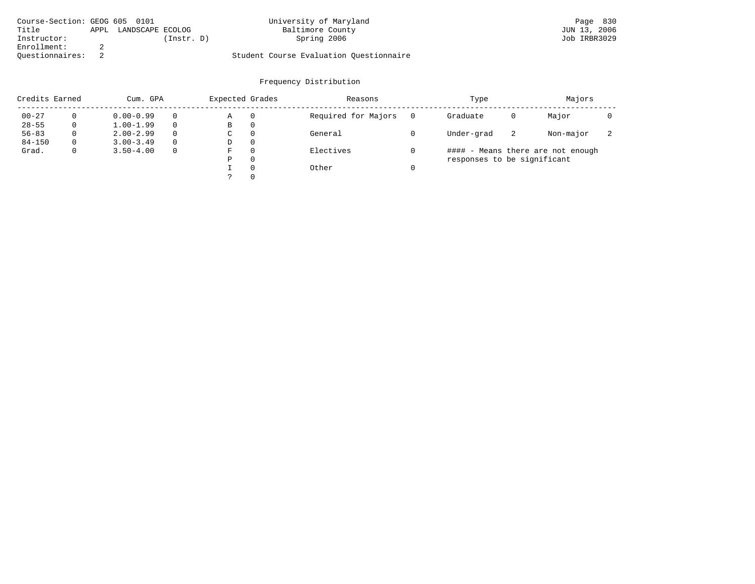Course-Section: GEOG 605 0101
Title APPL LANDSCAPE ECOLOG
Instructor: (Instr. D)
Enrollment: 2
Questionnaires: 2

University of Maryland
Baltimore County
Spring 2006

Student Course Evaluation Questionnaire

Page 830
JUN 13, 2006
Job IRBR3029

## Frequency Distribution

| Credits Earned | | Cum. GPA | | Expected Grades | | Reasons | | Type | | Majors | |
|---|---|---|---|---|---|---|---|---|---|---|---|
| 00-27 | 0 | 0.00-0.99 | 0 | A | 0 | Required for Majors | 0 | Graduate | 0 | Major | 0 |
| 28-55 | 0 | 1.00-1.99 | 0 | B | 0 | | | | | | |
| 56-83 | 0 | 2.00-2.99 | 0 | C | 0 | General | 0 | Under-grad | 2 | Non-major | 2 |
| 84-150 | 0 | 3.00-3.49 | 0 | D | 0 | | | | | | |
| Grad. | 0 | 3.50-4.00 | 0 | F | 0 | Electives | 0 | | | | |
| | | | | P | 0 | | | | | | |
| | | | | I | 0 | Other | 0 | | | | |
| | | | | ? | 0 | | | | | | |

#### - Means there are not enough responses to be significant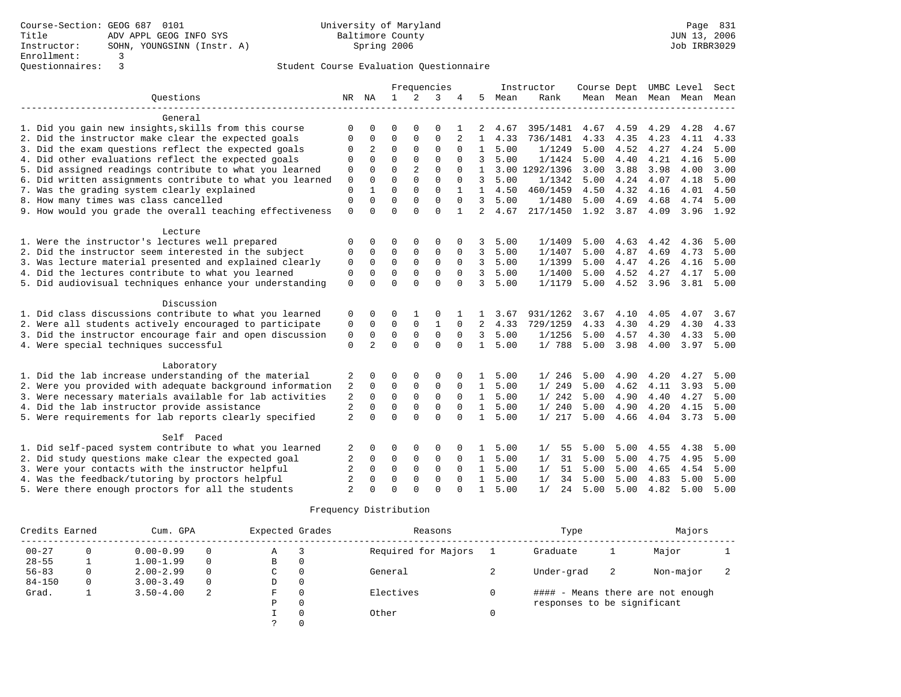Course-Section: GEOG 687 0101
Title: ADV APPL GEOG INFO SYS
Instructor: SOHN, YOUNGSINN (Instr. A)
Enrollment: 3
Questionnaires: 3

University of Maryland Baltimore County
Spring 2006

Page 831
JUN 13, 2006
Job IRBR3029

## Student Course Evaluation Questionnaire

| Questions | NR | NA | 1 | 2 | 3 | 4 | 5 | Instructor Mean | Instructor Rank | Course Mean | Dept Mean | UMBC Mean | Level Mean | Sect Mean |
|---|---|---|---|---|---|---|---|---|---|---|---|---|---|---|
| **General** | | | | | | | | | | | | | | |
| 1. Did you gain new insights,skills from this course | 0 | 0 | 0 | 0 | 0 | 1 | 2 | 4.67 | 395/1481 | 4.67 | 4.59 | 4.29 | 4.28 | 4.67 |
| 2. Did the instructor make clear the expected goals | 0 | 0 | 0 | 0 | 0 | 2 | 1 | 4.33 | 736/1481 | 4.33 | 4.35 | 4.23 | 4.11 | 4.33 |
| 3. Did the exam questions reflect the expected goals | 0 | 2 | 0 | 0 | 0 | 0 | 1 | 5.00 | 1/1249 | 5.00 | 4.52 | 4.27 | 4.24 | 5.00 |
| 4. Did other evaluations reflect the expected goals | 0 | 0 | 0 | 0 | 0 | 0 | 3 | 5.00 | 1/1424 | 5.00 | 4.40 | 4.21 | 4.16 | 5.00 |
| 5. Did assigned readings contribute to what you learned | 0 | 0 | 0 | 2 | 0 | 0 | 1 | 3.00 | 1292/1396 | 3.00 | 3.88 | 3.98 | 4.00 | 3.00 |
| 6. Did written assignments contribute to what you learned | 0 | 0 | 0 | 0 | 0 | 0 | 3 | 5.00 | 1/1342 | 5.00 | 4.24 | 4.07 | 4.18 | 5.00 |
| 7. Was the grading system clearly explained | 0 | 1 | 0 | 0 | 0 | 1 | 1 | 4.50 | 460/1459 | 4.50 | 4.32 | 4.16 | 4.01 | 4.50 |
| 8. How many times was class cancelled | 0 | 0 | 0 | 0 | 0 | 0 | 3 | 5.00 | 1/1480 | 5.00 | 4.69 | 4.68 | 4.74 | 5.00 |
| 9. How would you grade the overall teaching effectiveness | 0 | 0 | 0 | 0 | 0 | 1 | 2 | 4.67 | 217/1450 | 1.92 | 3.87 | 4.09 | 3.96 | 1.92 |
| **Lecture** | | | | | | | | | | | | | | |
| 1. Were the instructor's lectures well prepared | 0 | 0 | 0 | 0 | 0 | 0 | 3 | 5.00 | 1/1409 | 5.00 | 4.63 | 4.42 | 4.36 | 5.00 |
| 2. Did the instructor seem interested in the subject | 0 | 0 | 0 | 0 | 0 | 0 | 3 | 5.00 | 1/1407 | 5.00 | 4.87 | 4.69 | 4.73 | 5.00 |
| 3. Was lecture material presented and explained clearly | 0 | 0 | 0 | 0 | 0 | 0 | 3 | 5.00 | 1/1399 | 5.00 | 4.47 | 4.26 | 4.16 | 5.00 |
| 4. Did the lectures contribute to what you learned | 0 | 0 | 0 | 0 | 0 | 0 | 3 | 5.00 | 1/1400 | 5.00 | 4.52 | 4.27 | 4.17 | 5.00 |
| 5. Did audiovisual techniques enhance your understanding | 0 | 0 | 0 | 0 | 0 | 0 | 3 | 5.00 | 1/1179 | 5.00 | 4.52 | 3.96 | 3.81 | 5.00 |
| **Discussion** | | | | | | | | | | | | | | |
| 1. Did class discussions contribute to what you learned | 0 | 0 | 0 | 1 | 0 | 1 | 1 | 3.67 | 931/1262 | 3.67 | 4.10 | 4.05 | 4.07 | 3.67 |
| 2. Were all students actively encouraged to participate | 0 | 0 | 0 | 0 | 1 | 0 | 2 | 4.33 | 729/1259 | 4.33 | 4.30 | 4.29 | 4.30 | 4.33 |
| 3. Did the instructor encourage fair and open discussion | 0 | 0 | 0 | 0 | 0 | 0 | 3 | 5.00 | 1/1256 | 5.00 | 4.57 | 4.30 | 4.33 | 5.00 |
| 4. Were special techniques successful | 0 | 2 | 0 | 0 | 0 | 0 | 1 | 5.00 | 1/ 788 | 5.00 | 3.98 | 4.00 | 3.97 | 5.00 |
| **Laboratory** | | | | | | | | | | | | | | |
| 1. Did the lab increase understanding of the material | 2 | 0 | 0 | 0 | 0 | 0 | 1 | 5.00 | 1/ 246 | 5.00 | 4.90 | 4.20 | 4.27 | 5.00 |
| 2. Were you provided with adequate background information | 2 | 0 | 0 | 0 | 0 | 0 | 1 | 5.00 | 1/ 249 | 5.00 | 4.62 | 4.11 | 3.93 | 5.00 |
| 3. Were necessary materials available for lab activities | 2 | 0 | 0 | 0 | 0 | 0 | 1 | 5.00 | 1/ 242 | 5.00 | 4.90 | 4.40 | 4.27 | 5.00 |
| 4. Did the lab instructor provide assistance | 2 | 0 | 0 | 0 | 0 | 0 | 1 | 5.00 | 1/ 240 | 5.00 | 4.90 | 4.20 | 4.15 | 5.00 |
| 5. Were requirements for lab reports clearly specified | 2 | 0 | 0 | 0 | 0 | 0 | 1 | 5.00 | 1/ 217 | 5.00 | 4.66 | 4.04 | 3.73 | 5.00 |
| **Self Paced** | | | | | | | | | | | | | | |
| 1. Did self-paced system contribute to what you learned | 2 | 0 | 0 | 0 | 0 | 0 | 1 | 5.00 | 1/ 55 | 5.00 | 5.00 | 4.55 | 4.38 | 5.00 |
| 2. Did study questions make clear the expected goal | 2 | 0 | 0 | 0 | 0 | 0 | 1 | 5.00 | 1/ 31 | 5.00 | 5.00 | 4.75 | 4.95 | 5.00 |
| 3. Were your contacts with the instructor helpful | 2 | 0 | 0 | 0 | 0 | 0 | 1 | 5.00 | 1/ 51 | 5.00 | 5.00 | 4.65 | 4.54 | 5.00 |
| 4. Was the feedback/tutoring by proctors helpful | 2 | 0 | 0 | 0 | 0 | 0 | 1 | 5.00 | 1/ 34 | 5.00 | 5.00 | 4.83 | 5.00 | 5.00 |
| 5. Were there enough proctors for all the students | 2 | 0 | 0 | 0 | 0 | 0 | 1 | 5.00 | 1/ 24 | 5.00 | 5.00 | 4.82 | 5.00 | 5.00 |

### Frequency Distribution

| Credits Earned | | Cum. GPA | | Expected Grades | | Reasons | | Type | | Majors | |
|---|---|---|---|---|---|---|---|---|---|---|---|
| 00-27 | 0 | 0.00-0.99 | 0 | A | 3 | Required for Majors | 1 | Graduate | 1 | Major | 1 |
| 28-55 | 1 | 1.00-1.99 | 0 | B | 0 | | | | | | |
| 56-83 | 0 | 2.00-2.99 | 0 | C | 0 | General | 2 | Under-grad | 2 | Non-major | 2 |
| 84-150 | 0 | 3.00-3.49 | 0 | D | 0 | | | | | | |
| Grad. | 1 | 3.50-4.00 | 2 | F | 0 | Electives | 0 | | | | |
| | | | | P | 0 | | | | | | |
| | | | | I | 0 | Other | 0 | | | | |
| | | | | ? | 0 | | | | | | |

#### - Means there are not enough responses to be significant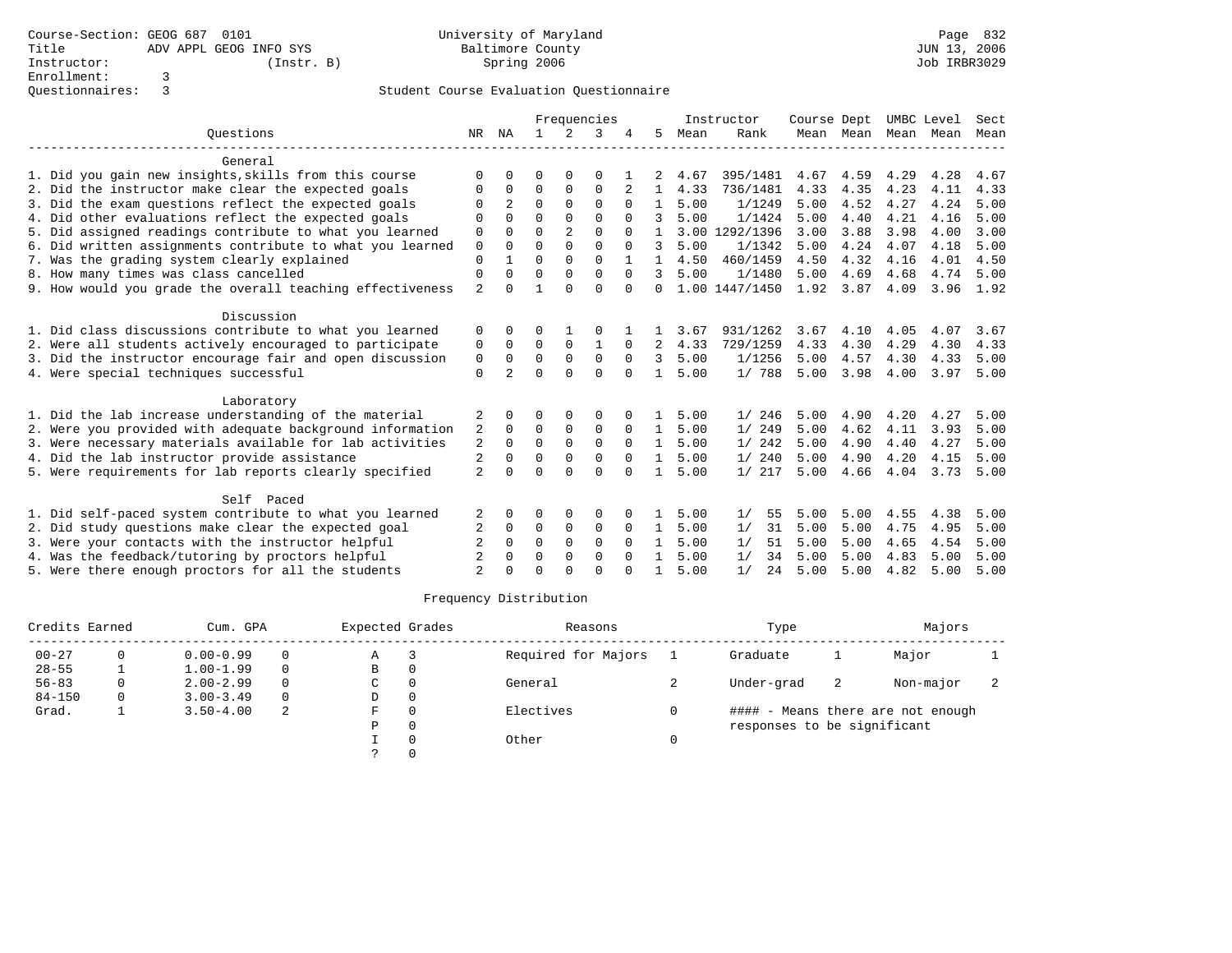Course-Section: GEOG 687 0101
Title: ADV APPL GEOG INFO SYS
Instructor: (Instr. B)
Enrollment: 3
Questionnaires: 3

University of Maryland
Baltimore County
Spring 2006

JUN 13, 2006
Job IRBR3029

## Student Course Evaluation Questionnaire

| Questions | NR | NA | 1 | 2 | 3 | 4 | 5 | Instructor Mean | Instructor Rank | Course Mean | Dept Mean | UMBC Mean | Level Mean | Sect Mean |
|---|---|---|---|---|---|---|---|---|---|---|---|---|---|---|
| **General** | | | | | | | | | | | | | | |
| 1. Did you gain new insights,skills from this course | 0 | 0 | 0 | 0 | 0 | 1 | 2 | 4.67 | 395/1481 | 4.67 | 4.59 | 4.29 | 4.28 | 4.67 |
| 2. Did the instructor make clear the expected goals | 0 | 0 | 0 | 0 | 0 | 2 | 1 | 4.33 | 736/1481 | 4.33 | 4.35 | 4.23 | 4.11 | 4.33 |
| 3. Did the exam questions reflect the expected goals | 0 | 2 | 0 | 0 | 0 | 0 | 1 | 5.00 | 1/1249 | 5.00 | 4.52 | 4.27 | 4.24 | 5.00 |
| 4. Did other evaluations reflect the expected goals | 0 | 0 | 0 | 0 | 0 | 0 | 3 | 5.00 | 1/1424 | 5.00 | 4.40 | 4.21 | 4.16 | 5.00 |
| 5. Did assigned readings contribute to what you learned | 0 | 0 | 0 | 2 | 0 | 0 | 1 | 3.00 | 1292/1396 | 3.00 | 3.88 | 3.98 | 4.00 | 3.00 |
| 6. Did written assignments contribute to what you learned | 0 | 0 | 0 | 0 | 0 | 0 | 3 | 5.00 | 1/1342 | 5.00 | 4.24 | 4.07 | 4.18 | 5.00 |
| 7. Was the grading system clearly explained | 0 | 1 | 0 | 0 | 0 | 1 | 1 | 4.50 | 460/1459 | 4.50 | 4.32 | 4.16 | 4.01 | 4.50 |
| 8. How many times was class cancelled | 0 | 0 | 0 | 0 | 0 | 0 | 3 | 5.00 | 1/1480 | 5.00 | 4.69 | 4.68 | 4.74 | 5.00 |
| 9. How would you grade the overall teaching effectiveness | 2 | 0 | 1 | 0 | 0 | 0 | 0 | 1.00 | 1447/1450 | 1.92 | 3.87 | 4.09 | 3.96 | 1.92 |
| **Discussion** | | | | | | | | | | | | | | |
| 1. Did class discussions contribute to what you learned | 0 | 0 | 0 | 1 | 0 | 1 | 1 | 3.67 | 931/1262 | 3.67 | 4.10 | 4.05 | 4.07 | 3.67 |
| 2. Were all students actively encouraged to participate | 0 | 0 | 0 | 0 | 1 | 0 | 2 | 4.33 | 729/1259 | 4.33 | 4.30 | 4.29 | 4.30 | 4.33 |
| 3. Did the instructor encourage fair and open discussion | 0 | 0 | 0 | 0 | 0 | 0 | 3 | 5.00 | 1/1256 | 5.00 | 4.57 | 4.30 | 4.33 | 5.00 |
| 4. Were special techniques successful | 0 | 2 | 0 | 0 | 0 | 0 | 1 | 5.00 | 1/ 788 | 5.00 | 3.98 | 4.00 | 3.97 | 5.00 |
| **Laboratory** | | | | | | | | | | | | | | |
| 1. Did the lab increase understanding of the material | 2 | 0 | 0 | 0 | 0 | 0 | 1 | 5.00 | 1/ 246 | 5.00 | 4.90 | 4.20 | 4.27 | 5.00 |
| 2. Were you provided with adequate background information | 2 | 0 | 0 | 0 | 0 | 0 | 1 | 5.00 | 1/ 249 | 5.00 | 4.62 | 4.11 | 3.93 | 5.00 |
| 3. Were necessary materials available for lab activities | 2 | 0 | 0 | 0 | 0 | 0 | 1 | 5.00 | 1/ 242 | 5.00 | 4.90 | 4.40 | 4.27 | 5.00 |
| 4. Did the lab instructor provide assistance | 2 | 0 | 0 | 0 | 0 | 0 | 1 | 5.00 | 1/ 240 | 5.00 | 4.90 | 4.20 | 4.15 | 5.00 |
| 5. Were requirements for lab reports clearly specified | 2 | 0 | 0 | 0 | 0 | 0 | 1 | 5.00 | 1/ 217 | 5.00 | 4.66 | 4.04 | 3.73 | 5.00 |
| **Self Paced** | | | | | | | | | | | | | | |
| 1. Did self-paced system contribute to what you learned | 2 | 0 | 0 | 0 | 0 | 0 | 1 | 5.00 | 1/ 55 | 5.00 | 5.00 | 4.55 | 4.38 | 5.00 |
| 2. Did study questions make clear the expected goal | 2 | 0 | 0 | 0 | 0 | 0 | 1 | 5.00 | 1/ 31 | 5.00 | 5.00 | 4.75 | 4.95 | 5.00 |
| 3. Were your contacts with the instructor helpful | 2 | 0 | 0 | 0 | 0 | 0 | 1 | 5.00 | 1/ 51 | 5.00 | 5.00 | 4.65 | 4.54 | 5.00 |
| 4. Was the feedback/tutoring by proctors helpful | 2 | 0 | 0 | 0 | 0 | 0 | 1 | 5.00 | 1/ 34 | 5.00 | 5.00 | 4.83 | 5.00 | 5.00 |
| 5. Were there enough proctors for all the students | 2 | 0 | 0 | 0 | 0 | 0 | 1 | 5.00 | 1/ 24 | 5.00 | 5.00 | 4.82 | 5.00 | 5.00 |

### Frequency Distribution

| Credits Earned | | Cum. GPA | | Expected Grades | | Reasons | | Type | | Majors | |
|---|---|---|---|---|---|---|---|---|---|---|---|
| 00-27 | 0 | 0.00-0.99 | 0 | A | 3 | Required for Majors | 1 | Graduate | 1 | Major | 1 |
| 28-55 | 1 | 1.00-1.99 | 0 | B | 0 | | | | | | |
| 56-83 | 0 | 2.00-2.99 | 0 | C | 0 | General | 2 | Under-grad | 2 | Non-major | 2 |
| 84-150 | 0 | 3.00-3.49 | 0 | D | 0 | | | | | | |
| Grad. | 1 | 3.50-4.00 | 2 | F | 0 | Electives | 0 | | | | |
| | | | | P | 0 | | | | | | |
| | | | | I | 0 | Other | 0 | | | | |
| | | | | ? | 0 | | | | | | |

#### - Means there are not enough responses to be significant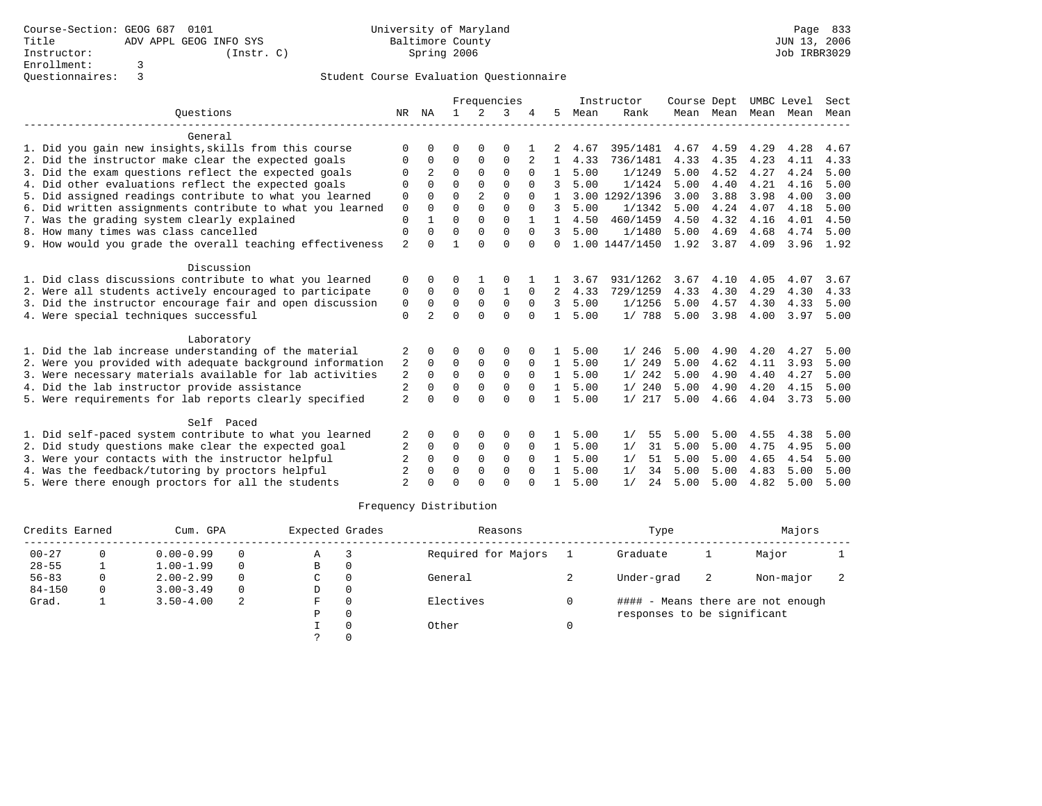Course-Section: GEOG 687 0101
Title: ADV APPL GEOG INFO SYS
Instructor: (Instr. C)
Enrollment: 3
Questionnaires: 3

University of Maryland
Baltimore County
Spring 2006

Page 833
JUN 13, 2006
Job IRBR3029

## Student Course Evaluation Questionnaire

| Questions | NR | NA | 1 | 2 | 3 | 4 | 5 | Instructor Mean | Instructor Rank | Course Mean | Dept Mean | UMBC Mean | Level Mean | Sect Mean |
|---|---|---|---|---|---|---|---|---|---|---|---|---|---|---|
| **General** | | | | | | | | | | | | | | |
| 1. Did you gain new insights,skills from this course | 0 | 0 | 0 | 0 | 0 | 1 | 2 | 4.67 | 395/1481 | 4.67 | 4.59 | 4.29 | 4.28 | 4.67 |
| 2. Did the instructor make clear the expected goals | 0 | 0 | 0 | 0 | 0 | 2 | 1 | 4.33 | 736/1481 | 4.33 | 4.35 | 4.23 | 4.11 | 4.33 |
| 3. Did the exam questions reflect the expected goals | 0 | 2 | 0 | 0 | 0 | 0 | 1 | 5.00 | 1/1249 | 5.00 | 4.52 | 4.27 | 4.24 | 5.00 |
| 4. Did other evaluations reflect the expected goals | 0 | 0 | 0 | 0 | 0 | 0 | 3 | 5.00 | 1/1424 | 5.00 | 4.40 | 4.21 | 4.16 | 5.00 |
| 5. Did assigned readings contribute to what you learned | 0 | 0 | 0 | 2 | 0 | 0 | 1 | 3.00 | 1292/1396 | 3.00 | 3.88 | 3.98 | 4.00 | 3.00 |
| 6. Did written assignments contribute to what you learned | 0 | 0 | 0 | 0 | 0 | 0 | 3 | 5.00 | 1/1342 | 5.00 | 4.24 | 4.07 | 4.18 | 5.00 |
| 7. Was the grading system clearly explained | 0 | 1 | 0 | 0 | 0 | 1 | 1 | 4.50 | 460/1459 | 4.50 | 4.32 | 4.16 | 4.01 | 4.50 |
| 8. How many times was class cancelled | 0 | 0 | 0 | 0 | 0 | 0 | 3 | 5.00 | 1/1480 | 5.00 | 4.69 | 4.68 | 4.74 | 5.00 |
| 9. How would you grade the overall teaching effectiveness | 2 | 0 | 1 | 0 | 0 | 0 | 0 | 1.00 | 1447/1450 | 1.92 | 3.87 | 4.09 | 3.96 | 1.92 |
| **Discussion** | | | | | | | | | | | | | | |
| 1. Did class discussions contribute to what you learned | 0 | 0 | 0 | 1 | 0 | 1 | 1 | 3.67 | 931/1262 | 3.67 | 4.10 | 4.05 | 4.07 | 3.67 |
| 2. Were all students actively encouraged to participate | 0 | 0 | 0 | 0 | 1 | 0 | 2 | 4.33 | 729/1259 | 4.33 | 4.30 | 4.29 | 4.30 | 4.33 |
| 3. Did the instructor encourage fair and open discussion | 0 | 0 | 0 | 0 | 0 | 0 | 3 | 5.00 | 1/1256 | 5.00 | 4.57 | 4.30 | 4.33 | 5.00 |
| 4. Were special techniques successful | 0 | 2 | 0 | 0 | 0 | 0 | 1 | 5.00 | 1/ 788 | 5.00 | 3.98 | 4.00 | 3.97 | 5.00 |
| **Laboratory** | | | | | | | | | | | | | | |
| 1. Did the lab increase understanding of the material | 2 | 0 | 0 | 0 | 0 | 0 | 1 | 5.00 | 1/ 246 | 5.00 | 4.90 | 4.20 | 4.27 | 5.00 |
| 2. Were you provided with adequate background information | 2 | 0 | 0 | 0 | 0 | 0 | 1 | 5.00 | 1/ 249 | 5.00 | 4.62 | 4.11 | 3.93 | 5.00 |
| 3. Were necessary materials available for lab activities | 2 | 0 | 0 | 0 | 0 | 0 | 1 | 5.00 | 1/ 242 | 5.00 | 4.90 | 4.40 | 4.27 | 5.00 |
| 4. Did the lab instructor provide assistance | 2 | 0 | 0 | 0 | 0 | 0 | 1 | 5.00 | 1/ 240 | 5.00 | 4.90 | 4.20 | 4.15 | 5.00 |
| 5. Were requirements for lab reports clearly specified | 2 | 0 | 0 | 0 | 0 | 0 | 1 | 5.00 | 1/ 217 | 5.00 | 4.66 | 4.04 | 3.73 | 5.00 |
| **Self Paced** | | | | | | | | | | | | | | |
| 1. Did self-paced system contribute to what you learned | 2 | 0 | 0 | 0 | 0 | 0 | 1 | 5.00 | 1/ 55 | 5.00 | 5.00 | 4.55 | 4.38 | 5.00 |
| 2. Did study questions make clear the expected goal | 2 | 0 | 0 | 0 | 0 | 0 | 1 | 5.00 | 1/ 31 | 5.00 | 5.00 | 4.75 | 4.95 | 5.00 |
| 3. Were your contacts with the instructor helpful | 2 | 0 | 0 | 0 | 0 | 0 | 1 | 5.00 | 1/ 51 | 5.00 | 5.00 | 4.65 | 4.54 | 5.00 |
| 4. Was the feedback/tutoring by proctors helpful | 2 | 0 | 0 | 0 | 0 | 0 | 1 | 5.00 | 1/ 34 | 5.00 | 5.00 | 4.83 | 5.00 | 5.00 |
| 5. Were there enough proctors for all the students | 2 | 0 | 0 | 0 | 0 | 0 | 1 | 5.00 | 1/ 24 | 5.00 | 5.00 | 4.82 | 5.00 | 5.00 |

## Frequency Distribution

| Credits Earned | | Cum. GPA | | Expected Grades | | Reasons | | Type | | Majors | |
|---|---|---|---|---|---|---|---|---|---|---|---|
| 00-27 | 0 | 0.00-0.99 | 0 | A | 3 | Required for Majors | 1 | Graduate | 1 | Major | 1 |
| 28-55 | 1 | 1.00-1.99 | 0 | B | 0 | | | | | | |
| 56-83 | 0 | 2.00-2.99 | 0 | C | 0 | General | 2 | Under-grad | 2 | Non-major | 2 |
| 84-150 | 0 | 3.00-3.49 | 0 | D | 0 | | | | | | |
| Grad. | 1 | 3.50-4.00 | 2 | F | 0 | Electives | 0 | | | | |
| | | | | P | 0 | | | | | | |
| | | | | I | 0 | Other | 0 | | | | |
| | | | | ? | 0 | | | | | | |

#### - Means there are not enough responses to be significant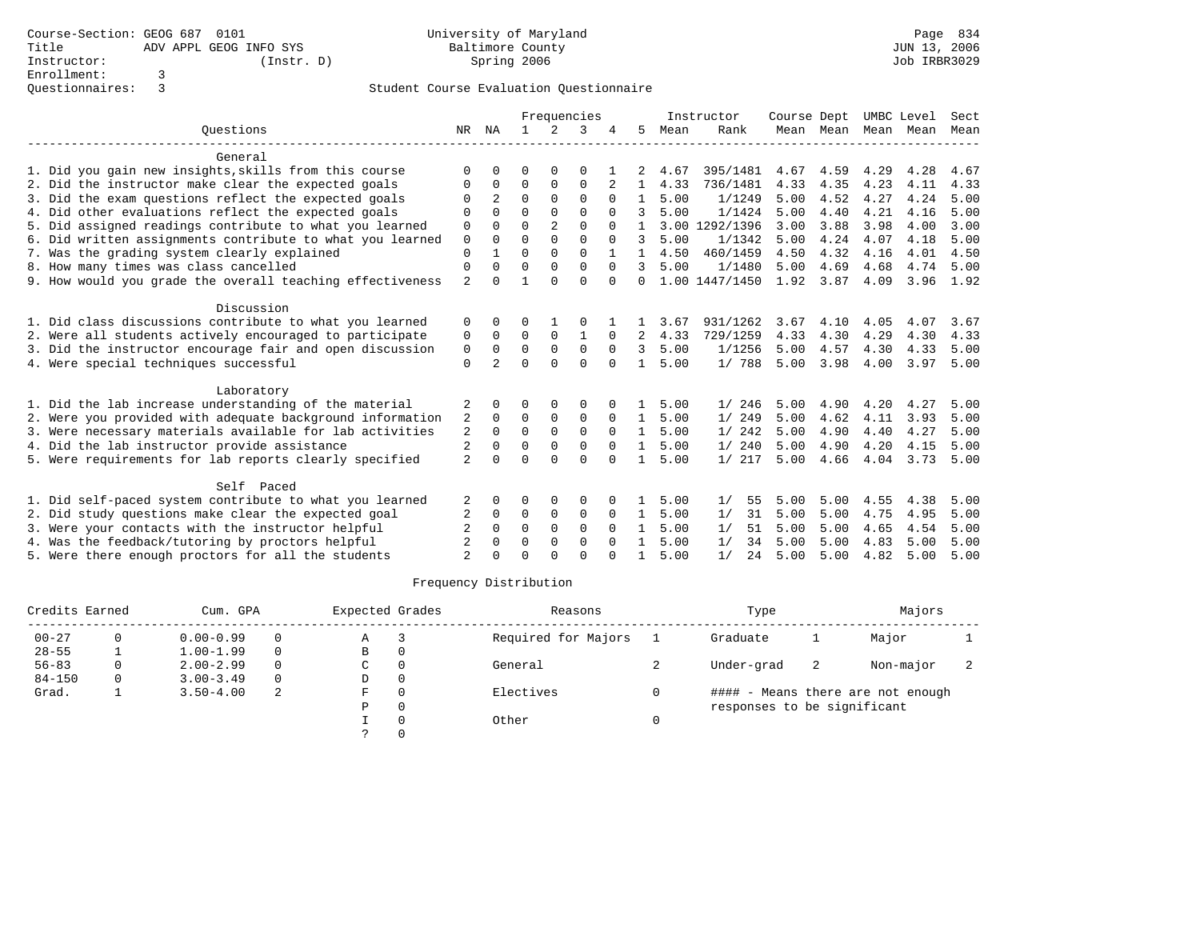Course-Section: GEOG 687 0101
Title: ADV APPL GEOG INFO SYS
Instructor: (Instr. D)
Enrollment: 3
Questionnaires: 3

University of Maryland
Baltimore County
Spring 2006

Page 834
JUN 13, 2006
Job IRBR3029

## Student Course Evaluation Questionnaire

| Questions | NR | NA | 1 | 2 | 3 | 4 | 5 | Instructor Mean | Instructor Rank | Course Mean | Dept Mean | UMBC Mean | Level Mean | Sect Mean |
|---|---|---|---|---|---|---|---|---|---|---|---|---|---|---|
| **General** | | | | | | | | | | | | | | |
| 1. Did you gain new insights,skills from this course | 0 | 0 | 0 | 0 | 0 | 1 | 2 | 4.67 | 395/1481 | 4.67 | 4.59 | 4.29 | 4.28 | 4.67 |
| 2. Did the instructor make clear the expected goals | 0 | 0 | 0 | 0 | 0 | 2 | 1 | 4.33 | 736/1481 | 4.33 | 4.35 | 4.23 | 4.11 | 4.33 |
| 3. Did the exam questions reflect the expected goals | 0 | 2 | 0 | 0 | 0 | 0 | 1 | 5.00 | 1/1249 | 5.00 | 4.52 | 4.27 | 4.24 | 5.00 |
| 4. Did other evaluations reflect the expected goals | 0 | 0 | 0 | 0 | 0 | 0 | 3 | 5.00 | 1/1424 | 5.00 | 4.40 | 4.21 | 4.16 | 5.00 |
| 5. Did assigned readings contribute to what you learned | 0 | 0 | 0 | 2 | 0 | 0 | 1 | 3.00 | 1292/1396 | 3.00 | 3.88 | 3.98 | 4.00 | 3.00 |
| 6. Did written assignments contribute to what you learned | 0 | 0 | 0 | 0 | 0 | 0 | 3 | 5.00 | 1/1342 | 5.00 | 4.24 | 4.07 | 4.18 | 5.00 |
| 7. Was the grading system clearly explained | 0 | 1 | 0 | 0 | 0 | 1 | 1 | 4.50 | 460/1459 | 4.50 | 4.32 | 4.16 | 4.01 | 4.50 |
| 8. How many times was class cancelled | 0 | 0 | 0 | 0 | 0 | 0 | 3 | 5.00 | 1/1480 | 5.00 | 4.69 | 4.68 | 4.74 | 5.00 |
| 9. How would you grade the overall teaching effectiveness | 2 | 0 | 1 | 0 | 0 | 0 | 0 | 1.00 | 1447/1450 | 1.92 | 3.87 | 4.09 | 3.96 | 1.92 |
| **Discussion** | | | | | | | | | | | | | | |
| 1. Did class discussions contribute to what you learned | 0 | 0 | 0 | 1 | 0 | 1 | 1 | 3.67 | 931/1262 | 3.67 | 4.10 | 4.05 | 4.07 | 3.67 |
| 2. Were all students actively encouraged to participate | 0 | 0 | 0 | 0 | 1 | 0 | 2 | 4.33 | 729/1259 | 4.33 | 4.30 | 4.29 | 4.30 | 4.33 |
| 3. Did the instructor encourage fair and open discussion | 0 | 0 | 0 | 0 | 0 | 0 | 3 | 5.00 | 1/1256 | 5.00 | 4.57 | 4.30 | 4.33 | 5.00 |
| 4. Were special techniques successful | 0 | 2 | 0 | 0 | 0 | 0 | 1 | 5.00 | 1/ 788 | 5.00 | 3.98 | 4.00 | 3.97 | 5.00 |
| **Laboratory** | | | | | | | | | | | | | | |
| 1. Did the lab increase understanding of the material | 2 | 0 | 0 | 0 | 0 | 0 | 1 | 5.00 | 1/ 246 | 5.00 | 4.90 | 4.20 | 4.27 | 5.00 |
| 2. Were you provided with adequate background information | 2 | 0 | 0 | 0 | 0 | 0 | 1 | 5.00 | 1/ 249 | 5.00 | 4.62 | 4.11 | 3.93 | 5.00 |
| 3. Were necessary materials available for lab activities | 2 | 0 | 0 | 0 | 0 | 0 | 1 | 5.00 | 1/ 242 | 5.00 | 4.90 | 4.40 | 4.27 | 5.00 |
| 4. Did the lab instructor provide assistance | 2 | 0 | 0 | 0 | 0 | 0 | 1 | 5.00 | 1/ 240 | 5.00 | 4.90 | 4.20 | 4.15 | 5.00 |
| 5. Were requirements for lab reports clearly specified | 2 | 0 | 0 | 0 | 0 | 0 | 1 | 5.00 | 1/ 217 | 5.00 | 4.66 | 4.04 | 3.73 | 5.00 |
| **Self Paced** | | | | | | | | | | | | | | |
| 1. Did self-paced system contribute to what you learned | 2 | 0 | 0 | 0 | 0 | 0 | 1 | 5.00 | 1/ 55 | 5.00 | 5.00 | 4.55 | 4.38 | 5.00 |
| 2. Did study questions make clear the expected goal | 2 | 0 | 0 | 0 | 0 | 0 | 1 | 5.00 | 1/ 31 | 5.00 | 5.00 | 4.75 | 4.95 | 5.00 |
| 3. Were your contacts with the instructor helpful | 2 | 0 | 0 | 0 | 0 | 0 | 1 | 5.00 | 1/ 51 | 5.00 | 5.00 | 4.65 | 4.54 | 5.00 |
| 4. Was the feedback/tutoring by proctors helpful | 2 | 0 | 0 | 0 | 0 | 0 | 1 | 5.00 | 1/ 34 | 5.00 | 5.00 | 4.83 | 5.00 | 5.00 |
| 5. Were there enough proctors for all the students | 2 | 0 | 0 | 0 | 0 | 0 | 1 | 5.00 | 1/ 24 | 5.00 | 5.00 | 4.82 | 5.00 | 5.00 |

## Frequency Distribution

| Credits Earned | | Cum. GPA | | Expected Grades | | Reasons | | Type | | Majors | |
|---|---|---|---|---|---|---|---|---|---|---|---|
| 00-27 | 0 | 0.00-0.99 | 0 | A | 3 | Required for Majors | 1 | Graduate | 1 | Major | 1 |
| 28-55 | 1 | 1.00-1.99 | 0 | B | 0 | | | | | | |
| 56-83 | 0 | 2.00-2.99 | 0 | C | 0 | General | 2 | Under-grad | 2 | Non-major | 2 |
| 84-150 | 0 | 3.00-3.49 | 0 | D | 0 | | | | | | |
| Grad. | 1 | 3.50-4.00 | 2 | F | 0 | Electives | 0 | #### - Means there are not enough responses to be significant | | | |
| | | | | P | 0 | | | | | | |
| | | | | I | 0 | Other | 0 | | | | |
| | | | | ? | 0 | | | | | | |